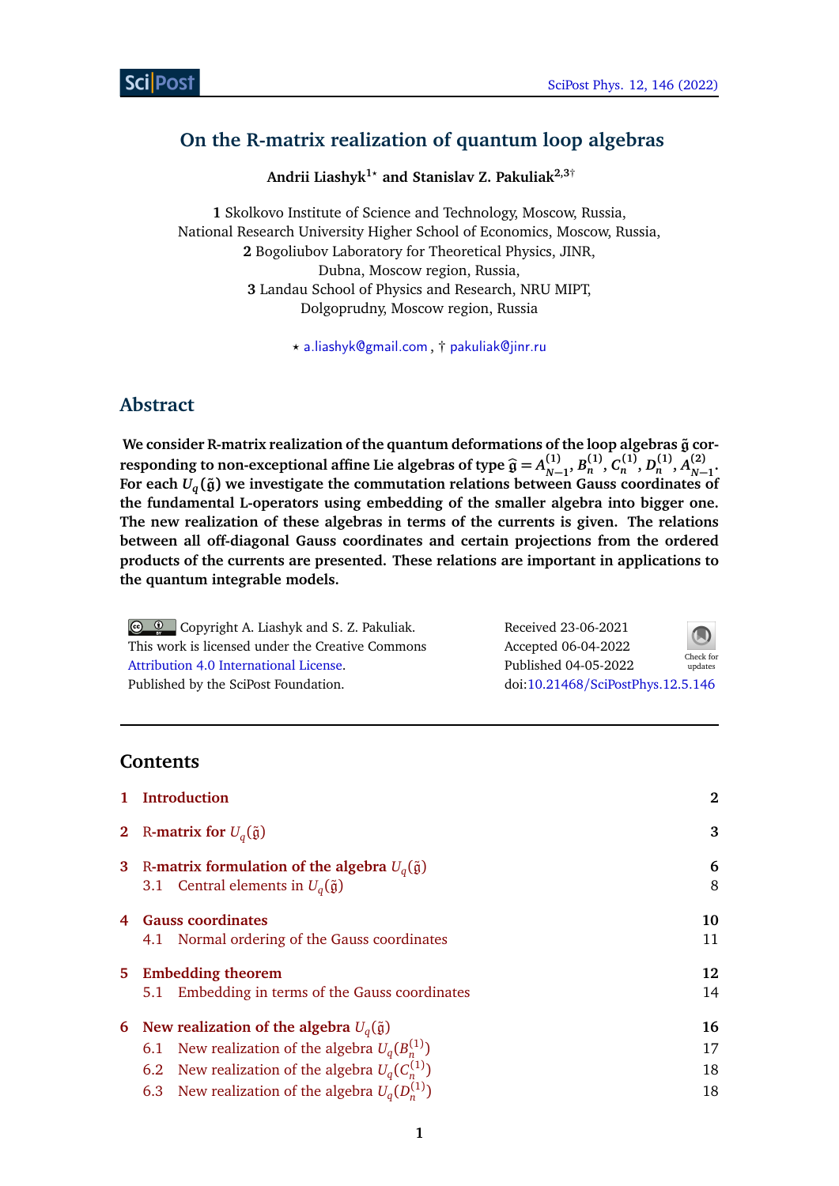# On the R-matrix realization of quantum loop algebras

**Andrii Liashyk[1⋆] and Stanislav Z. Pakuliak[2,3†]**

**1** Skolkovo Institute of Science and Technology, Moscow, Russia,
National Research University Higher School of Economics, Moscow, Russia,
**2** Bogoliubov Laboratory for Theoretical Physics, JINR,
Dubna, Moscow region, Russia,
**3** Landau School of Physics and Research, NRU MIPT,
Dolgoprudny, Moscow region, Russia

⋆ a.liashyk@gmail.com , † pakuliak@jinr.ru

## Abstract

**We consider R-matrix realization of the quantum deformations of the loop algebras $\tilde{\mathfrak{g}}$ corresponding to non-exceptional affine Lie algebras of type $\widehat{\mathfrak{g}} = A^{(1)}_{N-1}, B^{(1)}_n, C^{(1)}_n, D^{(1)}_n, A^{(2)}_{N-1}$. For each $U_q(\tilde{\mathfrak{g}})$ we investigate the commutation relations between Gauss coordinates of the fundamental L-operators using embedding of the smaller algebra into bigger one. The new realization of these algebras in terms of the currents is given. The relations between all off-diagonal Gauss coordinates and certain projections from the ordered products of the currents are presented. These relations are important in applications to the quantum integrable models.**

Copyright A. Liashyk and S. Z. Pakuliak.
This work is licensed under the Creative Commons
Attribution 4.0 International License.
Published by the SciPost Foundation.

Received 23-06-2021
Accepted 06-04-2022
Published 04-05-2022
doi:10.21468/SciPostPhys.12.5.146

---

## Contents

- **1 Introduction** — 2
- **2 R-matrix for $U_q(\tilde{\mathfrak{g}})$** — 3
- **3 R-matrix formulation of the algebra $U_q(\tilde{\mathfrak{g}})$** — 6
  - 3.1 Central elements in $U_q(\tilde{\mathfrak{g}})$ — 8
- **4 Gauss coordinates** — 10
  - 4.1 Normal ordering of the Gauss coordinates — 11
- **5 Embedding theorem** — 12
  - 5.1 Embedding in terms of the Gauss coordinates — 14
- **6 New realization of the algebra $U_q(\tilde{\mathfrak{g}})$** — 16
  - 6.1 New realization of the algebra $U_q(B^{(1)}_n)$ — 17
  - 6.2 New realization of the algebra $U_q(C^{(1)}_n)$ — 18
  - 6.3 New realization of the algebra $U_q(D^{(1)}_n)$ — 18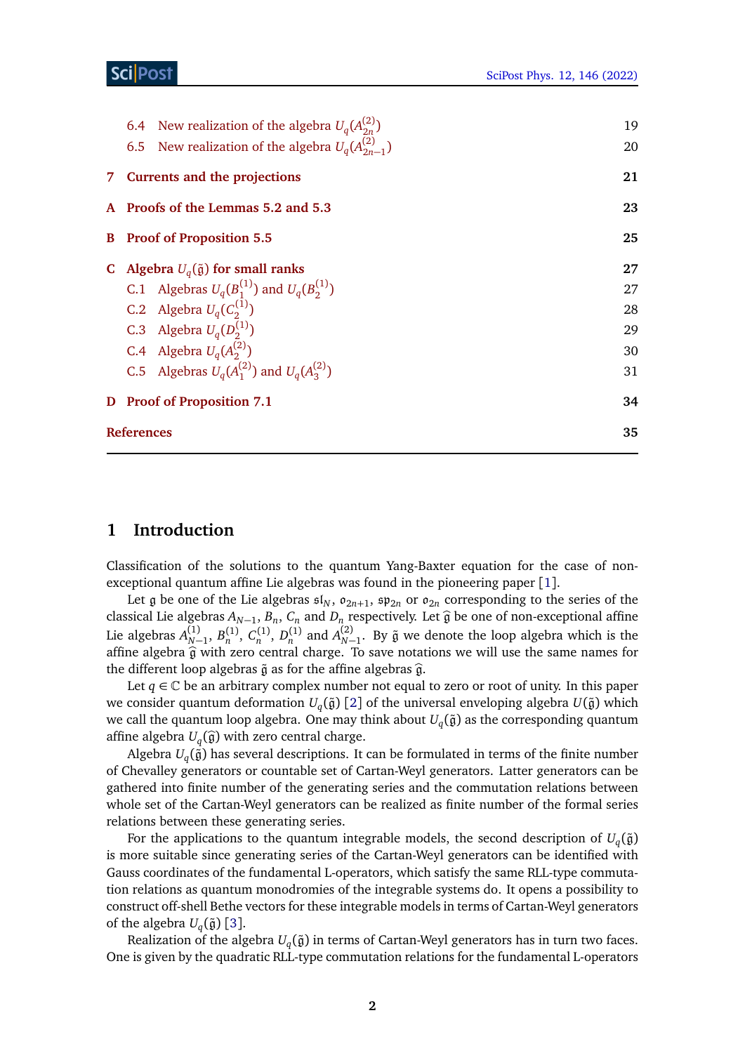6.4 New realization of the algebra $U_q(A^{(2)}_{2n})$ 19
6.5 New realization of the algebra $U_q(A^{(2)}_{2n-1})$ 20

**7 Currents and the projections** **21**

**A Proofs of the Lemmas 5.2 and 5.3** **23**

**B Proof of Proposition 5.5** **25**

**C Algebra $U_q(\tilde{\mathfrak{g}})$ for small ranks** **27**
C.1 Algebras $U_q(B^{(1)}_1)$ and $U_q(B^{(1)}_2)$ 27
C.2 Algebra $U_q(C^{(1)}_2)$ 28
C.3 Algebra $U_q(D^{(1)}_2)$ 29
C.4 Algebra $U_q(A^{(2)}_2)$ 30
C.5 Algebras $U_q(A^{(2)}_1)$ and $U_q(A^{(2)}_3)$ 31

**D Proof of Proposition 7.1** **34**

**References** **35**

# 1 Introduction

Classification of the solutions to the quantum Yang-Baxter equation for the case of non-exceptional quantum affine Lie algebras was found in the pioneering paper [1].

Let $\mathfrak{g}$ be one of the Lie algebras $\mathfrak{sl}_N$, $\mathfrak{o}_{2n+1}$, $\mathfrak{sp}_{2n}$ or $\mathfrak{o}_{2n}$ corresponding to the series of the classical Lie algebras $A_{N-1}$, $B_n$, $C_n$ and $D_n$ respectively. Let $\widehat{\mathfrak{g}}$ be one of non-exceptional affine Lie algebras $A^{(1)}_{N-1}$, $B^{(1)}_n$, $C^{(1)}_n$, $D^{(1)}_n$ and $A^{(2)}_{N-1}$. By $\tilde{\mathfrak{g}}$ we denote the loop algebra which is the affine algebra $\widehat{\mathfrak{g}}$ with zero central charge. To save notations we will use the same names for the different loop algebras $\tilde{\mathfrak{g}}$ as for the affine algebras $\widehat{\mathfrak{g}}$.

Let $q \in \mathbb{C}$ be an arbitrary complex number not equal to zero or root of unity. In this paper we consider quantum deformation $U_q(\tilde{\mathfrak{g}})$ [2] of the universal enveloping algebra $U(\tilde{\mathfrak{g}})$ which we call the quantum loop algebra. One may think about $U_q(\tilde{\mathfrak{g}})$ as the corresponding quantum affine algebra $U_q(\widehat{\mathfrak{g}})$ with zero central charge.

Algebra $U_q(\tilde{\mathfrak{g}})$ has several descriptions. It can be formulated in terms of the finite number of Chevalley generators or countable set of Cartan-Weyl generators. Latter generators can be gathered into finite number of the generating series and the commutation relations between whole set of the Cartan-Weyl generators can be realized as finite number of the formal series relations between these generating series.

For the applications to the quantum integrable models, the second description of $U_q(\tilde{\mathfrak{g}})$ is more suitable since generating series of the Cartan-Weyl generators can be identified with Gauss coordinates of the fundamental L-operators, which satisfy the same RLL-type commutation relations as quantum monodromies of the integrable systems do. It opens a possibility to construct off-shell Bethe vectors for these integrable models in terms of Cartan-Weyl generators of the algebra $U_q(\tilde{\mathfrak{g}})$ [3].

Realization of the algebra $U_q(\tilde{\mathfrak{g}})$ in terms of Cartan-Weyl generators has in turn two faces. One is given by the quadratic RLL-type commutation relations for the fundamental L-operators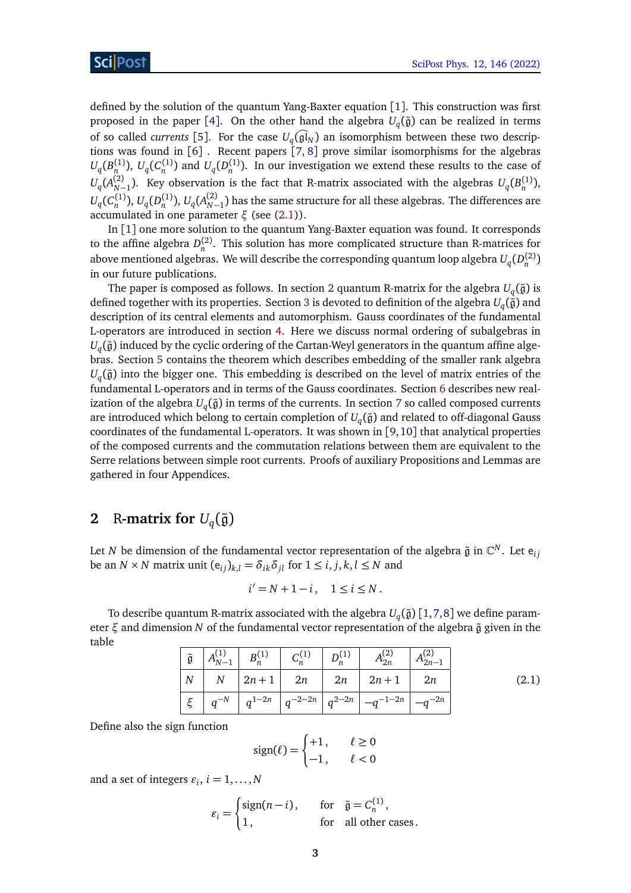defined by the solution of the quantum Yang-Baxter equation [1]. This construction was first proposed in the paper [4]. On the other hand the algebra $U_q(\tilde{\mathfrak{g}})$ can be realized in terms of so called *currents* [5]. For the case $U_q(\widehat{\mathfrak{gl}}_N)$ an isomorphism between these two descriptions was found in [6] . Recent papers [7, 8] prove similar isomorphisms for the algebras $U_q(B_n^{(1)})$, $U_q(C_n^{(1)})$ and $U_q(D_n^{(1)})$. In our investigation we extend these results to the case of $U_q(A_{N-1}^{(2)})$. Key observation is the fact that R-matrix associated with the algebras $U_q(B_n^{(1)})$, $U_q(C_n^{(1)})$, $U_q(D_n^{(1)})$, $U_q(A_{N-1}^{(2)})$ has the same structure for all these algebras. The differences are accumulated in one parameter $\xi$ (see (2.1)).

In [1] one more solution to the quantum Yang-Baxter equation was found. It corresponds to the affine algebra $D_n^{(2)}$. This solution has more complicated structure than R-matrices for above mentioned algebras. We will describe the corresponding quantum loop algebra $U_q(D_n^{(2)})$ in our future publications.

The paper is composed as follows. In section 2 quantum R-matrix for the algebra $U_q(\tilde{\mathfrak{g}})$ is defined together with its properties. Section 3 is devoted to definition of the algebra $U_q(\tilde{\mathfrak{g}})$ and description of its central elements and automorphism. Gauss coordinates of the fundamental L-operators are introduced in section 4. Here we discuss normal ordering of subalgebras in $U_q(\tilde{\mathfrak{g}})$ induced by the cyclic ordering of the Cartan-Weyl generators in the quantum affine algebras. Section 5 contains the theorem which describes embedding of the smaller rank algebra $U_q(\tilde{\mathfrak{g}})$ into the bigger one. This embedding is described on the level of matrix entries of the fundamental L-operators and in terms of the Gauss coordinates. Section 6 describes new realization of the algebra $U_q(\tilde{\mathfrak{g}})$ in terms of the currents. In section 7 so called composed currents are introduced which belong to certain completion of $U_q(\tilde{\mathfrak{g}})$ and related to off-diagonal Gauss coordinates of the fundamental L-operators. It was shown in [9, 10] that analytical properties of the composed currents and the commutation relations between them are equivalent to the Serre relations between simple root currents. Proofs of auxiliary Propositions and Lemmas are gathered in four Appendices.

## 2 R-matrix for $U_q(\tilde{\mathfrak{g}})$

Let $N$ be dimension of the fundamental vector representation of the algebra $\tilde{\mathfrak{g}}$ in $\mathbb{C}^N$. Let $\mathrm{e}_{ij}$ be an $N \times N$ matrix unit $(\mathrm{e}_{ij})_{k,l} = \delta_{ik}\delta_{jl}$ for $1 \le i, j, k, l \le N$ and

$$i' = N + 1 - i\,, \quad 1 \le i \le N\,.$$

To describe quantum R-matrix associated with the algebra $U_q(\tilde{\mathfrak{g}})$ [1,7,8] we define parameter $\xi$ and dimension $N$ of the fundamental vector representation of the algebra $\tilde{\mathfrak{g}}$ given in the table

| $\tilde{\mathfrak{g}}$ | $A_{N-1}^{(1)}$ | $B_n^{(1)}$ | $C_n^{(1)}$ | $D_n^{(1)}$ | $A_{2n}^{(2)}$ | $A_{2n-1}^{(2)}$ |
|---|---|---|---|---|---|---|
| $N$ | $N$ | $2n+1$ | $2n$ | $2n$ | $2n+1$ | $2n$ |
| $\xi$ | $q^{-N}$ | $q^{1-2n}$ | $q^{-2-2n}$ | $q^{2-2n}$ | $-q^{-1-2n}$ | $-q^{-2n}$ |

(2.1)

Define also the sign function

$$\mathrm{sign}(\ell) = \begin{cases} +1\,, & \ell \ge 0 \\ -1\,, & \ell < 0 \end{cases}$$

and a set of integers $\varepsilon_i$, $i = 1, \ldots, N$

$$\varepsilon_i = \begin{cases} \mathrm{sign}(n-i)\,, & \text{for} \quad \tilde{\mathfrak{g}} = C_n^{(1)}\,, \\ 1\,, & \text{for} \quad \text{all other cases}\,. \end{cases}$$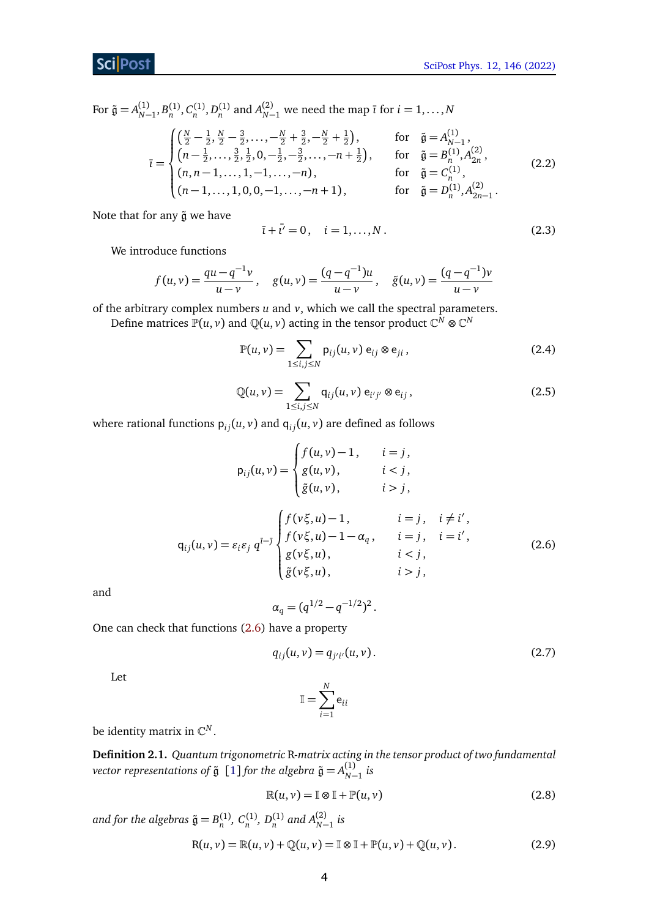For $\tilde{\mathfrak{g}} = A^{(1)}_{N-1}, B^{(1)}_n, C^{(1)}_n, D^{(1)}_n$ and $A^{(2)}_{N-1}$ we need the map $\bar{\imath}$ for $i = 1, \ldots, N$

$$
\bar{\imath} = \begin{cases} \left(\frac{N}{2}-\frac{1}{2}, \frac{N}{2}-\frac{3}{2}, \ldots, -\frac{N}{2}+\frac{3}{2}, -\frac{N}{2}+\frac{1}{2}\right), & \text{for} \quad \tilde{\mathfrak{g}} = A^{(1)}_{N-1}, \\ \left(n-\frac{1}{2}, \ldots, \frac{3}{2}, \frac{1}{2}, 0, -\frac{1}{2}, -\frac{3}{2}, \ldots, -n+\frac{1}{2}\right), & \text{for} \quad \tilde{\mathfrak{g}} = B^{(1)}_n, A^{(2)}_{2n}, \\ (n, n-1, \ldots, 1, -1, \ldots, -n), & \text{for} \quad \tilde{\mathfrak{g}} = C^{(1)}_n, \\ (n-1, \ldots, 1, 0, 0, -1, \ldots, -n+1), & \text{for} \quad \tilde{\mathfrak{g}} = D^{(1)}_n, A^{(2)}_{2n-1}. \end{cases} \tag{2.2}
$$

Note that for any $\tilde{\mathfrak{g}}$ we have

$$
\bar{\imath} + \bar{\imath'} = 0, \quad i = 1, \ldots, N. \tag{2.3}
$$

We introduce functions

$$
f(u,v) = \frac{qu - q^{-1}v}{u-v}, \quad g(u,v) = \frac{(q-q^{-1})u}{u-v}, \quad \tilde{g}(u,v) = \frac{(q-q^{-1})v}{u-v}
$$

of the arbitrary complex numbers $u$ and $v$, which we call the spectral parameters.

Define matrices $\mathbb{P}(u,v)$ and $\mathbb{Q}(u,v)$ acting in the tensor product $\mathbb{C}^N \otimes \mathbb{C}^N$

$$
\mathbb{P}(u,v) = \sum_{1 \le i,j \le N} \mathsf{p}_{ij}(u,v)\, \mathsf{e}_{ij} \otimes \mathsf{e}_{ji}, \tag{2.4}
$$

$$
\mathbb{Q}(u,v) = \sum_{1 \le i,j \le N} \mathsf{q}_{ij}(u,v)\, \mathsf{e}_{i'j'} \otimes \mathsf{e}_{ij}, \tag{2.5}
$$

where rational functions $\mathsf{p}_{ij}(u,v)$ and $\mathsf{q}_{ij}(u,v)$ are defined as follows

$$
\mathsf{p}_{ij}(u,v) = \begin{cases} f(u,v) - 1, & i = j, \\ g(u,v), & i < j, \\ \tilde{g}(u,v), & i > j, \end{cases}
$$

$$
\mathsf{q}_{ij}(u,v) = \varepsilon_i \varepsilon_j\, q^{\bar{\imath} - \bar{\jmath}} \begin{cases} f(v\xi, u) - 1, & i = j, \quad i \neq i', \\ f(v\xi, u) - 1 - \alpha_q, & i = j, \quad i = i', \\ g(v\xi, u), & i < j, \\ \tilde{g}(v\xi, u), & i > j, \end{cases} \tag{2.6}
$$

and

$$
\alpha_q = (q^{1/2} - q^{-1/2})^2.
$$

One can check that functions (2.6) have a property

$$
q_{ij}(u,v) = q_{j'i'}(u,v). \tag{2.7}
$$

Let

$$
\mathbb{I} = \sum_{i=1}^{N} \mathsf{e}_{ii}
$$

be identity matrix in $\mathbb{C}^N$.

**Definition 2.1.** *Quantum trigonometric* R*-matrix acting in the tensor product of two fundamental vector representations of $\tilde{\mathfrak{g}}$ [1] for the algebra $\tilde{\mathfrak{g}} = A^{(1)}_{N-1}$ is*

$$
\mathbb{R}(u,v) = \mathbb{I} \otimes \mathbb{I} + \mathbb{P}(u,v) \tag{2.8}
$$

*and for the algebras $\tilde{\mathfrak{g}} = B^{(1)}_n$, $C^{(1)}_n$, $D^{(1)}_n$ and $A^{(2)}_{N-1}$ is*

$$
\mathrm{R}(u,v) = \mathbb{R}(u,v) + \mathbb{Q}(u,v) = \mathbb{I} \otimes \mathbb{I} + \mathbb{P}(u,v) + \mathbb{Q}(u,v). \tag{2.9}
$$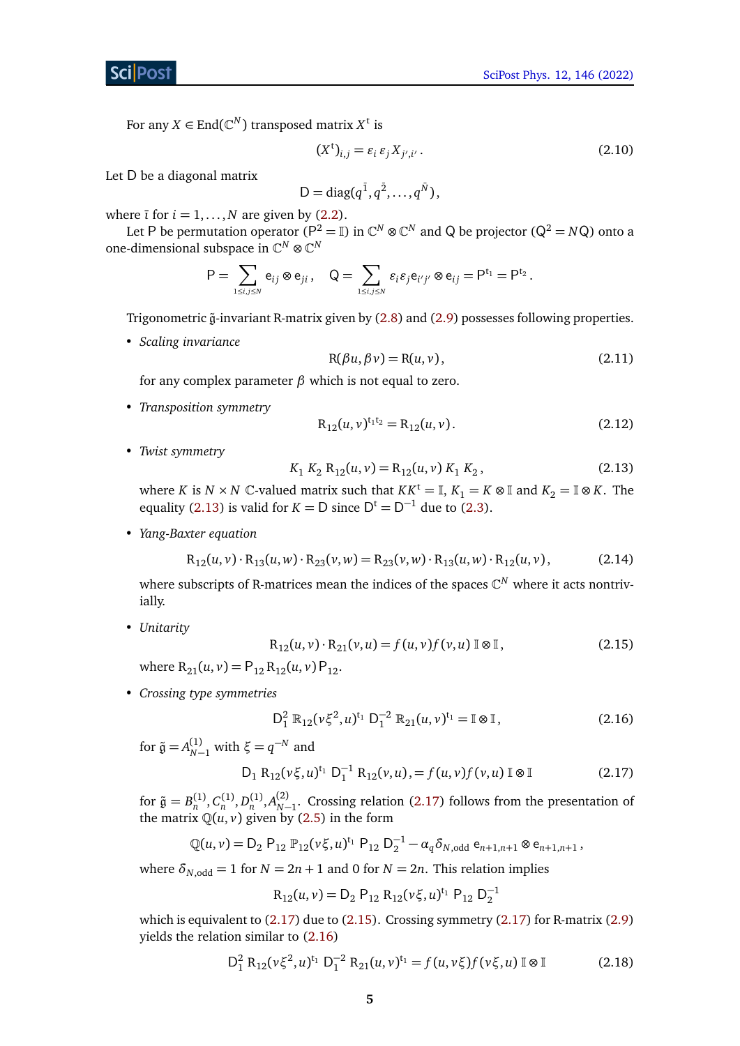For any $X \in \mathrm{End}(\mathbb{C}^N)$ transposed matrix $X^{\mathrm{t}}$ is

$$(X^{\mathrm{t}})_{i,j} = \varepsilon_i\, \varepsilon_j\, X_{j',i'}\,. \tag{2.10}$$

Let $\mathsf{D}$ be a diagonal matrix

$$\mathsf{D} = \mathrm{diag}(q^{\bar{1}}, q^{\bar{2}}, \ldots, q^{\bar{N}}),$$

where $\bar{\imath}$ for $i = 1, \ldots, N$ are given by (2.2).

Let $\mathsf{P}$ be permutation operator ($\mathsf{P}^2 = \mathbb{I}$) in $\mathbb{C}^N \otimes \mathbb{C}^N$ and $\mathsf{Q}$ be projector ($\mathsf{Q}^2 = N\mathsf{Q}$) onto a one-dimensional subspace in $\mathbb{C}^N \otimes \mathbb{C}^N$

$$\mathsf{P} = \sum_{1\le i,j\le N} \mathsf{e}_{ij} \otimes \mathsf{e}_{ji}\,, \quad \mathsf{Q} = \sum_{1\le i,j\le N} \varepsilon_i \varepsilon_j \mathsf{e}_{i'j'} \otimes \mathsf{e}_{ij} = \mathsf{P}^{\mathrm{t}_1} = \mathsf{P}^{\mathrm{t}_2}\,.$$

Trigonometric $\tilde{\mathfrak{g}}$-invariant R-matrix given by (2.8) and (2.9) possesses following properties.

- *Scaling invariance*

  $$\mathrm{R}(\beta u, \beta v) = \mathrm{R}(u, v), \tag{2.11}$$

  for any complex parameter $\beta$ which is not equal to zero.

- *Transposition symmetry*

  $$\mathrm{R}_{12}(u, v)^{\mathrm{t}_1\mathrm{t}_2} = \mathrm{R}_{12}(u, v)\,. \tag{2.12}$$

- *Twist symmetry*

  $$K_1\, K_2\, \mathrm{R}_{12}(u, v) = \mathrm{R}_{12}(u, v)\, K_1\, K_2\,, \tag{2.13}$$

  where $K$ is $N \times N$ $\mathbb{C}$-valued matrix such that $KK^{\mathrm{t}} = \mathbb{I}$, $K_1 = K \otimes \mathbb{I}$ and $K_2 = \mathbb{I} \otimes K$. The equality (2.13) is valid for $K = \mathsf{D}$ since $\mathsf{D}^{\mathrm{t}} = \mathsf{D}^{-1}$ due to (2.3).

- *Yang-Baxter equation*

  $$\mathrm{R}_{12}(u, v) \cdot \mathrm{R}_{13}(u, w) \cdot \mathrm{R}_{23}(v, w) = \mathrm{R}_{23}(v, w) \cdot \mathrm{R}_{13}(u, w) \cdot \mathrm{R}_{12}(u, v), \tag{2.14}$$

  where subscripts of R-matrices mean the indices of the spaces $\mathbb{C}^N$ where it acts nontrivially.

- *Unitarity*

  $$\mathrm{R}_{12}(u, v) \cdot \mathrm{R}_{21}(v, u) = f(u, v) f(v, u)\, \mathbb{I} \otimes \mathbb{I}\,, \tag{2.15}$$

  where $\mathrm{R}_{21}(u, v) = \mathsf{P}_{12}\, \mathrm{R}_{12}(u, v)\, \mathsf{P}_{12}$.

- *Crossing type symmetries*

  $$\mathsf{D}_1^2\; \mathbb{R}_{12}(v\xi^2, u)^{\mathrm{t}_1}\; \mathsf{D}_1^{-2}\; \mathbb{R}_{21}(u, v)^{\mathrm{t}_1} = \mathbb{I} \otimes \mathbb{I}\,, \tag{2.16}$$

  for $\tilde{\mathfrak{g}} = A^{(1)}_{N-1}$ with $\xi = q^{-N}$ and

  $$\mathsf{D}_1\; \mathrm{R}_{12}(v\xi, u)^{\mathrm{t}_1}\; \mathsf{D}_1^{-1}\; \mathrm{R}_{12}(v, u), = f(u, v) f(v, u)\, \mathbb{I} \otimes \mathbb{I} \tag{2.17}$$

  for $\tilde{\mathfrak{g}} = B^{(1)}_n, C^{(1)}_n, D^{(1)}_n, A^{(2)}_{N-1}$. Crossing relation (2.17) follows from the presentation of the matrix $\mathbb{Q}(u, v)$ given by (2.5) in the form

  $$\mathbb{Q}(u, v) = \mathsf{D}_2\; \mathsf{P}_{12}\; \mathbb{P}_{12}(v\xi, u)^{\mathrm{t}_1}\; \mathsf{P}_{12}\; \mathsf{D}_2^{-1} - \alpha_q \delta_{N,\mathrm{odd}}\; \mathsf{e}_{n+1,n+1} \otimes \mathsf{e}_{n+1,n+1}\,,$$

  where $\delta_{N,\mathrm{odd}} = 1$ for $N = 2n + 1$ and $0$ for $N = 2n$. This relation implies

  $$\mathrm{R}_{12}(u, v) = \mathsf{D}_2\; \mathsf{P}_{12}\; \mathrm{R}_{12}(v\xi, u)^{\mathrm{t}_1}\; \mathsf{P}_{12}\; \mathsf{D}_2^{-1}$$

  which is equivalent to (2.17) due to (2.15). Crossing symmetry (2.17) for R-matrix (2.9) yields the relation similar to (2.16)

  $$\mathsf{D}_1^2\; \mathrm{R}_{12}(v\xi^2, u)^{\mathrm{t}_1}\; \mathsf{D}_1^{-2}\; \mathrm{R}_{21}(u, v)^{\mathrm{t}_1} = f(u, v\xi) f(v\xi, u)\, \mathbb{I} \otimes \mathbb{I} \tag{2.18}$$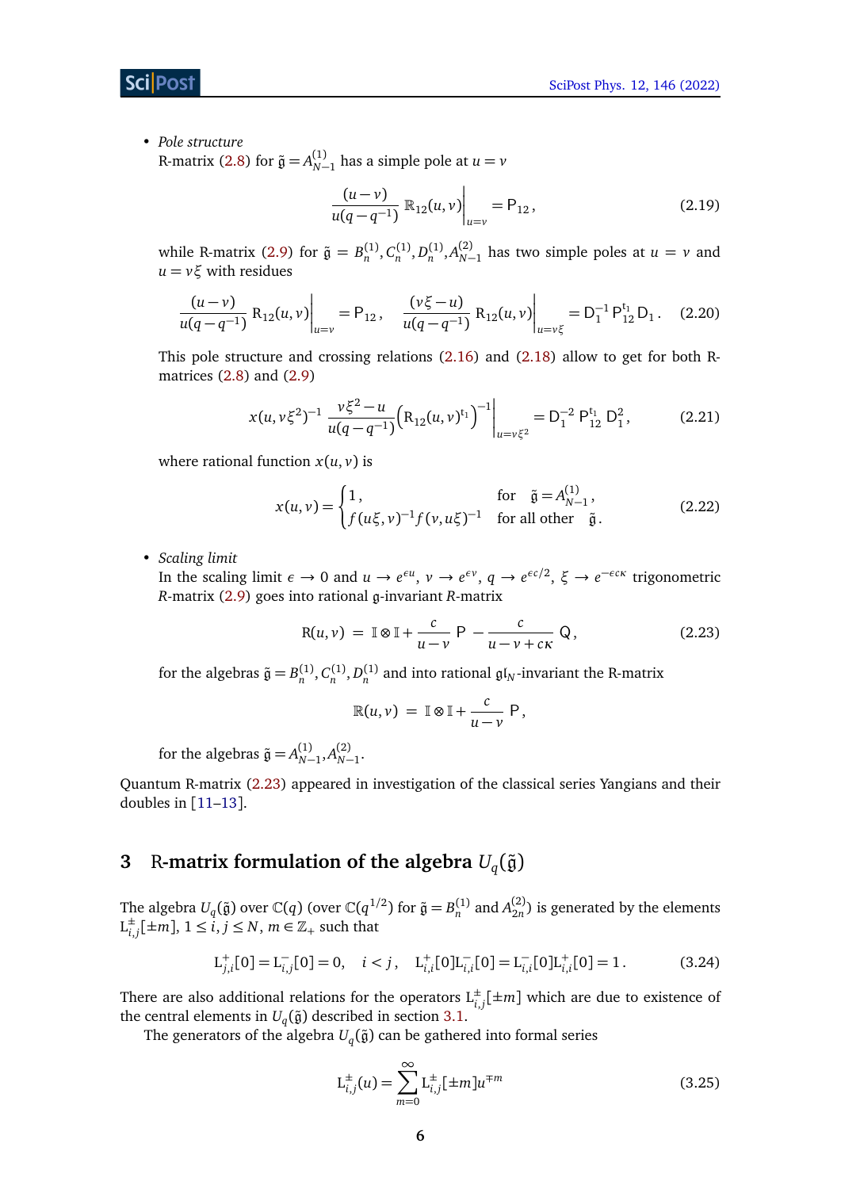- *Pole structure*
  R-matrix (2.8) for $\tilde{\mathfrak{g}} = A^{(1)}_{N-1}$ has a simple pole at $u = v$

$$\frac{(u-v)}{u(q-q^{-1})}\, \mathbb{R}_{12}(u,v)\bigg|_{u=v} = \mathsf{P}_{12}\,, \tag{2.19}$$

  while R-matrix (2.9) for $\tilde{\mathfrak{g}} = B^{(1)}_n, C^{(1)}_n, D^{(1)}_n, A^{(2)}_{N-1}$ has two simple poles at $u = v$ and $u = v\xi$ with residues

$$\frac{(u-v)}{u(q-q^{-1})}\, \mathrm{R}_{12}(u,v)\bigg|_{u=v} = \mathsf{P}_{12}\,, \quad \frac{(v\xi-u)}{u(q-q^{-1})}\, \mathrm{R}_{12}(u,v)\bigg|_{u=v\xi} = \mathsf{D}_1^{-1}\,\mathsf{P}^{\mathrm{t}_1}_{12}\,\mathsf{D}_1\,. \tag{2.20}$$

  This pole structure and crossing relations (2.16) and (2.18) allow to get for both R-matrices (2.8) and (2.9)

$$x(u,v\xi^2)^{-1}\,\frac{v\xi^2-u}{u(q-q^{-1})}\Big(\mathrm{R}_{12}(u,v)^{\mathrm{t}_1}\Big)^{-1}\bigg|_{u=v\xi^2} = \mathsf{D}_1^{-2}\,\mathsf{P}^{\mathrm{t}_1}_{12}\,\mathsf{D}_1^{2}\,, \tag{2.21}$$

  where rational function $x(u,v)$ is

$$x(u,v) = \begin{cases} 1\,, & \text{for} \quad \tilde{\mathfrak{g}} = A^{(1)}_{N-1}\,, \\ f(u\xi,v)^{-1}f(v,u\xi)^{-1} & \text{for all other} \quad \tilde{\mathfrak{g}}\,. \end{cases} \tag{2.22}$$

- *Scaling limit*
  In the scaling limit $\epsilon \to 0$ and $u \to e^{\epsilon u}$, $v \to e^{\epsilon v}$, $q \to e^{\epsilon c/2}$, $\xi \to e^{-\epsilon c\kappa}$ trigonometric *R*-matrix (2.9) goes into rational $\mathfrak{g}$-invariant *R*-matrix

$$\mathrm{R}(u,v) \;=\; \mathbb{I}\otimes\mathbb{I} + \frac{c}{u-v}\,\mathsf{P} - \frac{c}{u-v+c\kappa}\,\mathsf{Q}\,, \tag{2.23}$$

  for the algebras $\tilde{\mathfrak{g}} = B^{(1)}_n, C^{(1)}_n, D^{(1)}_n$ and into rational $\mathfrak{gl}_N$-invariant the R-matrix

$$\mathbb{R}(u,v) \;=\; \mathbb{I}\otimes\mathbb{I} + \frac{c}{u-v}\,\mathsf{P}\,,$$

  for the algebras $\tilde{\mathfrak{g}} = A^{(1)}_{N-1}, A^{(2)}_{N-1}$.

Quantum R-matrix (2.23) appeared in investigation of the classical series Yangians and their doubles in [11–13].

## 3 R-matrix formulation of the algebra $U_q(\tilde{\mathfrak{g}})$

The algebra $U_q(\tilde{\mathfrak{g}})$ over $\mathbb{C}(q)$ (over $\mathbb{C}(q^{1/2})$ for $\tilde{\mathfrak{g}} = B^{(1)}_n$ and $A^{(2)}_{2n}$) is generated by the elements $\mathrm{L}^{\pm}_{i,j}[\pm m]$, $1 \le i,j \le N$, $m \in \mathbb{Z}_+$ such that

$$\mathrm{L}^{+}_{j,i}[0] = \mathrm{L}^{-}_{i,j}[0] = 0, \quad i<j\,, \quad \mathrm{L}^{+}_{i,i}[0]\mathrm{L}^{-}_{i,i}[0] = \mathrm{L}^{-}_{i,i}[0]\mathrm{L}^{+}_{i,i}[0] = 1\,. \tag{3.24}$$

There are also additional relations for the operators $\mathrm{L}^{\pm}_{i,j}[\pm m]$ which are due to existence of the central elements in $U_q(\tilde{\mathfrak{g}})$ described in section 3.1.

The generators of the algebra $U_q(\tilde{\mathfrak{g}})$ can be gathered into formal series

$$\mathrm{L}^{\pm}_{i,j}(u) = \sum_{m=0}^{\infty} \mathrm{L}^{\pm}_{i,j}[\pm m]u^{\mp m} \tag{3.25}$$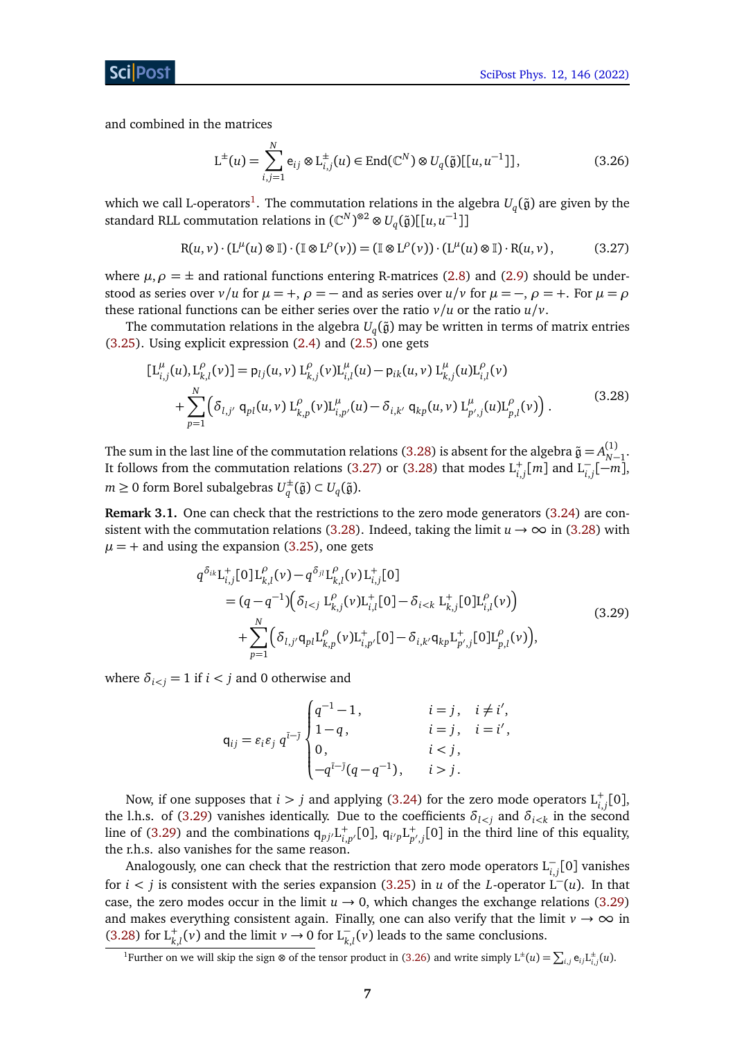and combined in the matrices

$$\mathrm{L}^{\pm}(u)=\sum_{i,j=1}^{N}\mathrm{e}_{ij}\otimes\mathrm{L}^{\pm}_{i,j}(u)\in\mathrm{End}(\mathbb{C}^N)\otimes U_q(\tilde{\mathfrak{g}})[[u,u^{-1}]]\,, \tag{3.26}$$

which we call L-operators[1]. The commutation relations in the algebra $U_q(\tilde{\mathfrak{g}})$ are given by the standard RLL commutation relations in $(\mathbb{C}^N)^{\otimes 2}\otimes U_q(\tilde{\mathfrak{g}})[[u,u^{-1}]]$

$$\mathrm{R}(u,v)\cdot(\mathrm{L}^{\mu}(u)\otimes\mathbb{I})\cdot(\mathbb{I}\otimes\mathrm{L}^{\rho}(v))=(\mathbb{I}\otimes\mathrm{L}^{\rho}(v))\cdot(\mathrm{L}^{\mu}(u)\otimes\mathbb{I})\cdot\mathrm{R}(u,v)\,, \tag{3.27}$$

where $\mu,\rho=\pm$ and rational functions entering R-matrices (2.8) and (2.9) should be understood as series over $v/u$ for $\mu=+$, $\rho=-$ and as series over $u/v$ for $\mu=-$, $\rho=+$. For $\mu=\rho$ these rational functions can be either series over the ratio $v/u$ or the ratio $u/v$.

The commutation relations in the algebra $U_q(\tilde{\mathfrak{g}})$ may be written in terms of matrix entries (3.25). Using explicit expression (2.4) and (2.5) one gets

$$\begin{aligned}
[\mathrm{L}^{\mu}_{i,j}(u),\mathrm{L}^{\rho}_{k,l}(v)]&=\mathsf{p}_{lj}(u,v)\,\mathrm{L}^{\rho}_{k,j}(v)\mathrm{L}^{\mu}_{i,l}(u)-\mathsf{p}_{ik}(u,v)\,\mathrm{L}^{\mu}_{k,j}(u)\mathrm{L}^{\rho}_{i,l}(v)\\
&+\sum_{p=1}^{N}\Big(\delta_{l,j'}\,\mathsf{q}_{pl}(u,v)\,\mathrm{L}^{\rho}_{k,p}(v)\mathrm{L}^{\mu}_{i,p'}(u)-\delta_{i,k'}\,\mathsf{q}_{kp}(u,v)\,\mathrm{L}^{\mu}_{p',j}(u)\mathrm{L}^{\rho}_{p,l}(v)\Big)\,.
\end{aligned} \tag{3.28}$$

The sum in the last line of the commutation relations (3.28) is absent for the algebra $\tilde{\mathfrak{g}}=A^{(1)}_{N-1}$. It follows from the commutation relations (3.27) or (3.28) that modes $\mathrm{L}^{+}_{i,j}[m]$ and $\mathrm{L}^{-}_{i,j}[-m]$, $m\geq 0$ form Borel subalgebras $U^{\pm}_q(\tilde{\mathfrak{g}})\subset U_q(\tilde{\mathfrak{g}})$.

**Remark 3.1.** One can check that the restrictions to the zero mode generators (3.24) are consistent with the commutation relations (3.28). Indeed, taking the limit $u\to\infty$ in (3.28) with $\mu=+$ and using the expansion (3.25), one gets

$$\begin{aligned}
&q^{\delta_{ik}}\mathrm{L}^{+}_{i,j}[0]\mathrm{L}^{\rho}_{k,l}(v)-q^{\delta_{jl}}\mathrm{L}^{\rho}_{k,l}(v)\,\mathrm{L}^{+}_{i,j}[0]\\
&\quad=(q-q^{-1})\Big(\delta_{l<j}\,\mathrm{L}^{\rho}_{k,j}(v)\mathrm{L}^{+}_{i,l}[0]-\delta_{i<k}\,\mathrm{L}^{+}_{k,j}[0]\mathrm{L}^{\rho}_{i,l}(v)\Big)\\
&\quad\quad+\sum_{p=1}^{N}\Big(\delta_{l,j'}\mathsf{q}_{pl}\mathrm{L}^{\rho}_{k,p}(v)\mathrm{L}^{+}_{i,p'}[0]-\delta_{i,k'}\mathsf{q}_{kp}\mathrm{L}^{+}_{p',j}[0]\mathrm{L}^{\rho}_{p,l}(v)\Big),
\end{aligned} \tag{3.29}$$

where $\delta_{i<j}=1$ if $i<j$ and 0 otherwise and

$$\mathsf{q}_{ij}=\varepsilon_i\varepsilon_j\,q^{\bar{\imath}-\bar{\jmath}}\begin{cases}q^{-1}-1\,, & i=j\,,\quad i\neq i'\,,\\ 1-q\,, & i=j\,,\quad i=i'\,,\\ 0\,, & i<j\,,\\ -q^{\bar{\imath}-\bar{\jmath}}(q-q^{-1})\,, & i>j\,.\end{cases}$$

Now, if one supposes that $i>j$ and applying (3.24) for the zero mode operators $\mathrm{L}^{+}_{i,j}[0]$, the l.h.s. of (3.29) vanishes identically. Due to the coefficients $\delta_{l<j}$ and $\delta_{i<k}$ in the second line of (3.29) and the combinations $\mathsf{q}_{pj'}\mathrm{L}^{+}_{i,p'}[0]$, $\mathsf{q}_{i'p}\mathrm{L}^{+}_{p',j}[0]$ in the third line of this equality, the r.h.s. also vanishes for the same reason.

Analogously, one can check that the restriction that zero mode operators $\mathrm{L}^{-}_{i,j}[0]$ vanishes for $i<j$ is consistent with the series expansion (3.25) in $u$ of the $L$-operator $\mathrm{L}^{-}(u)$. In that case, the zero modes occur in the limit $u\to 0$, which changes the exchange relations (3.29) and makes everything consistent again. Finally, one can also verify that the limit $v\to\infty$ in (3.28) for $\mathrm{L}^{+}_{k,l}(v)$ and the limit $v\to 0$ for $\mathrm{L}^{-}_{k,l}(v)$ leads to the same conclusions.

[1] Further on we will skip the sign $\otimes$ of the tensor product in (3.26) and write simply $\mathrm{L}^{\pm}(u)=\sum_{i,j}\mathrm{e}_{ij}\mathrm{L}^{\pm}_{i,j}(u)$.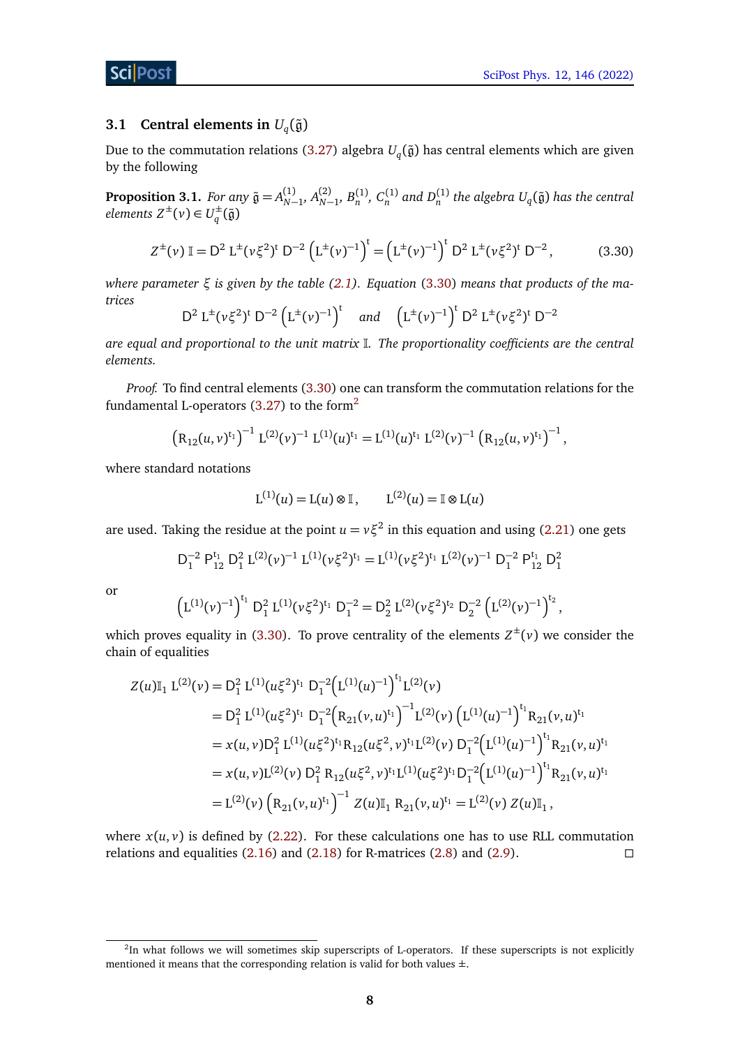### 3.1 Central elements in $U_q(\tilde{\mathfrak{g}})$

Due to the commutation relations (3.27) algebra $U_q(\tilde{\mathfrak{g}})$ has central elements which are given by the following

**Proposition 3.1.** *For any $\tilde{\mathfrak{g}} = A^{(1)}_{N-1}$, $A^{(2)}_{N-1}$, $B^{(1)}_n$, $C^{(1)}_n$ and $D^{(1)}_n$ the algebra $U_q(\tilde{\mathfrak{g}})$ has the central elements $Z^{\pm}(v) \in U^{\pm}_q(\tilde{\mathfrak{g}})$*

$$
Z^{\pm}(v)\,\mathbb{I} = \mathrm{D}^2\, \mathrm{L}^{\pm}(v\xi^2)^{\mathrm{t}}\, \mathrm{D}^{-2} \left(\mathrm{L}^{\pm}(v)^{-1}\right)^{\mathrm{t}} = \left(\mathrm{L}^{\pm}(v)^{-1}\right)^{\mathrm{t}}\, \mathrm{D}^2\, \mathrm{L}^{\pm}(v\xi^2)^{\mathrm{t}}\, \mathrm{D}^{-2}\,, \tag{3.30}
$$

*where parameter $\xi$ is given by the table (2.1). Equation (3.30) means that products of the matrices*

$$
\mathrm{D}^2\, \mathrm{L}^{\pm}(v\xi^2)^{\mathrm{t}}\, \mathrm{D}^{-2} \left(\mathrm{L}^{\pm}(v)^{-1}\right)^{\mathrm{t}} \quad \textit{and} \quad \left(\mathrm{L}^{\pm}(v)^{-1}\right)^{\mathrm{t}}\, \mathrm{D}^2\, \mathrm{L}^{\pm}(v\xi^2)^{\mathrm{t}}\, \mathrm{D}^{-2}
$$

*are equal and proportional to the unit matrix $\mathbb{I}$. The proportionality coefficients are the central elements.*

*Proof.* To find central elements (3.30) one can transform the commutation relations for the fundamental L-operators (3.27) to the form[2]

$$
\left(\mathrm{R}_{12}(u,v)^{\mathrm{t}_1}\right)^{-1} \mathrm{L}^{(2)}(v)^{-1}\, \mathrm{L}^{(1)}(u)^{\mathrm{t}_1} = \mathrm{L}^{(1)}(u)^{\mathrm{t}_1}\, \mathrm{L}^{(2)}(v)^{-1} \left(\mathrm{R}_{12}(u,v)^{\mathrm{t}_1}\right)^{-1},
$$

where standard notations

$$
\mathrm{L}^{(1)}(u) = \mathrm{L}(u) \otimes \mathbb{I}\,, \qquad \mathrm{L}^{(2)}(u) = \mathbb{I} \otimes \mathrm{L}(u)
$$

are used. Taking the residue at the point $u = v\xi^2$ in this equation and using (2.21) one gets

$$
\mathrm{D}_1^{-2}\, \mathrm{P}_{12}^{\mathrm{t}_1}\, \mathrm{D}_1^2\, \mathrm{L}^{(2)}(v)^{-1}\, \mathrm{L}^{(1)}(v\xi^2)^{\mathrm{t}_1} = \mathrm{L}^{(1)}(v\xi^2)^{\mathrm{t}_1}\, \mathrm{L}^{(2)}(v)^{-1}\, \mathrm{D}_1^{-2}\, \mathrm{P}_{12}^{\mathrm{t}_1}\, \mathrm{D}_1^2
$$

or

$$
\left(\mathrm{L}^{(1)}(v)^{-1}\right)^{\mathrm{t}_1} \mathrm{D}_1^2\, \mathrm{L}^{(1)}(v\xi^2)^{\mathrm{t}_1}\, \mathrm{D}_1^{-2} = \mathrm{D}_2^2\, \mathrm{L}^{(2)}(v\xi^2)^{\mathrm{t}_2}\, \mathrm{D}_2^{-2} \left(\mathrm{L}^{(2)}(v)^{-1}\right)^{\mathrm{t}_2},
$$

which proves equality in (3.30). To prove centrality of the elements $Z^{\pm}(v)$ we consider the chain of equalities

$$
\begin{aligned}
Z(u)\mathbb{I}_1\, \mathrm{L}^{(2)}(v) &= \mathrm{D}_1^2\, \mathrm{L}^{(1)}(u\xi^2)^{\mathrm{t}_1}\, \mathrm{D}_1^{-2}\left(\mathrm{L}^{(1)}(u)^{-1}\right)^{\mathrm{t}_1} \mathrm{L}^{(2)}(v) \\
&= \mathrm{D}_1^2\, \mathrm{L}^{(1)}(u\xi^2)^{\mathrm{t}_1}\, \mathrm{D}_1^{-2}\left(\mathrm{R}_{21}(v,u)^{\mathrm{t}_1}\right)^{-1} \mathrm{L}^{(2)}(v) \left(\mathrm{L}^{(1)}(u)^{-1}\right)^{\mathrm{t}_1} \mathrm{R}_{21}(v,u)^{\mathrm{t}_1} \\
&= x(u,v)\mathrm{D}_1^2\, \mathrm{L}^{(1)}(u\xi^2)^{\mathrm{t}_1} \mathrm{R}_{12}(u\xi^2,v)^{\mathrm{t}_1} \mathrm{L}^{(2)}(v)\, \mathrm{D}_1^{-2}\left(\mathrm{L}^{(1)}(u)^{-1}\right)^{\mathrm{t}_1} \mathrm{R}_{21}(v,u)^{\mathrm{t}_1} \\
&= x(u,v)\mathrm{L}^{(2)}(v)\, \mathrm{D}_1^2\, \mathrm{R}_{12}(u\xi^2,v)^{\mathrm{t}_1} \mathrm{L}^{(1)}(u\xi^2)^{\mathrm{t}_1} \mathrm{D}_1^{-2}\left(\mathrm{L}^{(1)}(u)^{-1}\right)^{\mathrm{t}_1} \mathrm{R}_{21}(v,u)^{\mathrm{t}_1} \\
&= \mathrm{L}^{(2)}(v) \left(\mathrm{R}_{21}(v,u)^{\mathrm{t}_1}\right)^{-1} Z(u)\mathbb{I}_1\, \mathrm{R}_{21}(v,u)^{\mathrm{t}_1} = \mathrm{L}^{(2)}(v)\, Z(u)\mathbb{I}_1\,,
\end{aligned}
$$

where $x(u,v)$ is defined by (2.22). For these calculations one has to use RLL commutation relations and equalities (2.16) and (2.18) for R-matrices (2.8) and (2.9). □

[2] In what follows we will sometimes skip superscripts of L-operators. If these superscripts is not explicitly mentioned it means that the corresponding relation is valid for both values ±.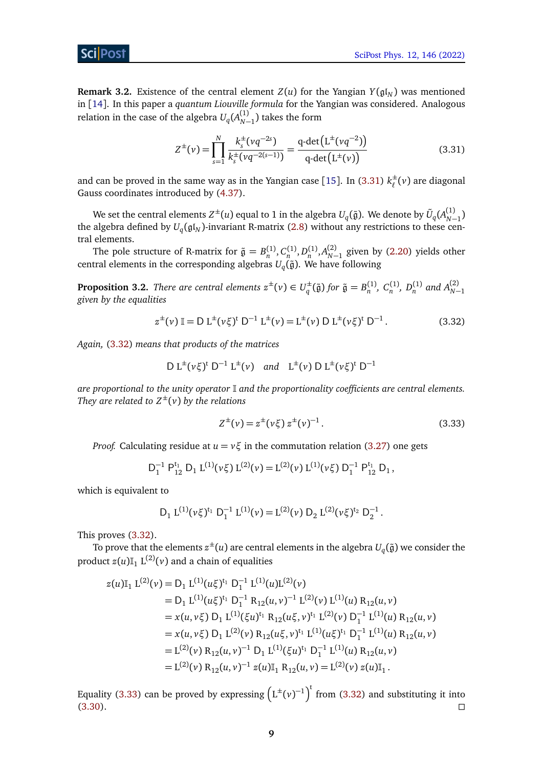**Remark 3.2.** Existence of the central element $Z(u)$ for the Yangian $Y(\mathfrak{gl}_N)$ was mentioned in [14]. In this paper a *quantum Liouville formula* for the Yangian was considered. Analogous relation in the case of the algebra $U_q(A^{(1)}_{N-1})$ takes the form

$$Z^{\pm}(v) = \prod_{s=1}^{N} \frac{k^{\pm}_s(vq^{-2s})}{k^{\pm}_s(vq^{-2(s-1)})} = \frac{\text{q-det}\big(\mathrm{L}^{\pm}(vq^{-2})\big)}{\text{q-det}\big(\mathrm{L}^{\pm}(v)\big)} \tag{3.31}$$

and can be proved in the same way as in the Yangian case [15]. In (3.31) $k^{\pm}_\ell(v)$ are diagonal Gauss coordinates introduced by (4.37).

We set the central elements $Z^{\pm}(u)$ equal to 1 in the algebra $U_q(\tilde{\mathfrak{g}})$. We denote by $\tilde{U}_q(A^{(1)}_{N-1})$ the algebra defined by $U_q(\mathfrak{gl}_N)$-invariant R-matrix (2.8) without any restrictions to these central elements.

The pole structure of R-matrix for $\tilde{\mathfrak{g}} = B^{(1)}_n, C^{(1)}_n, D^{(1)}_n, A^{(2)}_{N-1}$ given by (2.20) yields other central elements in the corresponding algebras $U_q(\tilde{\mathfrak{g}})$. We have following

**Proposition 3.2.** *There are central elements $z^{\pm}(v) \in U^{\pm}_q(\tilde{\mathfrak{g}})$ for $\tilde{\mathfrak{g}} = B^{(1)}_n$, $C^{(1)}_n$, $D^{(1)}_n$ and $A^{(2)}_{N-1}$ given by the equalities*

$$z^{\pm}(v)\, \mathbb{I} = \mathrm{D}\, \mathrm{L}^{\pm}(v\xi)^{\mathrm{t}}\, \mathrm{D}^{-1}\, \mathrm{L}^{\pm}(v) = \mathrm{L}^{\pm}(v)\, \mathrm{D}\, \mathrm{L}^{\pm}(v\xi)^{\mathrm{t}}\, \mathrm{D}^{-1}. \tag{3.32}$$

*Again,* (3.32) *means that products of the matrices*

$$\mathrm{D}\, \mathrm{L}^{\pm}(v\xi)^{\mathrm{t}}\, \mathrm{D}^{-1}\, \mathrm{L}^{\pm}(v) \quad \text{and} \quad \mathrm{L}^{\pm}(v)\, \mathrm{D}\, \mathrm{L}^{\pm}(v\xi)^{\mathrm{t}}\, \mathrm{D}^{-1}$$

*are proportional to the unity operator $\mathbb{I}$ and the proportionality coefficients are central elements. They are related to $Z^{\pm}(v)$ by the relations*

$$Z^{\pm}(v) = z^{\pm}(v\xi)\, z^{\pm}(v)^{-1}. \tag{3.33}$$

*Proof.* Calculating residue at $u = v\xi$ in the commutation relation (3.27) one gets

$$\mathrm{D}_1^{-1}\, \mathrm{P}_{12}^{\mathrm{t}_1}\, \mathrm{D}_1\, \mathrm{L}^{(1)}(v\xi)\, \mathrm{L}^{(2)}(v) = \mathrm{L}^{(2)}(v)\, \mathrm{L}^{(1)}(v\xi)\, \mathrm{D}_1^{-1}\, \mathrm{P}_{12}^{\mathrm{t}_1}\, \mathrm{D}_1,$$

which is equivalent to

$$\mathrm{D}_1\, \mathrm{L}^{(1)}(v\xi)^{\mathrm{t}_1}\, \mathrm{D}_1^{-1}\, \mathrm{L}^{(1)}(v) = \mathrm{L}^{(2)}(v)\, \mathrm{D}_2\, \mathrm{L}^{(2)}(v\xi)^{\mathrm{t}_2}\, \mathrm{D}_2^{-1}.$$

This proves (3.32).

To prove that the elements $z^{\pm}(u)$ are central elements in the algebra $U_q(\tilde{\mathfrak{g}})$ we consider the product $z(u)\mathbb{I}_1\, \mathrm{L}^{(2)}(v)$ and a chain of equalities

$$\begin{aligned}
z(u)\mathbb{I}_1\, \mathrm{L}^{(2)}(v) &= \mathrm{D}_1\, \mathrm{L}^{(1)}(u\xi)^{\mathrm{t}_1}\, \mathrm{D}_1^{-1}\, \mathrm{L}^{(1)}(u)\mathrm{L}^{(2)}(v) \\
&= \mathrm{D}_1\, \mathrm{L}^{(1)}(u\xi)^{\mathrm{t}_1}\, \mathrm{D}_1^{-1}\, \mathrm{R}_{12}(u,v)^{-1}\, \mathrm{L}^{(2)}(v)\, \mathrm{L}^{(1)}(u)\, \mathrm{R}_{12}(u,v) \\
&= x(u,v\xi)\, \mathrm{D}_1\, \mathrm{L}^{(1)}(\xi u)^{\mathrm{t}_1}\, \mathrm{R}_{12}(u\xi,v)^{\mathrm{t}_1}\, \mathrm{L}^{(2)}(v)\, \mathrm{D}_1^{-1}\, \mathrm{L}^{(1)}(u)\, \mathrm{R}_{12}(u,v) \\
&= x(u,v\xi)\, \mathrm{D}_1\, \mathrm{L}^{(2)}(v)\, \mathrm{R}_{12}(u\xi,v)^{\mathrm{t}_1}\, \mathrm{L}^{(1)}(u\xi)^{\mathrm{t}_1}\, \mathrm{D}_1^{-1}\, \mathrm{L}^{(1)}(u)\, \mathrm{R}_{12}(u,v) \\
&= \mathrm{L}^{(2)}(v)\, \mathrm{R}_{12}(u,v)^{-1}\, \mathrm{D}_1\, \mathrm{L}^{(1)}(\xi u)^{\mathrm{t}_1}\, \mathrm{D}_1^{-1}\, \mathrm{L}^{(1)}(u)\, \mathrm{R}_{12}(u,v) \\
&= \mathrm{L}^{(2)}(v)\, \mathrm{R}_{12}(u,v)^{-1}\, z(u)\mathbb{I}_1\, \mathrm{R}_{12}(u,v) = \mathrm{L}^{(2)}(v)\, z(u)\mathbb{I}_1.
\end{aligned}$$

Equality (3.33) can be proved by expressing $\left(\mathrm{L}^{\pm}(v)^{-1}\right)^{\mathrm{t}}$ from (3.32) and substituting it into (3.30). □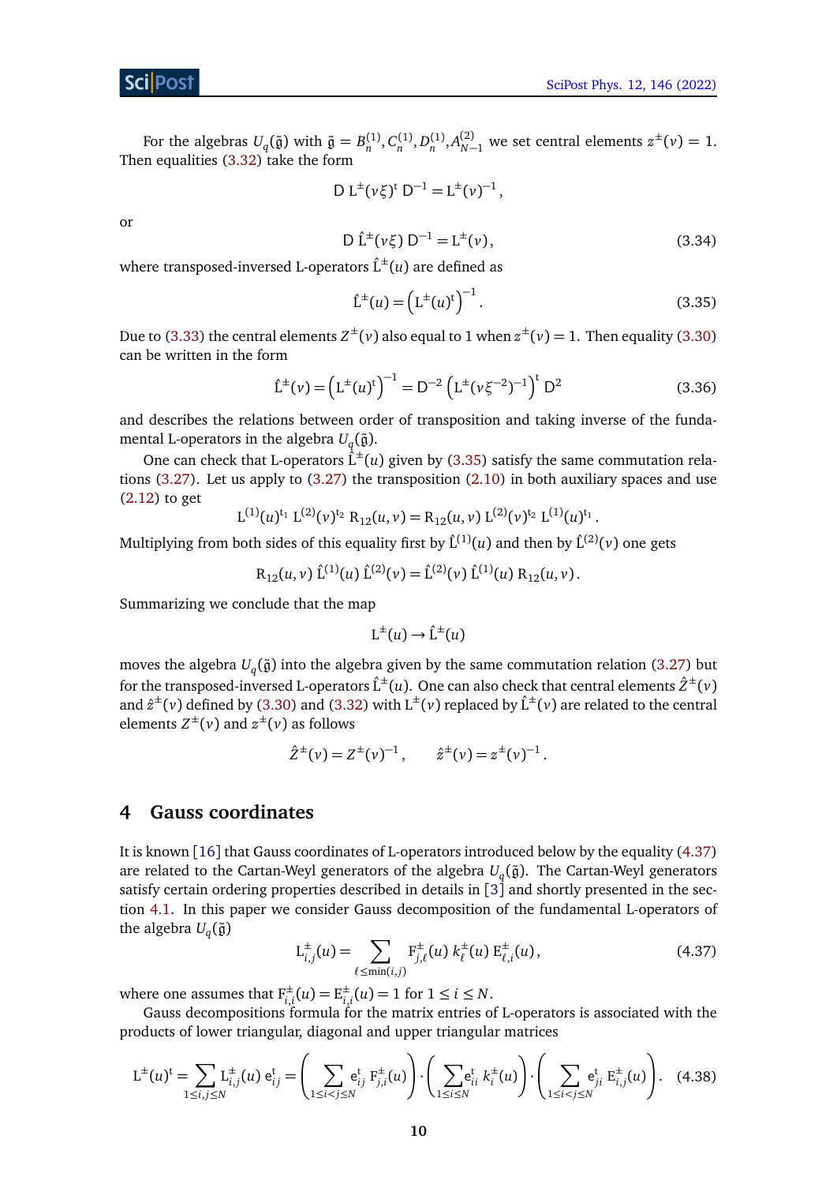For the algebras $U_q(\tilde{\mathfrak{g}})$ with $\tilde{\mathfrak{g}} = B_n^{(1)}, C_n^{(1)}, D_n^{(1)}, A_{N-1}^{(2)}$ we set central elements $z^{\pm}(v) = 1$. Then equalities (3.32) take the form

$$\mathrm{D}\, \mathrm{L}^{\pm}(v\xi)^{\mathrm{t}}\, \mathrm{D}^{-1} = \mathrm{L}^{\pm}(v)^{-1}\,,$$

or

$$\mathrm{D}\, \hat{\mathrm{L}}^{\pm}(v\xi)\, \mathrm{D}^{-1} = \mathrm{L}^{\pm}(v)\,, \tag{3.34}$$

where transposed-inversed L-operators $\hat{\mathrm{L}}^{\pm}(u)$ are defined as

$$\hat{\mathrm{L}}^{\pm}(u) = \left(\mathrm{L}^{\pm}(u)^{\mathrm{t}}\right)^{-1}. \tag{3.35}$$

Due to (3.33) the central elements $Z^{\pm}(v)$ also equal to 1 when $z^{\pm}(v) = 1$. Then equality (3.30) can be written in the form

$$\hat{\mathrm{L}}^{\pm}(v) = \left(\mathrm{L}^{\pm}(u)^{\mathrm{t}}\right)^{-1} = \mathrm{D}^{-2}\left(\mathrm{L}^{\pm}(v\xi^{-2})^{-1}\right)^{\mathrm{t}}\mathrm{D}^{2} \tag{3.36}$$

and describes the relations between order of transposition and taking inverse of the fundamental L-operators in the algebra $U_q(\tilde{\mathfrak{g}})$.

One can check that L-operators $\hat{\mathrm{L}}^{\pm}(u)$ given by (3.35) satisfy the same commutation relations (3.27). Let us apply to (3.27) the transposition (2.10) in both auxiliary spaces and use (2.12) to get

$$\mathrm{L}^{(1)}(u)^{\mathrm{t}_1}\, \mathrm{L}^{(2)}(v)^{\mathrm{t}_2}\, \mathrm{R}_{12}(u,v) = \mathrm{R}_{12}(u,v)\, \mathrm{L}^{(2)}(v)^{\mathrm{t}_2}\, \mathrm{L}^{(1)}(u)^{\mathrm{t}_1}\,.$$

Multiplying from both sides of this equality first by $\hat{\mathrm{L}}^{(1)}(u)$ and then by $\hat{\mathrm{L}}^{(2)}(v)$ one gets

$$\mathrm{R}_{12}(u,v)\, \hat{\mathrm{L}}^{(1)}(u)\, \hat{\mathrm{L}}^{(2)}(v) = \hat{\mathrm{L}}^{(2)}(v)\, \hat{\mathrm{L}}^{(1)}(u)\, \mathrm{R}_{12}(u,v)\,.$$

Summarizing we conclude that the map

$$\mathrm{L}^{\pm}(u) \to \hat{\mathrm{L}}^{\pm}(u)$$

moves the algebra $U_q(\tilde{\mathfrak{g}})$ into the algebra given by the same commutation relation (3.27) but for the transposed-inversed L-operators $\hat{\mathrm{L}}^{\pm}(u)$. One can also check that central elements $\hat{Z}^{\pm}(v)$ and $\hat{z}^{\pm}(v)$ defined by (3.30) and (3.32) with $\mathrm{L}^{\pm}(v)$ replaced by $\hat{\mathrm{L}}^{\pm}(v)$ are related to the central elements $Z^{\pm}(v)$ and $z^{\pm}(v)$ as follows

$$\hat{Z}^{\pm}(v) = Z^{\pm}(v)^{-1}\,, \qquad \hat{z}^{\pm}(v) = z^{\pm}(v)^{-1}\,.$$

## 4 Gauss coordinates

It is known [16] that Gauss coordinates of L-operators introduced below by the equality (4.37) are related to the Cartan-Weyl generators of the algebra $U_q(\tilde{\mathfrak{g}})$. The Cartan-Weyl generators satisfy certain ordering properties described in details in [3] and shortly presented in the section 4.1. In this paper we consider Gauss decomposition of the fundamental L-operators of the algebra $U_q(\tilde{\mathfrak{g}})$

$$\mathrm{L}^{\pm}_{i,j}(u) = \sum_{\ell \le \min(i,j)} \mathrm{F}^{\pm}_{j,\ell}(u)\, k^{\pm}_{\ell}(u)\, \mathrm{E}^{\pm}_{\ell,i}(u)\,, \tag{4.37}$$

where one assumes that $\mathrm{F}^{\pm}_{i,i}(u) = \mathrm{E}^{\pm}_{i,i}(u) = 1$ for $1 \le i \le N$.

Gauss decompositions formula for the matrix entries of L-operators is associated with the products of lower triangular, diagonal and upper triangular matrices

$$\mathrm{L}^{\pm}(u)^{\mathrm{t}} = \sum_{1\le i,j\le N} \mathrm{L}^{\pm}_{i,j}(u)\, \mathrm{e}^{\mathrm{t}}_{ij} = \left(\sum_{1\le i<j\le N} \mathrm{e}^{\mathrm{t}}_{ij}\, \mathrm{F}^{\pm}_{j,i}(u)\right)\cdot\left(\sum_{1\le i\le N} \mathrm{e}^{\mathrm{t}}_{ii}\, k^{\pm}_{i}(u)\right)\cdot\left(\sum_{1\le i<j\le N} \mathrm{e}^{\mathrm{t}}_{ji}\, \mathrm{E}^{\pm}_{i,j}(u)\right). \tag{4.38}$$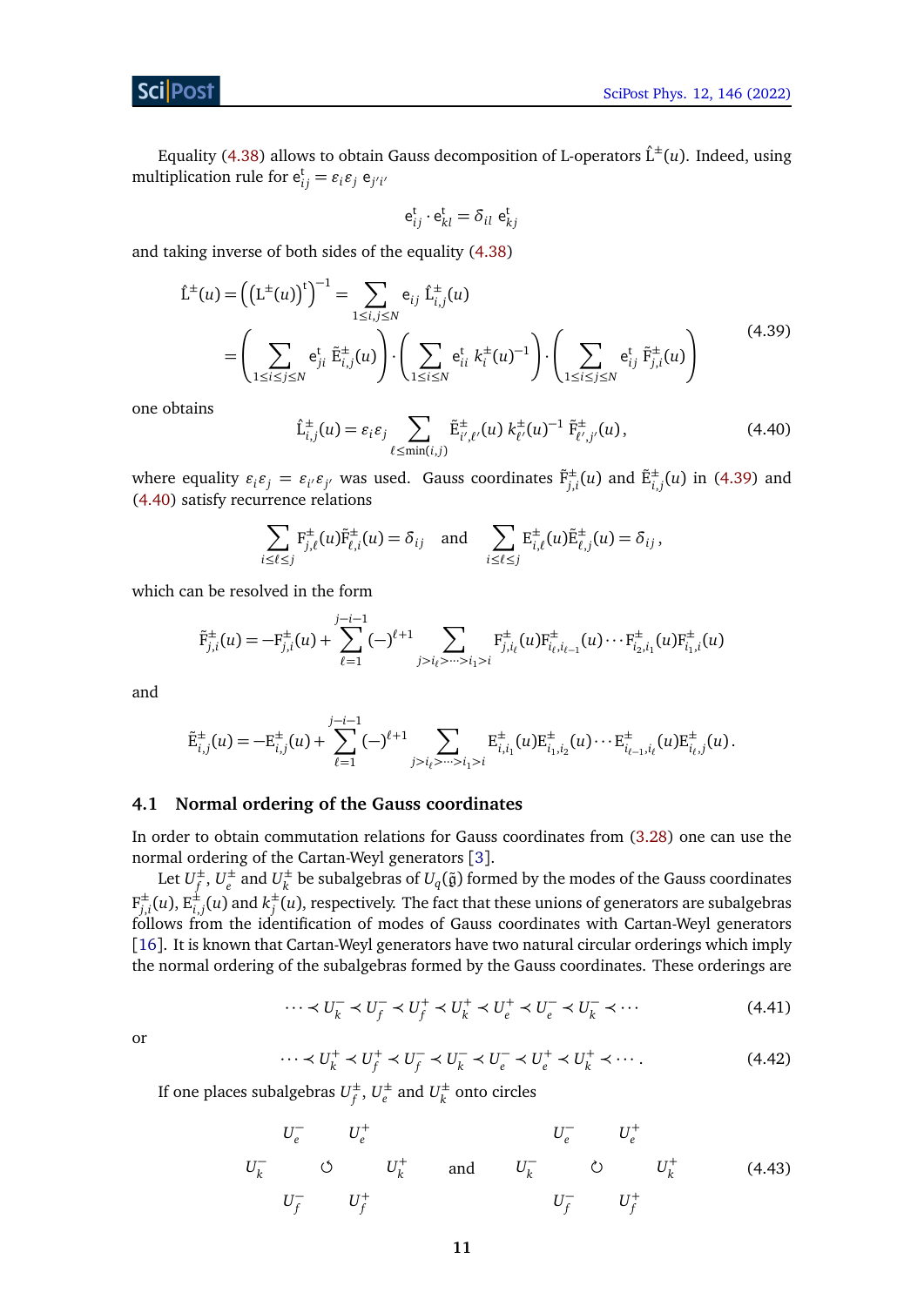Equality (4.38) allows to obtain Gauss decomposition of L-operators $\hat{\mathrm{L}}^{\pm}(u)$. Indeed, using multiplication rule for $\mathrm{e}^{\mathrm{t}}_{ij} = \varepsilon_i\varepsilon_j\ \mathrm{e}_{j'i'}$

$$\mathrm{e}^{\mathrm{t}}_{ij}\cdot \mathrm{e}^{\mathrm{t}}_{kl} = \delta_{il}\ \mathrm{e}^{\mathrm{t}}_{kj}$$

and taking inverse of both sides of the equality (4.38)

$$\begin{aligned}\hat{\mathrm{L}}^{\pm}(u) &= \left(\left(\mathrm{L}^{\pm}(u)\right)^{\mathrm{t}}\right)^{-1} = \sum_{1\le i,j\le N} \mathrm{e}_{ij}\ \hat{\mathrm{L}}^{\pm}_{i,j}(u) \\ &= \left(\sum_{1\le i\le j\le N} \mathrm{e}^{\mathrm{t}}_{ji}\ \tilde{\mathrm{E}}^{\pm}_{i,j}(u)\right)\cdot\left(\sum_{1\le i\le N}\mathrm{e}^{\mathrm{t}}_{ii}\ k^{\pm}_i(u)^{-1}\right)\cdot\left(\sum_{1\le i\le j\le N}\mathrm{e}^{\mathrm{t}}_{ij}\ \tilde{\mathrm{F}}^{\pm}_{j,i}(u)\right)\end{aligned} \tag{4.39}$$

one obtains

$$\hat{\mathrm{L}}^{\pm}_{i,j}(u) = \varepsilon_i\varepsilon_j \sum_{\ell\le\min(i,j)} \tilde{\mathrm{E}}^{\pm}_{i',\ell'}(u)\ k^{\pm}_{\ell'}(u)^{-1}\ \tilde{\mathrm{F}}^{\pm}_{\ell',j'}(u)\,, \tag{4.40}$$

where equality $\varepsilon_i\varepsilon_j = \varepsilon_{i'}\varepsilon_{j'}$ was used. Gauss coordinates $\tilde{\mathrm{F}}^{\pm}_{j,i}(u)$ and $\tilde{\mathrm{E}}^{\pm}_{i,j}(u)$ in (4.39) and (4.40) satisfy recurrence relations

$$\sum_{i\le\ell\le j}\mathrm{F}^{\pm}_{j,\ell}(u)\tilde{\mathrm{F}}^{\pm}_{\ell,i}(u) = \delta_{ij} \quad\text{and}\quad \sum_{i\le\ell\le j}\mathrm{E}^{\pm}_{i,\ell}(u)\tilde{\mathrm{E}}^{\pm}_{\ell,j}(u) = \delta_{ij}\,,$$

which can be resolved in the form

$$\tilde{\mathrm{F}}^{\pm}_{j,i}(u) = -\mathrm{F}^{\pm}_{j,i}(u) + \sum_{\ell=1}^{j-i-1}(-)^{\ell+1}\sum_{j>i_\ell>\cdots>i_1>i}\mathrm{F}^{\pm}_{j,i_\ell}(u)\mathrm{F}^{\pm}_{i_\ell,i_{\ell-1}}(u)\cdots\mathrm{F}^{\pm}_{i_2,i_1}(u)\mathrm{F}^{\pm}_{i_1,i}(u)$$

and

$$\tilde{\mathrm{E}}^{\pm}_{i,j}(u) = -\mathrm{E}^{\pm}_{i,j}(u) + \sum_{\ell=1}^{j-i-1}(-)^{\ell+1}\sum_{j>i_\ell>\cdots>i_1>i}\mathrm{E}^{\pm}_{i,i_1}(u)\mathrm{E}^{\pm}_{i_1,i_2}(u)\cdots\mathrm{E}^{\pm}_{i_{\ell-1},i_\ell}(u)\mathrm{E}^{\pm}_{i_\ell,j}(u)\,.$$

## 4.1 Normal ordering of the Gauss coordinates

In order to obtain commutation relations for Gauss coordinates from (3.28) one can use the normal ordering of the Cartan-Weyl generators [3].

Let $U^{\pm}_f$, $U^{\pm}_e$ and $U^{\pm}_k$ be subalgebras of $U_q(\tilde{\mathfrak{g}})$ formed by the modes of the Gauss coordinates $\mathrm{F}^{\pm}_{j,i}(u)$, $\mathrm{E}^{\pm}_{i,j}(u)$ and $k^{\pm}_j(u)$, respectively. The fact that these unions of generators are subalgebras follows from the identification of modes of Gauss coordinates with Cartan-Weyl generators [16]. It is known that Cartan-Weyl generators have two natural circular orderings which imply the normal ordering of the subalgebras formed by the Gauss coordinates. These orderings are

$$\cdots\prec U^-_k\prec U^-_f\prec U^+_f\prec U^+_k\prec U^+_e\prec U^-_e\prec U^-_k\prec\cdots \tag{4.41}$$

or

$$\cdots\prec U^+_k\prec U^+_f\prec U^-_f\prec U^-_k\prec U^-_e\prec U^+_e\prec U^+_k\prec\cdots\,. \tag{4.42}$$

If one places subalgebras $U^{\pm}_f$, $U^{\pm}_e$ and $U^{\pm}_k$ onto circles

$$\begin{array}{ccc} U^-_e & & U^+_e \\ U^-_k & \circlearrowleft & U^+_k \\ U^-_f & & U^+_f \end{array} \quad\text{and}\quad \begin{array}{ccc} U^-_e & & U^+_e \\ U^-_k & \circlearrowright & U^+_k \\ U^-_f & & U^+_f \end{array} \tag{4.43}$$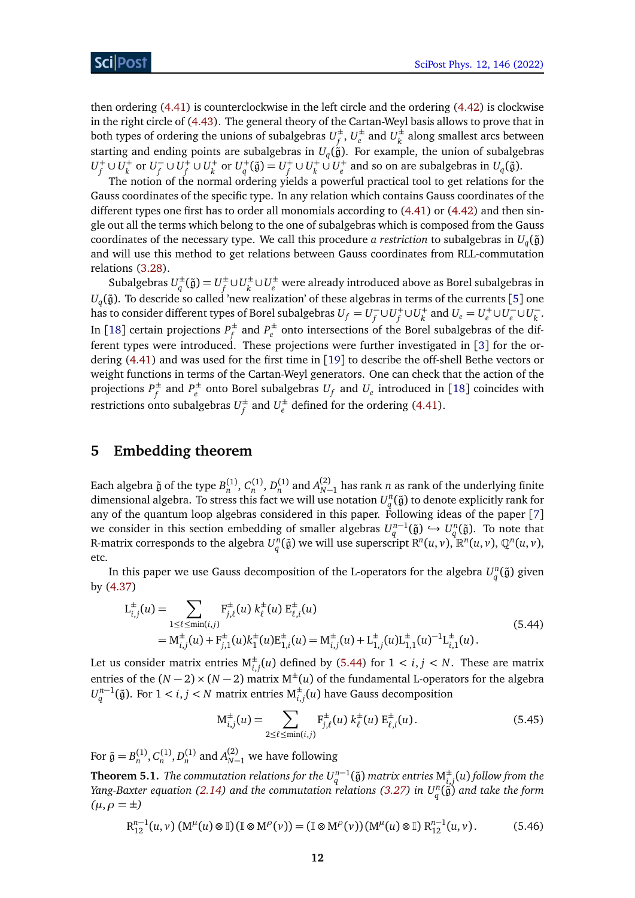then ordering (4.41) is counterclockwise in the left circle and the ordering (4.42) is clockwise in the right circle of (4.43). The general theory of the Cartan-Weyl basis allows to prove that in both types of ordering the unions of subalgebras $U_f^\pm$, $U_e^\pm$ and $U_k^\pm$ along smallest arcs between starting and ending points are subalgebras in $U_q(\tilde{\mathfrak{g}})$. For example, the union of subalgebras $U_f^+\cup U_k^+$ or $U_f^-\cup U_f^+\cup U_k^+$ or $U_q^+(\tilde{\mathfrak{g}})=U_f^+\cup U_k^+\cup U_e^+$ and so on are subalgebras in $U_q(\tilde{\mathfrak{g}})$.

The notion of the normal ordering yields a powerful practical tool to get relations for the Gauss coordinates of the specific type. In any relation which contains Gauss coordinates of the different types one first has to order all monomials according to (4.41) or (4.42) and then single out all the terms which belong to the one of subalgebras which is composed from the Gauss coordinates of the necessary type. We call this procedure *a restriction* to subalgebras in $U_q(\tilde{\mathfrak{g}})$ and will use this method to get relations between Gauss coordinates from RLL-commutation relations (3.28).

Subalgebras $U_q^\pm(\tilde{\mathfrak{g}})=U_f^\pm\cup U_k^\pm\cup U_e^\pm$ were already introduced above as Borel subalgebras in $U_q(\tilde{\mathfrak{g}})$. To describe so called 'new realization' of these algebras in terms of the currents [5] one has to consider different types of Borel subalgebras $U_f=U_f^-\cup U_f^+\cup U_k^+$ and $U_e=U_e^+\cup U_e^-\cup U_k^-$. In [18] certain projections $P_f^\pm$ and $P_e^\pm$ onto intersections of the Borel subalgebras of the different types were introduced. These projections were further investigated in [3] for the ordering (4.41) and was used for the first time in [19] to describe the off-shell Bethe vectors or weight functions in terms of the Cartan-Weyl generators. One can check that the action of the projections $P_f^\pm$ and $P_e^\pm$ onto Borel subalgebras $U_f$ and $U_e$ introduced in [18] coincides with restrictions onto subalgebras $U_f^\pm$ and $U_e^\pm$ defined for the ordering (4.41).

## 5 Embedding theorem

Each algebra $\tilde{\mathfrak{g}}$ of the type $B_n^{(1)}$, $C_n^{(1)}$, $D_n^{(1)}$ and $A_{N-1}^{(2)}$ has rank $n$ as rank of the underlying finite dimensional algebra. To stress this fact we will use notation $U_q^n(\tilde{\mathfrak{g}})$ to denote explicitly rank for any of the quantum loop algebras considered in this paper. Following ideas of the paper [7] we consider in this section embedding of smaller algebras $U_q^{n-1}(\tilde{\mathfrak{g}})\hookrightarrow U_q^n(\tilde{\mathfrak{g}})$. To note that R-matrix corresponds to the algebra $U_q^n(\tilde{\mathfrak{g}})$ we will use superscript $\mathrm{R}^n(u,v)$, $\mathbb{R}^n(u,v)$, $\mathbb{Q}^n(u,v)$, etc.

In this paper we use Gauss decomposition of the L-operators for the algebra $U_q^n(\tilde{\mathfrak{g}})$ given by (4.37)

$$
\begin{aligned}
\mathrm{L}^\pm_{i,j}(u)&=\sum_{1\le\ell\le\min(i,j)}\mathrm{F}^\pm_{j,\ell}(u)\;k^\pm_\ell(u)\;\mathrm{E}^\pm_{\ell,i}(u)\\
&=\mathrm{M}^\pm_{i,j}(u)+\mathrm{F}^\pm_{j,1}(u)k^\pm_1(u)\mathrm{E}^\pm_{1,i}(u)=\mathrm{M}^\pm_{i,j}(u)+\mathrm{L}^\pm_{1,j}(u)\mathrm{L}^\pm_{1,1}(u)^{-1}\mathrm{L}^\pm_{i,1}(u)\,.
\end{aligned}
\tag{5.44}
$$

Let us consider matrix entries $\mathrm{M}^\pm_{i,j}(u)$ defined by (5.44) for $1<i,j<N$. These are matrix entries of the $(N-2)\times(N-2)$ matrix $\mathrm{M}^\pm(u)$ of the fundamental L-operators for the algebra $U_q^{n-1}(\tilde{\mathfrak{g}})$. For $1<i,j<N$ matrix entries $\mathrm{M}^\pm_{i,j}(u)$ have Gauss decomposition

$$
\mathrm{M}^\pm_{i,j}(u)=\sum_{2\le\ell\le\min(i,j)}\mathrm{F}^\pm_{j,\ell}(u)\;k^\pm_\ell(u)\;\mathrm{E}^\pm_{\ell,i}(u)\,.
\tag{5.45}
$$

For $\tilde{\mathfrak{g}}=B_n^{(1)},C_n^{(1)},D_n^{(1)}$ and $A_{N-1}^{(2)}$ we have following

**Theorem 5.1.** *The commutation relations for the $U_q^{n-1}(\tilde{\mathfrak{g}})$ matrix entries $\mathrm{M}^\pm_{i,j}(u)$ follow from the Yang-Baxter equation (2.14) and the commutation relations (3.27) in $U_q^n(\tilde{\mathfrak{g}})$ and take the form ($\mu,\rho=\pm$)*

$$
\mathrm{R}^{n-1}_{12}(u,v)\,(\mathrm{M}^\mu(u)\otimes\mathbb{I})\,(\mathbb{I}\otimes\mathrm{M}^\rho(v))=(\mathbb{I}\otimes\mathrm{M}^\rho(v))\,(\mathrm{M}^\mu(u)\otimes\mathbb{I})\,\mathrm{R}^{n-1}_{12}(u,v)\,.
\tag{5.46}
$$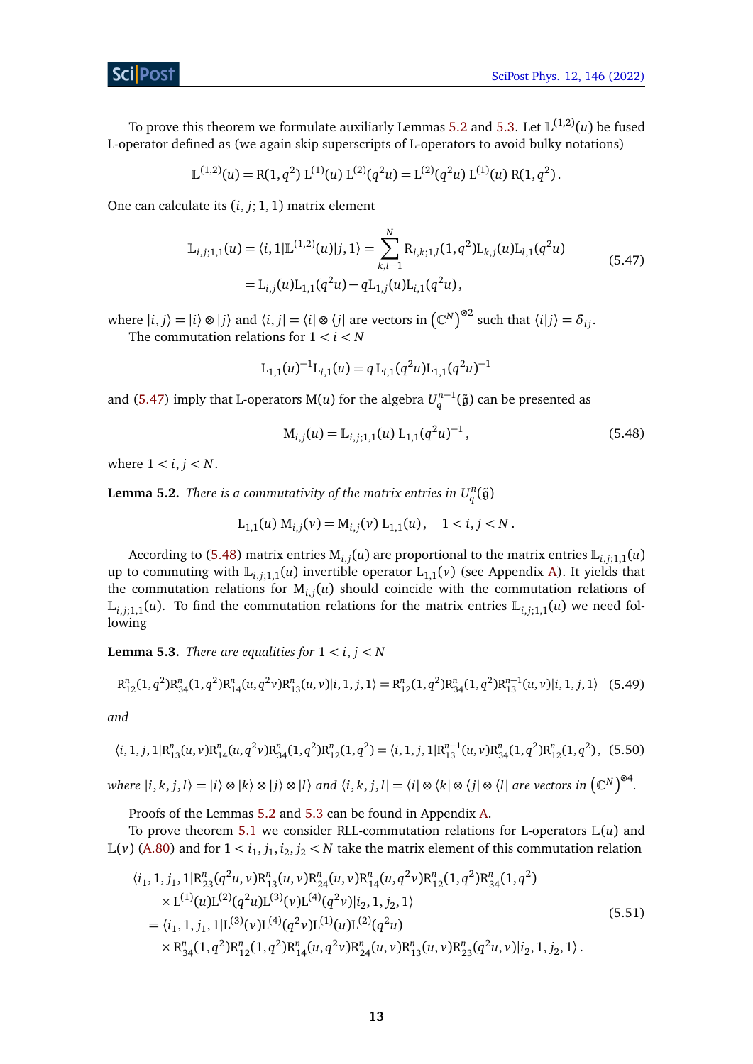To prove this theorem we formulate auxiliary Lemmas 5.2 and 5.3. Let $\mathbb{L}^{(1,2)}(u)$ be fused L-operator defined as (we again skip superscripts of L-operators to avoid bulky notations)

$$\mathbb{L}^{(1,2)}(u) = \mathrm{R}(1,q^2)\, \mathrm{L}^{(1)}(u)\, \mathrm{L}^{(2)}(q^2u) = \mathrm{L}^{(2)}(q^2u)\, \mathrm{L}^{(1)}(u)\, \mathrm{R}(1,q^2)\,.$$

One can calculate its $(i,j;1,1)$ matrix element

$$\begin{aligned}\mathbb{L}_{i,j;1,1}(u) = \langle i,1|\mathbb{L}^{(1,2)}(u)|j,1\rangle &= \sum_{k,l=1}^{N} \mathrm{R}_{i,k;1,l}(1,q^2)\mathrm{L}_{k,j}(u)\mathrm{L}_{l,1}(q^2u) \\ &= \mathrm{L}_{i,j}(u)\mathrm{L}_{1,1}(q^2u) - q\mathrm{L}_{1,j}(u)\mathrm{L}_{i,1}(q^2u)\,,\end{aligned} \tag{5.47}$$

where $|i,j\rangle = |i\rangle \otimes |j\rangle$ and $\langle i,j| = \langle i| \otimes \langle j|$ are vectors in $\left(\mathbb{C}^N\right)^{\otimes 2}$ such that $\langle i|j\rangle = \delta_{ij}$.

The commutation relations for $1 < i < N$

$$\mathrm{L}_{1,1}(u)^{-1}\mathrm{L}_{i,1}(u) = q\,\mathrm{L}_{i,1}(q^2u)\mathrm{L}_{1,1}(q^2u)^{-1}$$

and (5.47) imply that L-operators $\mathrm{M}(u)$ for the algebra $U_q^{n-1}(\tilde{\mathfrak{g}})$ can be presented as

$$\mathrm{M}_{i,j}(u) = \mathbb{L}_{i,j;1,1}(u)\, \mathrm{L}_{1,1}(q^2u)^{-1}\,, \tag{5.48}$$

where $1 < i,j < N$.

**Lemma 5.2.** *There is a commutativity of the matrix entries in* $U_q^n(\tilde{\mathfrak{g}})$

$$\mathrm{L}_{1,1}(u)\, \mathrm{M}_{i,j}(v) = \mathrm{M}_{i,j}(v)\, \mathrm{L}_{1,1}(u)\,, \quad 1 < i,j < N\,.$$

According to (5.48) matrix entries $\mathrm{M}_{i,j}(u)$ are proportional to the matrix entries $\mathbb{L}_{i,j;1,1}(u)$ up to commuting with $\mathbb{L}_{i,j;1,1}(u)$ invertible operator $\mathrm{L}_{1,1}(v)$ (see Appendix A). It yields that the commutation relations for $\mathrm{M}_{i,j}(u)$ should coincide with the commutation relations of $\mathbb{L}_{i,j;1,1}(u)$. To find the commutation relations for the matrix entries $\mathbb{L}_{i,j;1,1}(u)$ we need following

**Lemma 5.3.** *There are equalities for* $1 < i,j < N$

$$\mathrm{R}^n_{12}(1,q^2)\mathrm{R}^n_{34}(1,q^2)\mathrm{R}^n_{14}(u,q^2v)\mathrm{R}^n_{13}(u,v)|i,1,j,1\rangle = \mathrm{R}^n_{12}(1,q^2)\mathrm{R}^n_{34}(1,q^2)\mathrm{R}^{n-1}_{13}(u,v)|i,1,j,1\rangle \tag{5.49}$$

*and*

$$\langle i,1,j,1|\mathrm{R}^n_{13}(u,v)\mathrm{R}^n_{14}(u,q^2v)\mathrm{R}^n_{34}(1,q^2)\mathrm{R}^n_{12}(1,q^2) = \langle i,1,j,1|\mathrm{R}^{n-1}_{13}(u,v)\mathrm{R}^n_{34}(1,q^2)\mathrm{R}^n_{12}(1,q^2)\,, \tag{5.50}$$

*where* $|i,k,j,l\rangle = |i\rangle \otimes |k\rangle \otimes |j\rangle \otimes |l\rangle$ *and* $\langle i,k,j,l| = \langle i| \otimes \langle k| \otimes \langle j| \otimes \langle l|$ *are vectors in* $\left(\mathbb{C}^N\right)^{\otimes 4}$.

Proofs of the Lemmas 5.2 and 5.3 can be found in Appendix A.

To prove theorem 5.1 we consider RLL-commutation relations for L-operators $\mathbb{L}(u)$ and $\mathbb{L}(v)$ (A.80) and for $1 < i_1, j_1, i_2, j_2 < N$ take the matrix element of this commutation relation

$$\begin{aligned}&\langle i_1,1,j_1,1|\mathrm{R}^n_{23}(q^2u,v)\mathrm{R}^n_{13}(u,v)\mathrm{R}^n_{24}(u,v)\mathrm{R}^n_{14}(u,q^2v)\mathrm{R}^n_{12}(1,q^2)\mathrm{R}^n_{34}(1,q^2) \\ &\quad\times \mathrm{L}^{(1)}(u)\mathrm{L}^{(2)}(q^2u)\mathrm{L}^{(3)}(v)\mathrm{L}^{(4)}(q^2v)|i_2,1,j_2,1\rangle \\ &= \langle i_1,1,j_1,1|\mathrm{L}^{(3)}(v)\mathrm{L}^{(4)}(q^2v)\mathrm{L}^{(1)}(u)\mathrm{L}^{(2)}(q^2u) \\ &\quad\times \mathrm{R}^n_{34}(1,q^2)\mathrm{R}^n_{12}(1,q^2)\mathrm{R}^n_{14}(u,q^2v)\mathrm{R}^n_{24}(u,v)\mathrm{R}^n_{13}(u,v)\mathrm{R}^n_{23}(q^2u,v)|i_2,1,j_2,1\rangle\,.\end{aligned} \tag{5.51}$$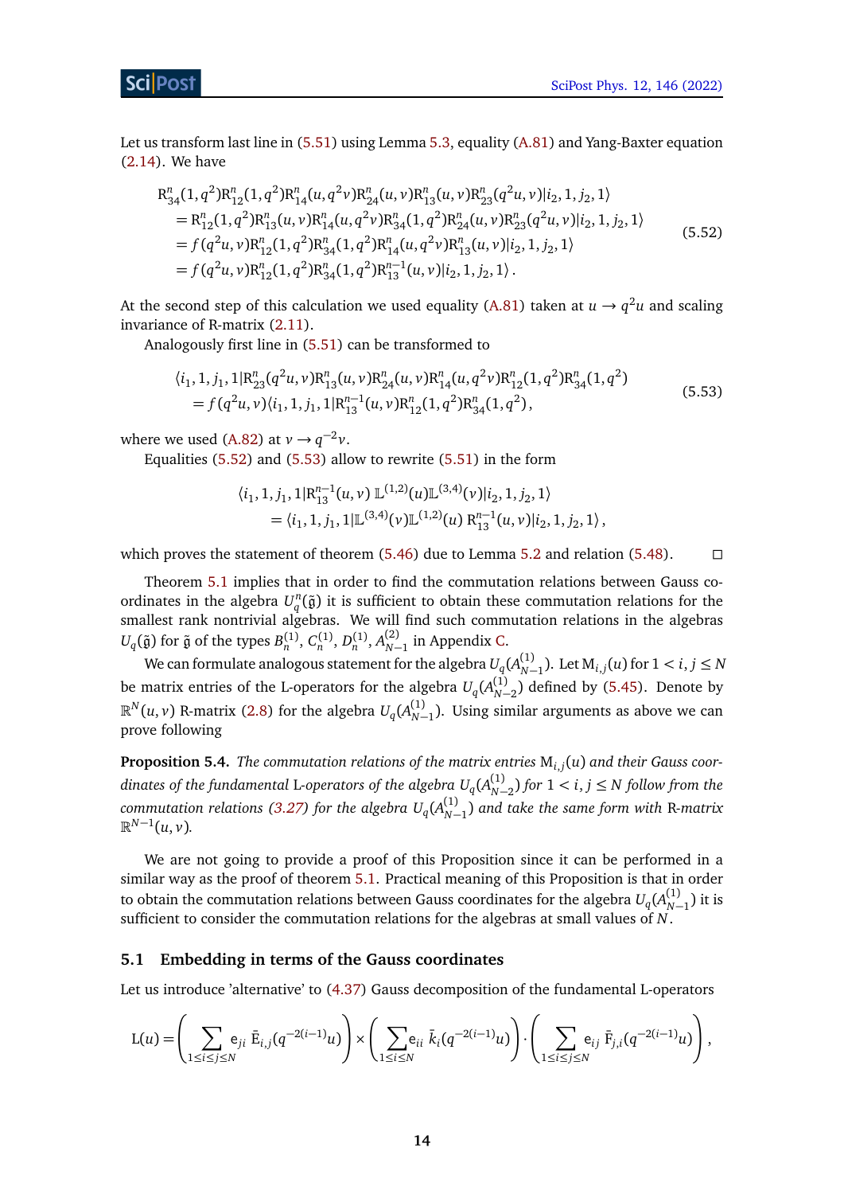Let us transform last line in (5.51) using Lemma 5.3, equality (A.81) and Yang-Baxter equation (2.14). We have

$$
\begin{aligned}
&\mathrm{R}^n_{34}(1,q^2)\mathrm{R}^n_{12}(1,q^2)\mathrm{R}^n_{14}(u,q^2v)\mathrm{R}^n_{24}(u,v)\mathrm{R}^n_{13}(u,v)\mathrm{R}^n_{23}(q^2u,v)|i_2,1,j_2,1\rangle \\
&\quad= \mathrm{R}^n_{12}(1,q^2)\mathrm{R}^n_{13}(u,v)\mathrm{R}^n_{14}(u,q^2v)\mathrm{R}^n_{34}(1,q^2)\mathrm{R}^n_{24}(u,v)\mathrm{R}^n_{23}(q^2u,v)|i_2,1,j_2,1\rangle \\
&\quad= f(q^2u,v)\mathrm{R}^n_{12}(1,q^2)\mathrm{R}^n_{34}(1,q^2)\mathrm{R}^n_{14}(u,q^2v)\mathrm{R}^n_{13}(u,v)|i_2,1,j_2,1\rangle \\
&\quad= f(q^2u,v)\mathrm{R}^n_{12}(1,q^2)\mathrm{R}^n_{34}(1,q^2)\mathrm{R}^{n-1}_{13}(u,v)|i_2,1,j_2,1\rangle\,.
\end{aligned}
\tag{5.52}
$$

At the second step of this calculation we used equality (A.81) taken at $u\to q^2u$ and scaling invariance of R-matrix (2.11).

Analogously first line in (5.51) can be transformed to

$$
\begin{aligned}
&\langle i_1,1,j_1,1|\mathrm{R}^n_{23}(q^2u,v)\mathrm{R}^n_{13}(u,v)\mathrm{R}^n_{24}(u,v)\mathrm{R}^n_{14}(u,q^2v)\mathrm{R}^n_{12}(1,q^2)\mathrm{R}^n_{34}(1,q^2) \\
&\quad= f(q^2u,v)\langle i_1,1,j_1,1|\mathrm{R}^{n-1}_{13}(u,v)\mathrm{R}^n_{12}(1,q^2)\mathrm{R}^n_{34}(1,q^2)\,,
\end{aligned}
\tag{5.53}
$$

where we used (A.82) at $v\to q^{-2}v$.

Equalities (5.52) and (5.53) allow to rewrite (5.51) in the form

$$
\begin{aligned}
&\langle i_1,1,j_1,1|\mathrm{R}^{n-1}_{13}(u,v)\,\mathbb{L}^{(1,2)}(u)\mathbb{L}^{(3,4)}(v)|i_2,1,j_2,1\rangle \\
&\quad= \langle i_1,1,j_1,1|\mathbb{L}^{(3,4)}(v)\mathbb{L}^{(1,2)}(u)\,\mathrm{R}^{n-1}_{13}(u,v)|i_2,1,j_2,1\rangle\,,
\end{aligned}
$$

which proves the statement of theorem (5.46) due to Lemma 5.2 and relation (5.48). □

Theorem 5.1 implies that in order to find the commutation relations between Gauss coordinates in the algebra $U^n_q(\tilde{\mathfrak{g}})$ it is sufficient to obtain these commutation relations for the smallest rank nontrivial algebras. We will find such commutation relations in the algebras $U_q(\tilde{\mathfrak{g}})$ for $\tilde{\mathfrak{g}}$ of the types $B^{(1)}_n$, $C^{(1)}_n$, $D^{(1)}_n$, $A^{(2)}_{N-1}$ in Appendix C.

We can formulate analogous statement for the algebra $U_q(A^{(1)}_{N-1})$. Let $\mathrm{M}_{i,j}(u)$ for $1<i,j\le N$ be matrix entries of the L-operators for the algebra $U_q(A^{(1)}_{N-2})$ defined by (5.45). Denote by $\mathbb{R}^N(u,v)$ R-matrix (2.8) for the algebra $U_q(A^{(1)}_{N-1})$. Using similar arguments as above we can prove following

**Proposition 5.4.** *The commutation relations of the matrix entries $\mathrm{M}_{i,j}(u)$ and their Gauss coordinates of the fundamental* L*-operators of the algebra $U_q(A^{(1)}_{N-2})$ for $1<i,j\le N$ follow from the commutation relations (3.27) for the algebra $U_q(A^{(1)}_{N-1})$ and take the same form with* R*-matrix $\mathbb{R}^{N-1}(u,v)$.*

We are not going to provide a proof of this Proposition since it can be performed in a similar way as the proof of theorem 5.1. Practical meaning of this Proposition is that in order to obtain the commutation relations between Gauss coordinates for the algebra $U_q(A^{(1)}_{N-1})$ it is sufficient to consider the commutation relations for the algebras at small values of $N$.

## 5.1 Embedding in terms of the Gauss coordinates

Let us introduce 'alternative' to (4.37) Gauss decomposition of the fundamental L-operators

$$
\mathrm{L}(u)=\left(\sum_{1\le i\le j\le N}\mathsf{e}_{ji}\,\bar{\mathrm{E}}_{i,j}(q^{-2(i-1)}u)\right)\times\left(\sum_{1\le i\le N}\mathsf{e}_{ii}\,\bar{k}_i(q^{-2(i-1)}u)\right)\cdot\left(\sum_{1\le i\le j\le N}\mathsf{e}_{ij}\,\bar{\mathrm{F}}_{j,i}(q^{-2(i-1)}u)\right),
$$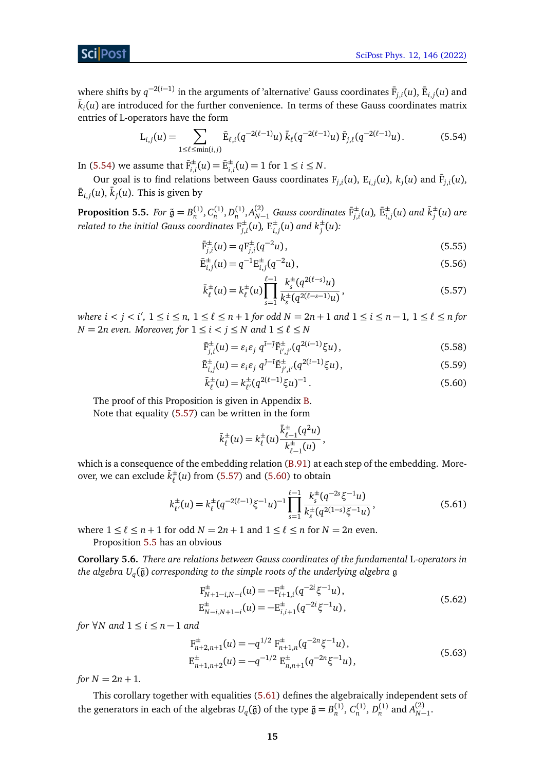where shifts by $q^{-2(i-1)}$ in the arguments of 'alternative' Gauss coordinates $\bar{\mathrm{F}}_{j,i}(u)$, $\bar{\mathrm{E}}_{i,j}(u)$ and $\bar{k}_i(u)$ are introduced for the further convenience. In terms of these Gauss coordinates matrix entries of L-operators have the form

$$\mathrm{L}_{i,j}(u) = \sum_{1\leq \ell\leq \min(i,j)} \bar{\mathrm{E}}_{\ell,i}(q^{-2(\ell-1)}u)\, \bar{k}_\ell(q^{-2(\ell-1)}u)\, \bar{\mathrm{F}}_{j,\ell}(q^{-2(\ell-1)}u)\,. \tag{5.54}$$

In (5.54) we assume that $\bar{\mathrm{F}}^{\pm}_{i,i}(u) = \bar{\mathrm{E}}^{\pm}_{i,i}(u) = 1$ for $1 \leq i \leq N$.

Our goal is to find relations between Gauss coordinates $\mathrm{F}_{j,i}(u)$, $\mathrm{E}_{i,j}(u)$, $k_j(u)$ and $\bar{\mathrm{F}}_{j,i}(u)$, $\bar{\mathrm{E}}_{i,j}(u)$, $\bar{k}_j(u)$. This is given by

**Proposition 5.5.** *For $\tilde{\mathfrak{g}} = B^{(1)}_n, C^{(1)}_n, D^{(1)}_n, A^{(2)}_{N-1}$ Gauss coordinates $\bar{\mathrm{F}}^{\pm}_{j,i}(u)$, $\bar{\mathrm{E}}^{\pm}_{i,j}(u)$ and $\bar{k}^{\pm}_j(u)$ are related to the initial Gauss coordinates $\mathrm{F}^{\pm}_{j,i}(u)$, $\mathrm{E}^{\pm}_{i,j}(u)$ and $k^{\pm}_j(u)$:*

$$\bar{\mathrm{F}}^{\pm}_{j,i}(u) = q\mathrm{F}^{\pm}_{j,i}(q^{-2}u)\,, \tag{5.55}$$

$$\bar{\mathrm{E}}^{\pm}_{i,j}(u) = q^{-1}\mathrm{E}^{\pm}_{i,j}(q^{-2}u)\,, \tag{5.56}$$

$$\bar{k}^{\pm}_\ell(u) = k^{\pm}_\ell(u)\prod_{s=1}^{\ell-1}\frac{k^{\pm}_s(q^{2(\ell-s)}u)}{k^{\pm}_s(q^{2(\ell-s-1)}u)}\,, \tag{5.57}$$

*where $i<j<i'$, $1\leq i\leq n$, $1\leq \ell\leq n+1$ for odd $N=2n+1$ and $1\leq i\leq n-1$, $1\leq \ell\leq n$ for $N=2n$ even. Moreover, for $1\leq i<j\leq N$ and $1\leq \ell\leq N$*

$$\bar{\mathrm{F}}^{\pm}_{j,i}(u) = \varepsilon_i\varepsilon_j\, q^{\bar{i}-\bar{j}}\tilde{\mathrm{F}}^{\pm}_{i',j'}(q^{2(i-1)}\xi u)\,, \tag{5.58}$$

$$\bar{\mathrm{E}}^{\pm}_{i,j}(u) = \varepsilon_i\varepsilon_j\, q^{\bar{j}-\bar{i}}\tilde{\mathrm{E}}^{\pm}_{j',i'}(q^{2(i-1)}\xi u)\,, \tag{5.59}$$

$$\bar{k}^{\pm}_\ell(u) = k^{\pm}_{\ell'}(q^{2(\ell-1)}\xi u)^{-1}\,. \tag{5.60}$$

The proof of this Proposition is given in Appendix B.

Note that equality (5.57) can be written in the form

$$\bar{k}^{\pm}_\ell(u) = k^{\pm}_\ell(u)\frac{\bar{k}^{\pm}_{\ell-1}(q^2u)}{k^{\pm}_{\ell-1}(u)}\,,$$

which is a consequence of the embedding relation (B.91) at each step of the embedding. Moreover, we can exclude $\bar{k}^{\pm}_\ell(u)$ from (5.57) and (5.60) to obtain

$$k^{\pm}_{\ell'}(u) = k^{\pm}_\ell(q^{-2(\ell-1)}\xi^{-1}u)^{-1}\prod_{s=1}^{\ell-1}\frac{k^{\pm}_s(q^{-2s}\xi^{-1}u)}{k^{\pm}_s(q^{2(1-s)}\xi^{-1}u)}\,, \tag{5.61}$$

where $1\leq \ell\leq n+1$ for odd $N=2n+1$ and $1\leq \ell\leq n$ for $N=2n$ even.

Proposition 5.5 has an obvious

**Corollary 5.6.** *There are relations between Gauss coordinates of the fundamental* L*-operators in the algebra $U_q(\tilde{\mathfrak{g}})$ corresponding to the simple roots of the underlying algebra $\mathfrak{g}$*

$$\begin{aligned}\mathrm{F}^{\pm}_{N+1-i,N-i}(u) &= -\mathrm{F}^{\pm}_{i+1,i}(q^{-2i}\xi^{-1}u)\,,\\ \mathrm{E}^{\pm}_{N-i,N+1-i}(u) &= -\mathrm{E}^{\pm}_{i,i+1}(q^{-2i}\xi^{-1}u)\,,\end{aligned} \tag{5.62}$$

*for $\forall N$ and $1\leq i\leq n-1$ and*

$$\begin{aligned}\mathrm{F}^{\pm}_{n+2,n+1}(u) &= -q^{1/2}\,\mathrm{F}^{\pm}_{n+1,n}(q^{-2n}\xi^{-1}u)\,,\\ \mathrm{E}^{\pm}_{n+1,n+2}(u) &= -q^{-1/2}\,\mathrm{E}^{\pm}_{n,n+1}(q^{-2n}\xi^{-1}u)\,,\end{aligned} \tag{5.63}$$

*for $N=2n+1$.*

This corollary together with equalities (5.61) defines the algebraically independent sets of the generators in each of the algebras $U_q(\tilde{\mathfrak{g}})$ of the type $\tilde{\mathfrak{g}} = B^{(1)}_n$, $C^{(1)}_n$, $D^{(1)}_n$ and $A^{(2)}_{N-1}$.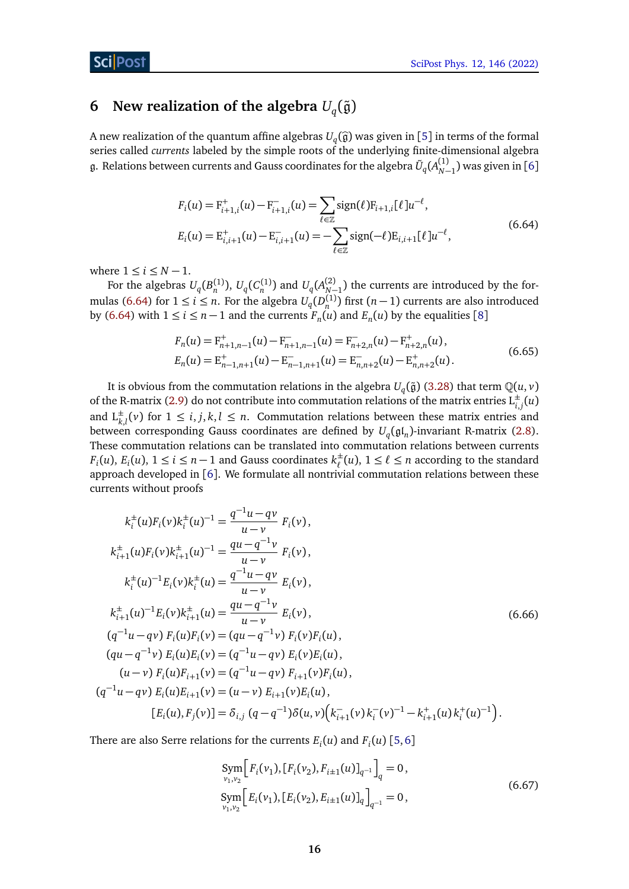## 6 New realization of the algebra $U_q(\tilde{\mathfrak{g}})$

A new realization of the quantum affine algebras $U_q(\tilde{\mathfrak{g}})$ was given in [5] in terms of the formal series called *currents* labeled by the simple roots of the underlying finite-dimensional algebra $\mathfrak{g}$. Relations between currents and Gauss coordinates for the algebra $\tilde{U}_q(A^{(1)}_{N-1})$ was given in [6]

$$
\begin{aligned}
F_i(u) &= \mathrm{F}^+_{i+1,i}(u) - \mathrm{F}^-_{i+1,i}(u) = \sum_{\ell\in\mathbb{Z}} \mathrm{sign}(\ell)\mathrm{F}_{i+1,i}[\ell]u^{-\ell},\\
E_i(u) &= \mathrm{E}^+_{i,i+1}(u) - \mathrm{E}^-_{i,i+1}(u) = -\sum_{\ell\in\mathbb{Z}} \mathrm{sign}(-\ell)\mathrm{E}_{i,i+1}[\ell]u^{-\ell},
\end{aligned}
\tag{6.64}
$$

where $1\le i\le N-1$.

For the algebras $U_q(B^{(1)}_n)$, $U_q(C^{(1)}_n)$ and $U_q(A^{(2)}_{N-1})$ the currents are introduced by the formulas (6.64) for $1\le i\le n$. For the algebra $U_q(D^{(1)}_n)$ first $(n-1)$ currents are also introduced by (6.64) with $1\le i\le n-1$ and the currents $F_n(u)$ and $E_n(u)$ by the equalities [8]

$$
\begin{aligned}
F_n(u) &= \mathrm{F}^+_{n+1,n-1}(u) - \mathrm{F}^-_{n+1,n-1}(u) = \mathrm{F}^-_{n+2,n}(u) - \mathrm{F}^+_{n+2,n}(u),\\
E_n(u) &= \mathrm{E}^+_{n-1,n+1}(u) - \mathrm{E}^-_{n-1,n+1}(u) = \mathrm{E}^-_{n,n+2}(u) - \mathrm{E}^+_{n,n+2}(u).
\end{aligned}
\tag{6.65}
$$

It is obvious from the commutation relations in the algebra $U_q(\tilde{\mathfrak{g}})$ (3.28) that term $\mathbb{Q}(u,v)$ of the R-matrix (2.9) do not contribute into commutation relations of the matrix entries $\mathrm{L}^\pm_{i,j}(u)$ and $\mathrm{L}^\pm_{k,l}(v)$ for $1\le i,j,k,l\le n$. Commutation relations between these matrix entries and between corresponding Gauss coordinates are defined by $U_q(\mathfrak{gl}_n)$-invariant R-matrix (2.8). These commutation relations can be translated into commutation relations between currents $F_i(u)$, $E_i(u)$, $1\le i\le n-1$ and Gauss coordinates $k^\pm_\ell(u)$, $1\le \ell\le n$ according to the standard approach developed in [6]. We formulate all nontrivial commutation relations between these currents without proofs

$$
\begin{aligned}
k^\pm_i(u)F_i(v)k^\pm_i(u)^{-1} &= \frac{q^{-1}u-qv}{u-v}\,F_i(v),\\
k^\pm_{i+1}(u)F_i(v)k^\pm_{i+1}(u)^{-1} &= \frac{qu-q^{-1}v}{u-v}\,F_i(v),\\
k^\pm_i(u)^{-1}E_i(v)k^\pm_i(u) &= \frac{q^{-1}u-qv}{u-v}\,E_i(v),\\
k^\pm_{i+1}(u)^{-1}E_i(v)k^\pm_{i+1}(u) &= \frac{qu-q^{-1}v}{u-v}\,E_i(v),\\
(q^{-1}u-qv)\,F_i(u)F_i(v) &= (qu-q^{-1}v)\,F_i(v)F_i(u),\\
(qu-q^{-1}v)\,E_i(u)E_i(v) &= (q^{-1}u-qv)\,E_i(v)E_i(u),\\
(u-v)\,F_i(u)F_{i+1}(v) &= (q^{-1}u-qv)\,F_{i+1}(v)F_i(u),\\
(q^{-1}u-qv)\,E_i(u)E_{i+1}(v) &= (u-v)\,E_{i+1}(v)E_i(u),\\
[E_i(u),F_j(v)] &= \delta_{i,j}\,(q-q^{-1})\delta(u,v)\Big(k^-_{i+1}(v)\,k^-_i(v)^{-1} - k^+_{i+1}(u)\,k^+_i(u)^{-1}\Big).
\end{aligned}
\tag{6.66}
$$

There are also Serre relations for the currents $E_i(u)$ and $F_i(u)$ [5, 6]

$$
\begin{aligned}
\mathop{\mathrm{Sym}}_{v_1,v_2}\Big[F_i(v_1),[F_i(v_2),F_{i\pm1}(u)]_{q^{-1}}\Big]_q &= 0,\\
\mathop{\mathrm{Sym}}_{v_1,v_2}\Big[E_i(v_1),[E_i(v_2),E_{i\pm1}(u)]_{q}\Big]_{q^{-1}} &= 0,
\end{aligned}
\tag{6.67}
$$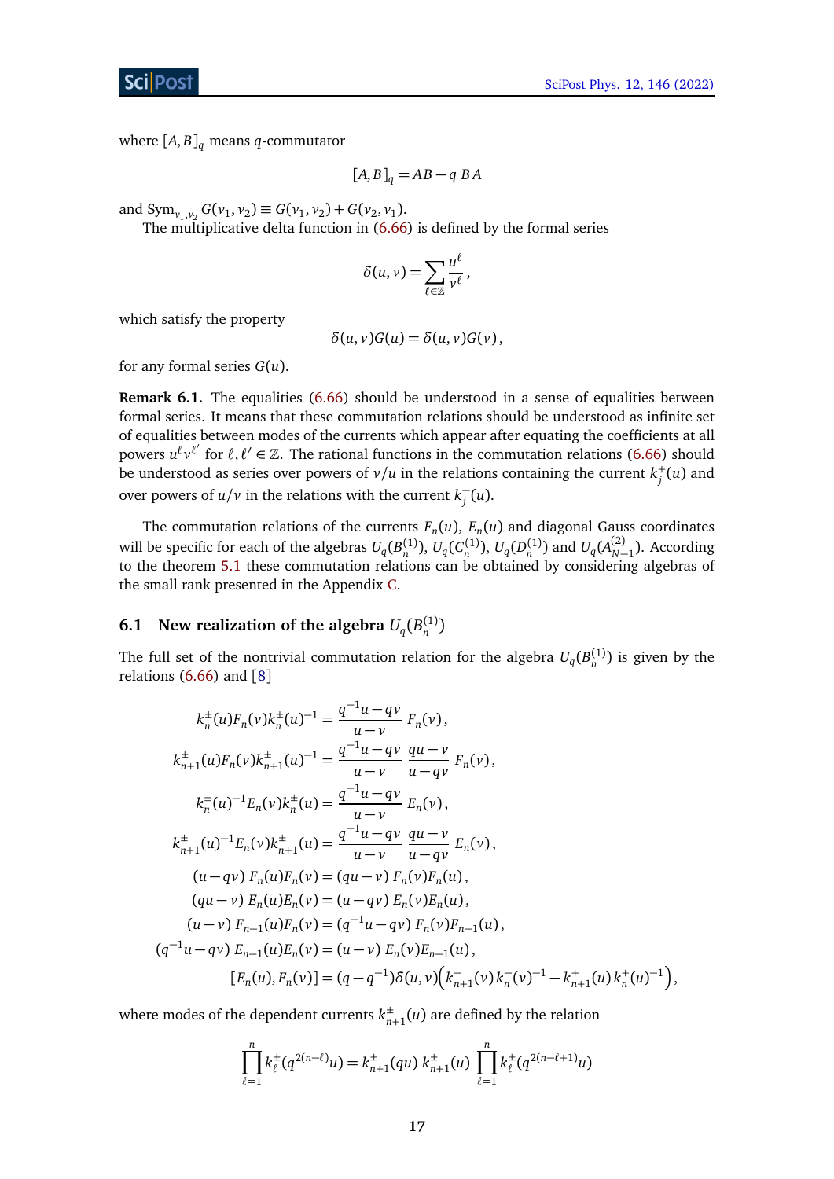where $[A,B]_q$ means $q$-commutator

$$[A,B]_q = AB - q\,BA$$

and $\mathrm{Sym}_{v_1,v_2}\, G(v_1,v_2) \equiv G(v_1,v_2) + G(v_2,v_1)$.

The multiplicative delta function in (6.66) is defined by the formal series

$$\delta(u,v) = \sum_{\ell\in\mathbb{Z}} \frac{u^\ell}{v^\ell}\,,$$

which satisfy the property

$$\delta(u,v)G(u) = \delta(u,v)G(v)\,,$$

for any formal series $G(u)$.

**Remark 6.1.** The equalities (6.66) should be understood in a sense of equalities between formal series. It means that these commutation relations should be understood as infinite set of equalities between modes of the currents which appear after equating the coefficients at all powers $u^\ell v^{\ell'}$ for $\ell,\ell' \in \mathbb{Z}$. The rational functions in the commutation relations (6.66) should be understood as series over powers of $v/u$ in the relations containing the current $k_j^+(u)$ and over powers of $u/v$ in the relations with the current $k_j^-(u)$.

The commutation relations of the currents $F_n(u)$, $E_n(u)$ and diagonal Gauss coordinates will be specific for each of the algebras $U_q(B_n^{(1)})$, $U_q(C_n^{(1)})$, $U_q(D_n^{(1)})$ and $U_q(A_{N-1}^{(2)})$. According to the theorem 5.1 these commutation relations can be obtained by considering algebras of the small rank presented in the Appendix C.

## 6.1 New realization of the algebra $U_q(B_n^{(1)})$

The full set of the nontrivial commutation relation for the algebra $U_q(B_n^{(1)})$ is given by the relations (6.66) and [8]

$$\begin{aligned}
k_n^\pm(u) F_n(v) k_n^\pm(u)^{-1} &= \frac{q^{-1}u - qv}{u-v}\, F_n(v)\,,\\
k_{n+1}^\pm(u) F_n(v) k_{n+1}^\pm(u)^{-1} &= \frac{q^{-1}u - qv}{u-v}\,\frac{qu-v}{u-qv}\, F_n(v)\,,\\
k_n^\pm(u)^{-1} E_n(v) k_n^\pm(u) &= \frac{q^{-1}u - qv}{u-v}\, E_n(v)\,,\\
k_{n+1}^\pm(u)^{-1} E_n(v) k_{n+1}^\pm(u) &= \frac{q^{-1}u - qv}{u-v}\,\frac{qu-v}{u-qv}\, E_n(v)\,,\\
(u-qv)\; F_n(u) F_n(v) &= (qu-v)\; F_n(v) F_n(u)\,,\\
(qu-v)\; E_n(u) E_n(v) &= (u-qv)\; E_n(v) E_n(u)\,,\\
(u-v)\; F_{n-1}(u) F_n(v) &= (q^{-1}u - qv)\; F_n(v) F_{n-1}(u)\,,\\
(q^{-1}u - qv)\; E_{n-1}(u) E_n(v) &= (u-v)\; E_n(v) E_{n-1}(u)\,,\\
[E_n(u), F_n(v)] &= (q-q^{-1})\delta(u,v)\Big(k_{n+1}^-(v)\, k_n^-(v)^{-1} - k_{n+1}^+(u)\, k_n^+(u)^{-1}\Big)\,,
\end{aligned}$$

where modes of the dependent currents $k_{n+1}^\pm(u)$ are defined by the relation

$$\prod_{\ell=1}^{n} k_\ell^\pm(q^{2(n-\ell)}u) = k_{n+1}^\pm(qu)\; k_{n+1}^\pm(u) \prod_{\ell=1}^{n} k_\ell^\pm(q^{2(n-\ell+1)}u)$$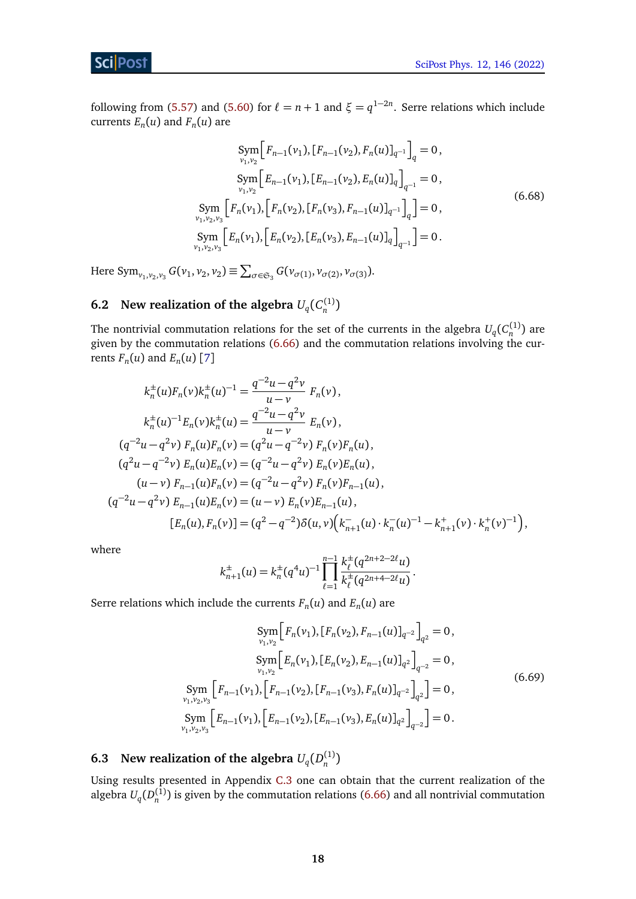following from (5.57) and (5.60) for $\ell = n+1$ and $\xi = q^{1-2n}$. Serre relations which include currents $E_n(u)$ and $F_n(u)$ are

$$
\begin{aligned}
\operatorname*{Sym}_{v_1,v_2}\Big[F_{n-1}(v_1),[F_{n-1}(v_2),F_n(u)]_{q^{-1}}\Big]_q &= 0\,,\\
\operatorname*{Sym}_{v_1,v_2}\Big[E_{n-1}(v_1),[E_{n-1}(v_2),E_n(u)]_q\Big]_{q^{-1}} &= 0\,,\\
\operatorname*{Sym}_{v_1,v_2,v_3}\Big[F_n(v_1),\Big[F_n(v_2),[F_n(v_3),F_{n-1}(u)]_{q^{-1}}\Big]_q\Big] &= 0\,,\\
\operatorname*{Sym}_{v_1,v_2,v_3}\Big[E_n(v_1),\Big[E_n(v_2),[E_n(v_3),E_{n-1}(u)]_q\Big]_{q^{-1}}\Big] &= 0\,.
\end{aligned}
\tag{6.68}
$$

Here $\operatorname{Sym}_{v_1,v_2,v_3} G(v_1,v_2,v_2) \equiv \sum_{\sigma\in\mathfrak{S}_3} G(v_{\sigma(1)},v_{\sigma(2)},v_{\sigma(3)})$.

### 6.2 New realization of the algebra $U_q(C_n^{(1)})$

The nontrivial commutation relations for the set of the currents in the algebra $U_q(C_n^{(1)})$ are given by the commutation relations (6.66) and the commutation relations involving the currents $F_n(u)$ and $E_n(u)$ [7]

$$
\begin{aligned}
k_n^{\pm}(u)F_n(v)k_n^{\pm}(u)^{-1} &= \frac{q^{-2}u-q^2v}{u-v}\,F_n(v)\,,\\
k_n^{\pm}(u)^{-1}E_n(v)k_n^{\pm}(u) &= \frac{q^{-2}u-q^2v}{u-v}\,E_n(v)\,,\\
(q^{-2}u-q^2v)\,F_n(u)F_n(v) &= (q^2u-q^{-2}v)\,F_n(v)F_n(u)\,,\\
(q^2u-q^{-2}v)\,E_n(u)E_n(v) &= (q^{-2}u-q^2v)\,E_n(v)E_n(u)\,,\\
(u-v)\,F_{n-1}(u)F_n(v) &= (q^{-2}u-q^2v)\,F_n(v)F_{n-1}(u)\,,\\
(q^{-2}u-q^2v)\,E_{n-1}(u)E_n(v) &= (u-v)\,E_n(v)E_{n-1}(u)\,,\\
[E_n(u),F_n(v)] &= (q^2-q^{-2})\delta(u,v)\Big(k_{n+1}^-(u)\cdot k_n^-(u)^{-1}-k_{n+1}^+(v)\cdot k_n^+(v)^{-1}\Big)\,,
\end{aligned}
$$

where

$$
k_{n+1}^{\pm}(u) = k_n^{\pm}(q^4u)^{-1}\prod_{\ell=1}^{n-1}\frac{k_\ell^{\pm}(q^{2n+2-2\ell}u)}{k_\ell^{\pm}(q^{2n+4-2\ell}u)}\,.
$$

Serre relations which include the currents $F_n(u)$ and $E_n(u)$ are

$$
\begin{aligned}
\operatorname*{Sym}_{v_1,v_2}\Big[F_n(v_1),[F_n(v_2),F_{n-1}(u)]_{q^{-2}}\Big]_{q^2} &= 0\,,\\
\operatorname*{Sym}_{v_1,v_2}\Big[E_n(v_1),[E_n(v_2),E_{n-1}(u)]_{q^2}\Big]_{q^{-2}} &= 0\,,\\
\operatorname*{Sym}_{v_1,v_2,v_3}\Big[F_{n-1}(v_1),\Big[F_{n-1}(v_2),[F_{n-1}(v_3),F_n(u)]_{q^{-2}}\Big]_{q^2}\Big] &= 0\,,\\
\operatorname*{Sym}_{v_1,v_2,v_3}\Big[E_{n-1}(v_1),\Big[E_{n-1}(v_2),[E_{n-1}(v_3),E_n(u)]_{q^2}\Big]_{q^{-2}}\Big] &= 0\,.
\end{aligned}
\tag{6.69}
$$

### 6.3 New realization of the algebra $U_q(D_n^{(1)})$

Using results presented in Appendix C.3 one can obtain that the current realization of the algebra $U_q(D_n^{(1)})$ is given by the commutation relations (6.66) and all nontrivial commutation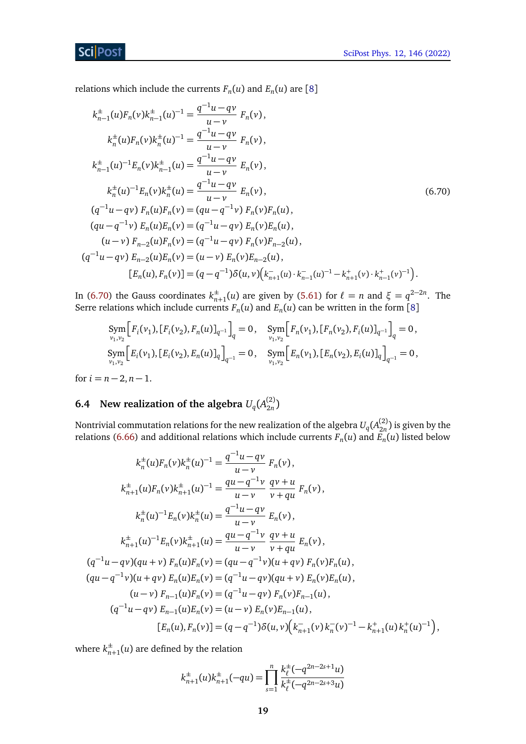relations which include the currents $F_n(u)$ and $E_n(u)$ are [8]

$$
\begin{aligned}
k^{\pm}_{n-1}(u)F_n(v)k^{\pm}_{n-1}(u)^{-1} &= \frac{q^{-1}u-qv}{u-v}\, F_n(v)\,,\\
k^{\pm}_{n}(u)F_n(v)k^{\pm}_{n}(u)^{-1} &= \frac{q^{-1}u-qv}{u-v}\, F_n(v)\,,\\
k^{\pm}_{n-1}(u)^{-1}E_n(v)k^{\pm}_{n-1}(u) &= \frac{q^{-1}u-qv}{u-v}\, E_n(v)\,,\\
k^{\pm}_{n}(u)^{-1}E_n(v)k^{\pm}_{n}(u) &= \frac{q^{-1}u-qv}{u-v}\, E_n(v)\,,\\
(q^{-1}u-qv)\, F_n(u)F_n(v) &= (qu-q^{-1}v)\, F_n(v)F_n(u)\,,\\
(qu-q^{-1}v)\, E_n(u)E_n(v) &= (q^{-1}u-qv)\, E_n(v)E_n(u)\,,\\
(u-v)\, F_{n-2}(u)F_n(v) &= (q^{-1}u-qv)\, F_n(v)F_{n-2}(u)\,,\\
(q^{-1}u-qv)\, E_{n-2}(u)E_n(v) &= (u-v)\, E_n(v)E_{n-2}(u)\,,\\
[E_n(u),F_n(v)] &= (q-q^{-1})\delta(u,v)\Big(k^{-}_{n+1}(u)\cdot k^{-}_{n-1}(u)^{-1}-k^{+}_{n+1}(v)\cdot k^{+}_{n-1}(v)^{-1}\Big)\,.
\end{aligned}
\tag{6.70}
$$

In (6.70) the Gauss coordinates $k^{\pm}_{n+1}(u)$ are given by (5.61) for $\ell = n$ and $\xi = q^{2-2n}$. The Serre relations which include currents $F_n(u)$ and $E_n(u)$ can be written in the form [8]

$$
\operatorname*{Sym}_{v_1,v_2}\Big[F_i(v_1),[F_i(v_2),F_n(u)]_{q^{-1}}\Big]_q=0\,,\quad \operatorname*{Sym}_{v_1,v_2}\Big[F_n(v_1),[F_n(v_2),F_i(u)]_{q^{-1}}\Big]_q=0\,,
$$

$$
\operatorname*{Sym}_{v_1,v_2}\Big[E_i(v_1),[E_i(v_2),E_n(u)]_q\Big]_{q^{-1}}=0\,,\quad \operatorname*{Sym}_{v_1,v_2}\Big[E_n(v_1),[E_n(v_2),E_i(u)]_q\Big]_{q^{-1}}=0\,,
$$

for $i=n-2,n-1$.

### 6.4 New realization of the algebra $U_q(A^{(2)}_{2n})$

Nontrivial commutation relations for the new realization of the algebra $U_q(A^{(2)}_{2n})$ is given by the relations (6.66) and additional relations which include currents $F_n(u)$ and $E_n(u)$ listed below

$$
\begin{aligned}
k^{\pm}_{n}(u)F_n(v)k^{\pm}_{n}(u)^{-1} &= \frac{q^{-1}u-qv}{u-v}\, F_n(v)\,,\\
k^{\pm}_{n+1}(u)F_n(v)k^{\pm}_{n+1}(u)^{-1} &= \frac{qu-q^{-1}v}{u-v}\,\frac{qv+u}{v+qu}\, F_n(v)\,,\\
k^{\pm}_{n}(u)^{-1}E_n(v)k^{\pm}_{n}(u) &= \frac{q^{-1}u-qv}{u-v}\, E_n(v)\,,\\
k^{\pm}_{n+1}(u)^{-1}E_n(v)k^{\pm}_{n+1}(u) &= \frac{qu-q^{-1}v}{u-v}\,\frac{qv+u}{v+qu}\, E_n(v)\,,\\
(q^{-1}u-qv)(qu+v)\, F_n(u)F_n(v) &= (qu-q^{-1}v)(u+qv)\, F_n(v)F_n(u)\,,\\
(qu-q^{-1}v)(u+qv)\, E_n(u)E_n(v) &= (q^{-1}u-qv)(qu+v)\, E_n(v)E_n(u)\,,\\
(u-v)\, F_{n-1}(u)F_n(v) &= (q^{-1}u-qv)\, F_n(v)F_{n-1}(u)\,,\\
(q^{-1}u-qv)\, E_{n-1}(u)E_n(v) &= (u-v)\, E_n(v)E_{n-1}(u)\,,\\
[E_n(u),F_n(v)] &= (q-q^{-1})\delta(u,v)\Big(k^{-}_{n+1}(v)\,k^{-}_{n}(v)^{-1}-k^{+}_{n+1}(u)\,k^{+}_{n}(u)^{-1}\Big)\,,
\end{aligned}
$$

where $k^{\pm}_{n+1}(u)$ are defined by the relation

$$
k^{\pm}_{n+1}(u)k^{\pm}_{n+1}(-qu)=\prod_{s=1}^{n}\frac{k^{\pm}_{\ell}(-q^{2n-2s+1}u)}{k^{\pm}_{\ell}(-q^{2n-2s+3}u)}
$$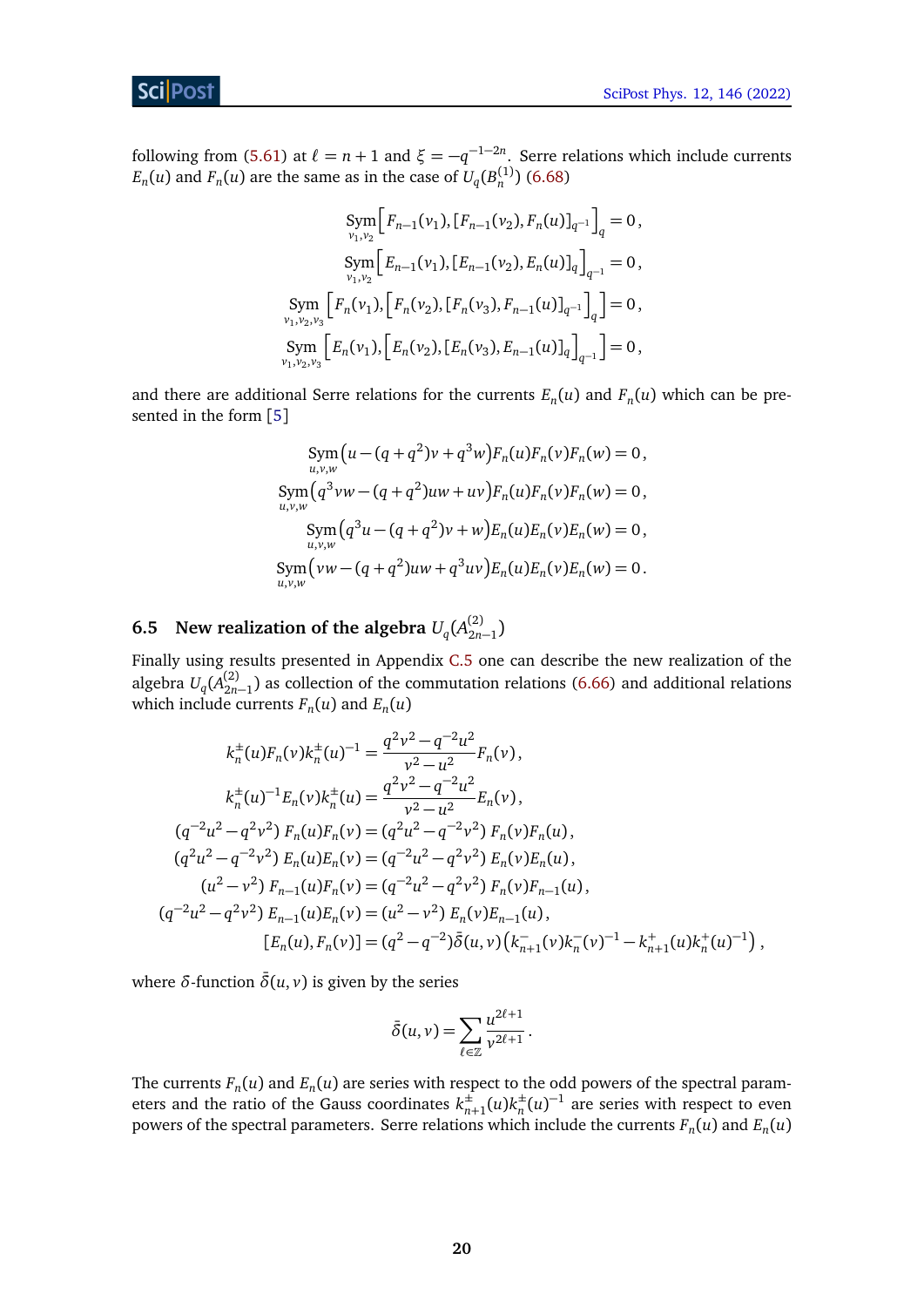following from (5.61) at $\ell = n+1$ and $\xi = -q^{-1-2n}$. Serre relations which include currents $E_n(u)$ and $F_n(u)$ are the same as in the case of $U_q(B_n^{(1)})$ (6.68)

$$
\begin{aligned}
\operatorname*{Sym}_{v_1,v_2}\Big[F_{n-1}(v_1),[F_{n-1}(v_2),F_n(u)]_{q^{-1}}\Big]_q &= 0\,,\\
\operatorname*{Sym}_{v_1,v_2}\Big[E_{n-1}(v_1),[E_{n-1}(v_2),E_n(u)]_{q}\Big]_{q^{-1}} &= 0\,,\\
\operatorname*{Sym}_{v_1,v_2,v_3}\Big[F_n(v_1),\Big[F_n(v_2),[F_n(v_3),F_{n-1}(u)]_{q^{-1}}\Big]_q\Big] &= 0\,,\\
\operatorname*{Sym}_{v_1,v_2,v_3}\Big[E_n(v_1),\Big[E_n(v_2),[E_n(v_3),E_{n-1}(u)]_{q}\Big]_{q^{-1}}\Big] &= 0\,,
\end{aligned}
$$

and there are additional Serre relations for the currents $E_n(u)$ and $F_n(u)$ which can be presented in the form [5]

$$
\begin{aligned}
\operatorname*{Sym}_{u,v,w}\big(u-(q+q^2)v+q^3w\big)F_n(u)F_n(v)F_n(w) &= 0\,,\\
\operatorname*{Sym}_{u,v,w}\big(q^3vw-(q+q^2)uw+uv\big)F_n(u)F_n(v)F_n(w) &= 0\,,\\
\operatorname*{Sym}_{u,v,w}\big(q^3u-(q+q^2)v+w\big)E_n(u)E_n(v)E_n(w) &= 0\,,\\
\operatorname*{Sym}_{u,v,w}\big(vw-(q+q^2)uw+q^3uv\big)E_n(u)E_n(v)E_n(w) &= 0\,.
\end{aligned}
$$

### 6.5 New realization of the algebra $U_q(A_{2n-1}^{(2)})$

Finally using results presented in Appendix C.5 one can describe the new realization of the algebra $U_q(A_{2n-1}^{(2)})$ as collection of the commutation relations (6.66) and additional relations which include currents $F_n(u)$ and $E_n(u)$

$$
\begin{aligned}
k_n^{\pm}(u)F_n(v)k_n^{\pm}(u)^{-1} &= \frac{q^2v^2-q^{-2}u^2}{v^2-u^2}F_n(v)\,,\\
k_n^{\pm}(u)^{-1}E_n(v)k_n^{\pm}(u) &= \frac{q^2v^2-q^{-2}u^2}{v^2-u^2}E_n(v)\,,\\
(q^{-2}u^2-q^2v^2)\;F_n(u)F_n(v) &= (q^2u^2-q^{-2}v^2)\;F_n(v)F_n(u)\,,\\
(q^{2}u^2-q^{-2}v^2)\;E_n(u)E_n(v) &= (q^{-2}u^2-q^{2}v^2)\;E_n(v)E_n(u)\,,\\
(u^2-v^2)\;F_{n-1}(u)F_n(v) &= (q^{-2}u^2-q^2v^2)\;F_n(v)F_{n-1}(u)\,,\\
(q^{-2}u^2-q^2v^2)\;E_{n-1}(u)E_n(v) &= (u^2-v^2)\;E_n(v)E_{n-1}(u)\,,\\
[E_n(u),F_n(v)] &= (q^2-q^{-2})\bar{\delta}(u,v)\big(k_{n+1}^-(v)k_n^-(v)^{-1}-k_{n+1}^+(u)k_n^+(u)^{-1}\big)\,,
\end{aligned}
$$

where $\delta$-function $\bar{\delta}(u,v)$ is given by the series

$$
\bar{\delta}(u,v)=\sum_{\ell\in\mathbb{Z}}\frac{u^{2\ell+1}}{v^{2\ell+1}}\,.
$$

The currents $F_n(u)$ and $E_n(u)$ are series with respect to the odd powers of the spectral parameters and the ratio of the Gauss coordinates $k_{n+1}^{\pm}(u)k_n^{\pm}(u)^{-1}$ are series with respect to even powers of the spectral parameters. Serre relations which include the currents $F_n(u)$ and $E_n(u)$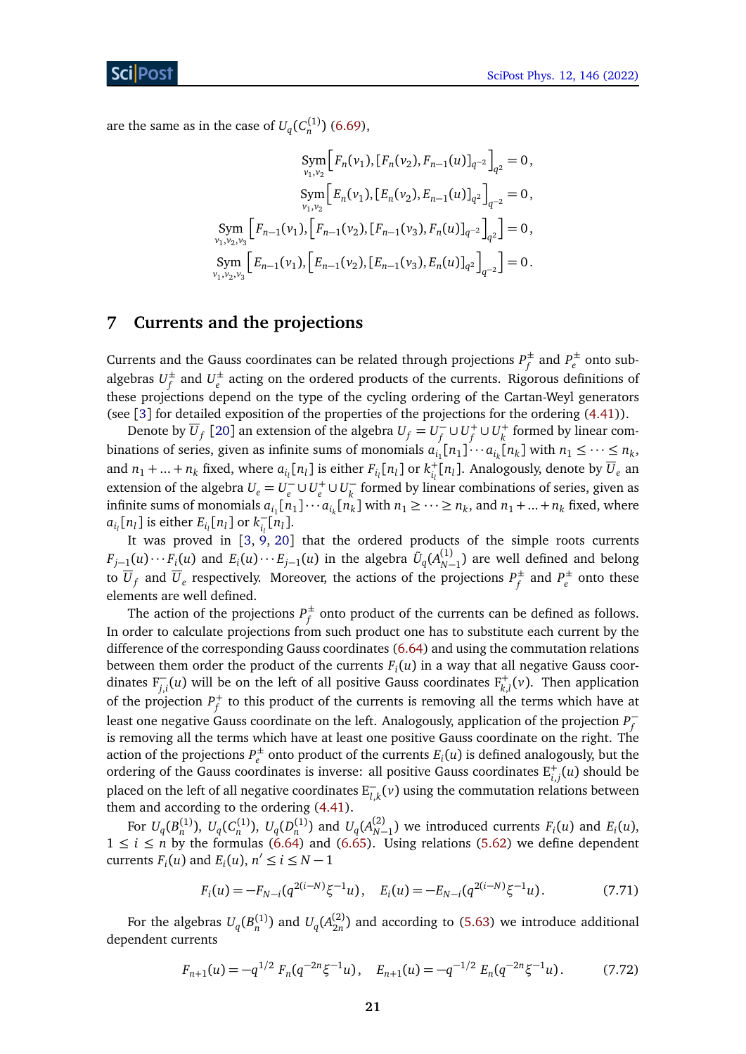are the same as in the case of $U_q(C_n^{(1)})$ (6.69),

$$\underset{v_1,v_2}{\mathrm{Sym}}\Big[F_n(v_1),[F_n(v_2),F_{n-1}(u)]_{q^{-2}}\Big]_{q^2}=0\,,$$

$$\underset{v_1,v_2}{\mathrm{Sym}}\Big[E_n(v_1),[E_n(v_2),E_{n-1}(u)]_{q^{2}}\Big]_{q^{-2}}=0\,,$$

$$\underset{v_1,v_2,v_3}{\mathrm{Sym}}\Big[F_{n-1}(v_1),\Big[F_{n-1}(v_2),[F_{n-1}(v_3),F_n(u)]_{q^{-2}}\Big]_{q^2}\Big]=0\,,$$

$$\underset{v_1,v_2,v_3}{\mathrm{Sym}}\Big[E_{n-1}(v_1),\Big[E_{n-1}(v_2),[E_{n-1}(v_3),E_n(u)]_{q^{2}}\Big]_{q^{-2}}\Big]=0\,.$$

# 7 Currents and the projections

Currents and the Gauss coordinates can be related through projections $P_f^{\pm}$ and $P_e^{\pm}$ onto subalgebras $U_f^{\pm}$ and $U_e^{\pm}$ acting on the ordered products of the currents. Rigorous definitions of these projections depend on the type of the cycling ordering of the Cartan-Weyl generators (see [3] for detailed exposition of the properties of the projections for the ordering (4.41)).

Denote by $\overline{U}_f$ [20] an extension of the algebra $U_f=U_f^-\cup U_f^+\cup U_k^+$ formed by linear combinations of series, given as infinite sums of monomials $a_{i_1}[n_1]\cdots a_{i_k}[n_k]$ with $n_1\le\cdots\le n_k$, and $n_1+\ldots+n_k$ fixed, where $a_{i_l}[n_l]$ is either $F_{i_l}[n_l]$ or $k^+_{i_l}[n_l]$. Analogously, denote by $\overline{U}_e$ an extension of the algebra $U_e=U_e^-\cup U_e^+\cup U_k^-$ formed by linear combinations of series, given as infinite sums of monomials $a_{i_1}[n_1]\cdots a_{i_k}[n_k]$ with $n_1\ge\cdots\ge n_k$, and $n_1+\ldots+n_k$ fixed, where $a_{i_l}[n_l]$ is either $E_{i_l}[n_l]$ or $k^-_{i_l}[n_l]$.

It was proved in [3, 9, 20] that the ordered products of the simple roots currents $F_{j-1}(u)\cdots F_i(u)$ and $E_i(u)\cdots E_{j-1}(u)$ in the algebra $\tilde{U}_q(A^{(1)}_{N-1})$ are well defined and belong to $\overline{U}_f$ and $\overline{U}_e$ respectively. Moreover, the actions of the projections $P_f^{\pm}$ and $P_e^{\pm}$ onto these elements are well defined.

The action of the projections $P_f^{\pm}$ onto product of the currents can be defined as follows. In order to calculate projections from such product one has to substitute each current by the difference of the corresponding Gauss coordinates (6.64) and using the commutation relations between them order the product of the currents $F_i(u)$ in a way that all negative Gauss coordinates $\mathrm{F}^-_{j,i}(u)$ will be on the left of all positive Gauss coordinates $\mathrm{F}^+_{k,l}(v)$. Then application of the projection $P_f^+$ to this product of the currents is removing all the terms which have at least one negative Gauss coordinate on the left. Analogously, application of the projection $P_f^-$ is removing all the terms which have at least one positive Gauss coordinate on the right. The action of the projections $P_e^{\pm}$ onto product of the currents $E_i(u)$ is defined analogously, but the ordering of the Gauss coordinates is inverse: all positive Gauss coordinates $\mathrm{E}^+_{i,j}(u)$ should be placed on the left of all negative coordinates $\mathrm{E}^-_{l,k}(v)$ using the commutation relations between them and according to the ordering (4.41).

For $U_q(B_n^{(1)})$, $U_q(C_n^{(1)})$, $U_q(D_n^{(1)})$ and $U_q(A^{(2)}_{N-1})$ we introduced currents $F_i(u)$ and $E_i(u)$, $1\le i\le n$ by the formulas (6.64) and (6.65). Using relations (5.62) we define dependent currents $F_i(u)$ and $E_i(u)$, $n'\le i\le N-1$

$$F_i(u)=-F_{N-i}(q^{2(i-N)}\xi^{-1}u)\,,\quad E_i(u)=-E_{N-i}(q^{2(i-N)}\xi^{-1}u)\,. \tag{7.71}$$

For the algebras $U_q(B_n^{(1)})$ and $U_q(A^{(2)}_{2n})$ and according to (5.63) we introduce additional dependent currents

$$F_{n+1}(u)=-q^{1/2}\,F_n(q^{-2n}\xi^{-1}u)\,,\quad E_{n+1}(u)=-q^{-1/2}\,E_n(q^{-2n}\xi^{-1}u)\,. \tag{7.72}$$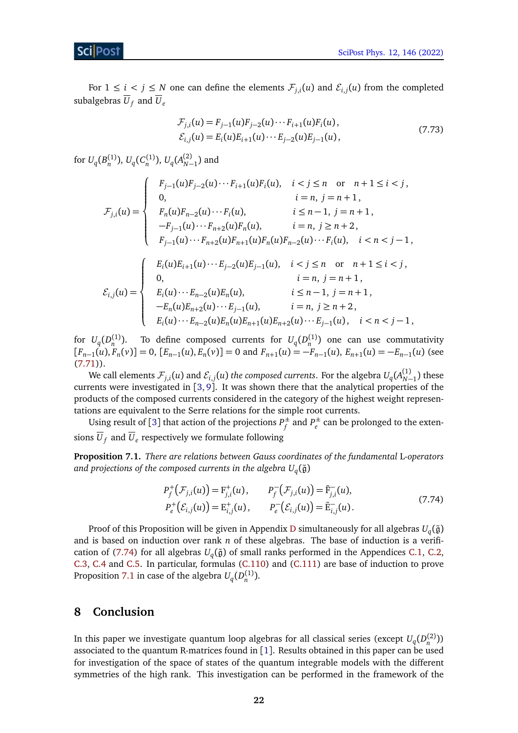For $1 \le i < j \le N$ one can define the elements $\mathcal{F}_{j,i}(u)$ and $\mathcal{E}_{i,j}(u)$ from the completed subalgebras $\overline{U}_f$ and $\overline{U}_e$

$$
\begin{aligned}
\mathcal{F}_{j,i}(u) &= F_{j-1}(u)F_{j-2}(u)\cdots F_{i+1}(u)F_i(u)\,,\\
\mathcal{E}_{i,j}(u) &= E_i(u)E_{i+1}(u)\cdots E_{j-2}(u)E_{j-1}(u)\,,
\end{aligned}
\tag{7.73}
$$

for $U_q(B_n^{(1)})$, $U_q(C_n^{(1)})$, $U_q(A_{N-1}^{(2)})$ and

$$
\mathcal{F}_{j,i}(u) = \begin{cases}
F_{j-1}(u)F_{j-2}(u)\cdots F_{i+1}(u)F_i(u), & i<j\le n \quad\text{or}\quad n+1\le i<j\,,\\
0, & i=n,\ j=n+1\,,\\
F_n(u)F_{n-2}(u)\cdots F_i(u), & i\le n-1,\ j=n+1\,,\\
-F_{j-1}(u)\cdots F_{n+2}(u)F_n(u), & i=n,\ j\ge n+2\,,\\
F_{j-1}(u)\cdots F_{n+2}(u)F_{n+1}(u)F_n(u)F_{n-2}(u)\cdots F_i(u), & i<n<j-1\,,
\end{cases}
$$

$$
\mathcal{E}_{i,j}(u) = \begin{cases}
E_i(u)E_{i+1}(u)\cdots E_{j-2}(u)E_{j-1}(u), & i<j\le n \quad\text{or}\quad n+1\le i<j\,,\\
0, & i=n,\ j=n+1\,,\\
E_i(u)\cdots E_{n-2}(u)E_n(u), & i\le n-1,\ j=n+1\,,\\
-E_n(u)E_{n+2}(u)\cdots E_{j-1}(u), & i=n,\ j\ge n+2\,,\\
E_i(u)\cdots E_{n-2}(u)E_n(u)E_{n+1}(u)E_{n+2}(u)\cdots E_{j-1}(u), & i<n<j-1\,,
\end{cases}
$$

for $U_q(D_n^{(1)})$. To define composed currents for $U_q(D_n^{(1)})$ one can use commutativity $[F_{n-1}(u),F_n(v)]=0$, $[E_{n-1}(u),E_n(v)]=0$ and $F_{n+1}(u)=-F_{n-1}(u)$, $E_{n+1}(u)=-E_{n-1}(u)$ (see (7.71)).

We call elements $\mathcal{F}_{j,i}(u)$ and $\mathcal{E}_{i,j}(u)$ *the composed currents*. For the algebra $U_q(A_{N-1}^{(1)})$ these currents were investigated in [3,9]. It was shown there that the analytical properties of the products of the composed currents considered in the category of the highest weight representations are equivalent to the Serre relations for the simple root currents.

Using result of [3] that action of the projections $P_f^{\pm}$ and $P_e^{\pm}$ can be prolonged to the extensions $\overline{U}_f$ and $\overline{U}_e$ respectively we formulate following

**Proposition 7.1.** *There are relations between Gauss coordinates of the fundamental* L*-operators and projections of the composed currents in the algebra* $U_q(\tilde{\mathfrak{g}})$

$$
\begin{aligned}
P_f^+\big(\mathcal{F}_{j,i}(u)\big) &= \mathrm{F}_{j,i}^+(u)\,, \qquad & P_f^-\big(\mathcal{F}_{j,i}(u)\big) &= \tilde{\mathrm{F}}_{j,i}^-(u),\\
P_e^+\big(\mathcal{E}_{i,j}(u)\big) &= \mathrm{E}_{i,j}^+(u)\,, \qquad & P_e^-\big(\mathcal{E}_{i,j}(u)\big) &= \tilde{\mathrm{E}}_{i,j}^-(u)\,.
\end{aligned}
\tag{7.74}
$$

Proof of this Proposition will be given in Appendix D simultaneously for all algebras $U_q(\tilde{\mathfrak{g}})$ and is based on induction over rank $n$ of these algebras. The base of induction is a verification of (7.74) for all algebras $U_q(\tilde{\mathfrak{g}})$ of small ranks performed in the Appendices C.1, C.2, C.3, C.4 and C.5. In particular, formulas (C.110) and (C.111) are base of induction to prove Proposition 7.1 in case of the algebra $U_q(D_n^{(1)})$.

# 8 Conclusion

In this paper we investigate quantum loop algebras for all classical series (except $U_q(D_n^{(2)})$) associated to the quantum R-matrices found in [1]. Results obtained in this paper can be used for investigation of the space of states of the quantum integrable models with the different symmetries of the high rank. This investigation can be performed in the framework of the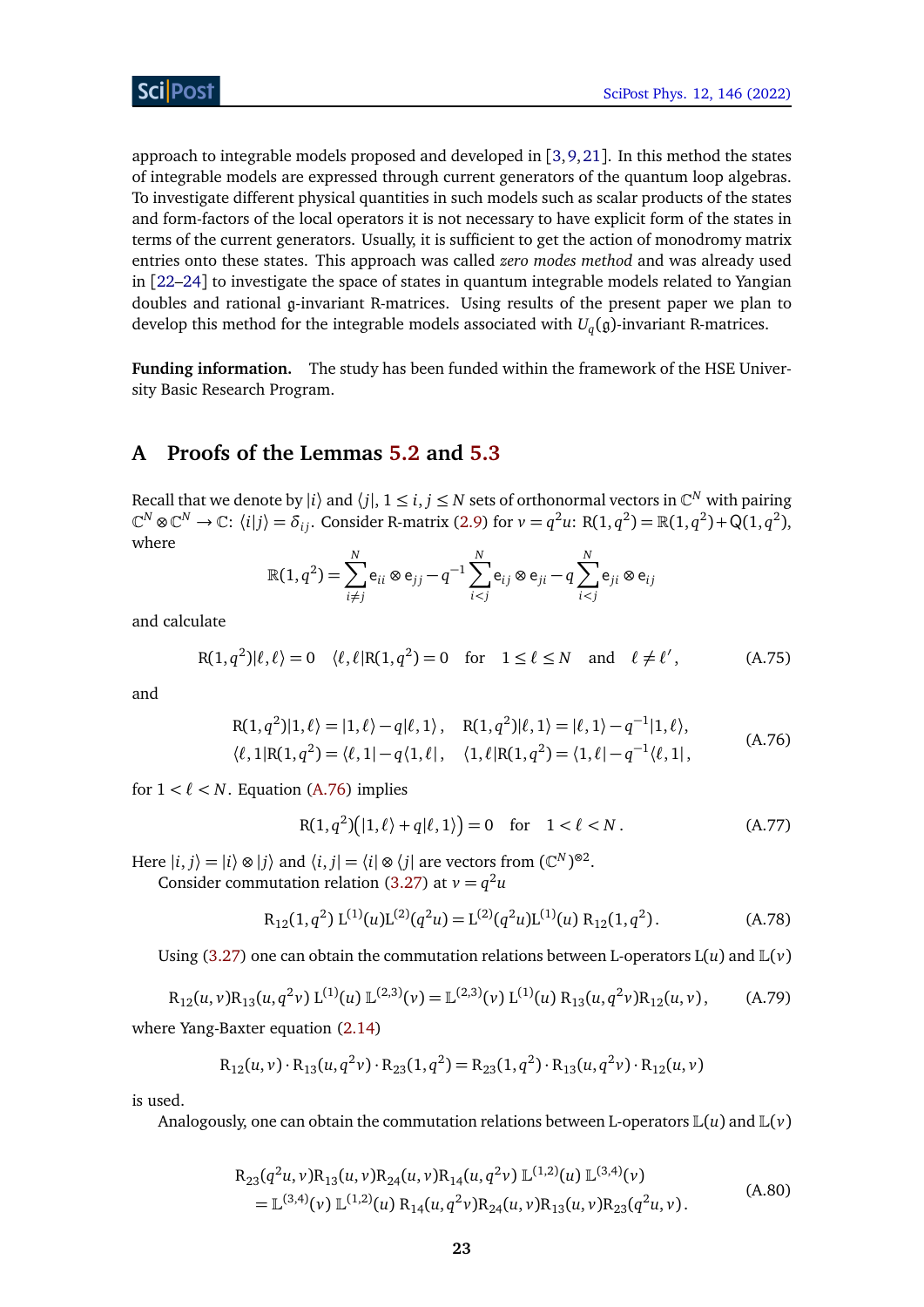approach to integrable models proposed and developed in [3, 9, 21]. In this method the states of integrable models are expressed through current generators of the quantum loop algebras. To investigate different physical quantities in such models such as scalar products of the states and form-factors of the local operators it is not necessary to have explicit form of the states in terms of the current generators. Usually, it is sufficient to get the action of monodromy matrix entries onto these states. This approach was called *zero modes method* and was already used in [22–24] to investigate the space of states in quantum integrable models related to Yangian doubles and rational $\mathfrak{g}$-invariant R-matrices. Using results of the present paper we plan to develop this method for the integrable models associated with $U_q(\mathfrak{g})$-invariant R-matrices.

**Funding information.** The study has been funded within the framework of the HSE University Basic Research Program.

## A Proofs of the Lemmas 5.2 and 5.3

Recall that we denote by $|i\rangle$ and $\langle j|$, $1 \le i, j \le N$ sets of orthonormal vectors in $\mathbb{C}^N$ with pairing $\mathbb{C}^N \otimes \mathbb{C}^N \to \mathbb{C}$: $\langle i|j\rangle = \delta_{ij}$. Consider R-matrix (2.9) for $v = q^2 u$: $\mathrm{R}(1, q^2) = \mathbb{R}(1, q^2) + \mathrm{Q}(1, q^2)$, where

$$\mathbb{R}(1, q^2) = \sum_{i \neq j}^{N} \mathrm{e}_{ii} \otimes \mathrm{e}_{jj} - q^{-1} \sum_{i<j}^{N} \mathrm{e}_{ij} \otimes \mathrm{e}_{ji} - q \sum_{i<j}^{N} \mathrm{e}_{ji} \otimes \mathrm{e}_{ij}$$

and calculate

$$\mathrm{R}(1, q^2)|\ell, \ell\rangle = 0 \quad \langle \ell, \ell|\mathrm{R}(1, q^2) = 0 \quad \text{for} \quad 1 \le \ell \le N \quad \text{and} \quad \ell \neq \ell', \tag{A.75}$$

and

$$\begin{aligned} &\mathrm{R}(1, q^2)|1, \ell\rangle = |1, \ell\rangle - q|\ell, 1\rangle, \quad \mathrm{R}(1, q^2)|\ell, 1\rangle = |\ell, 1\rangle - q^{-1}|1, \ell\rangle, \\ &\langle \ell, 1|\mathrm{R}(1, q^2) = \langle \ell, 1| - q\langle 1, \ell|, \quad \langle 1, \ell|\mathrm{R}(1, q^2) = \langle 1, \ell| - q^{-1}\langle \ell, 1|, \end{aligned} \tag{A.76}$$

for $1 < \ell < N$. Equation (A.76) implies

$$\mathrm{R}(1, q^2)\big(|1, \ell\rangle + q|\ell, 1\rangle\big) = 0 \quad \text{for} \quad 1 < \ell < N. \tag{A.77}$$

Here $|i, j\rangle = |i\rangle \otimes |j\rangle$ and $\langle i, j| = \langle i| \otimes \langle j|$ are vectors from $(\mathbb{C}^N)^{\otimes 2}$.

Consider commutation relation (3.27) at $v = q^2 u$

$$\mathrm{R}_{12}(1, q^2)\, \mathrm{L}^{(1)}(u)\mathrm{L}^{(2)}(q^2 u) = \mathrm{L}^{(2)}(q^2 u)\mathrm{L}^{(1)}(u)\, \mathrm{R}_{12}(1, q^2). \tag{A.78}$$

Using (3.27) one can obtain the commutation relations between L-operators $\mathrm{L}(u)$ and $\mathbb{L}(v)$

$$\mathrm{R}_{12}(u, v)\mathrm{R}_{13}(u, q^2 v)\, \mathrm{L}^{(1)}(u)\, \mathbb{L}^{(2,3)}(v) = \mathbb{L}^{(2,3)}(v)\, \mathrm{L}^{(1)}(u)\, \mathrm{R}_{13}(u, q^2 v)\mathrm{R}_{12}(u, v), \tag{A.79}$$

where Yang-Baxter equation (2.14)

$$\mathrm{R}_{12}(u, v) \cdot \mathrm{R}_{13}(u, q^2 v) \cdot \mathrm{R}_{23}(1, q^2) = \mathrm{R}_{23}(1, q^2) \cdot \mathrm{R}_{13}(u, q^2 v) \cdot \mathrm{R}_{12}(u, v)$$

is used.

Analogously, one can obtain the commutation relations between L-operators $\mathbb{L}(u)$ and $\mathbb{L}(v)$

$$\begin{aligned} &\mathrm{R}_{23}(q^2 u, v)\mathrm{R}_{13}(u, v)\mathrm{R}_{24}(u, v)\mathrm{R}_{14}(u, q^2 v)\, \mathbb{L}^{(1,2)}(u)\, \mathbb{L}^{(3,4)}(v) \\ &\quad = \mathbb{L}^{(3,4)}(v)\, \mathbb{L}^{(1,2)}(u)\, \mathrm{R}_{14}(u, q^2 v)\mathrm{R}_{24}(u, v)\mathrm{R}_{13}(u, v)\mathrm{R}_{23}(q^2 u, v). \end{aligned} \tag{A.80}$$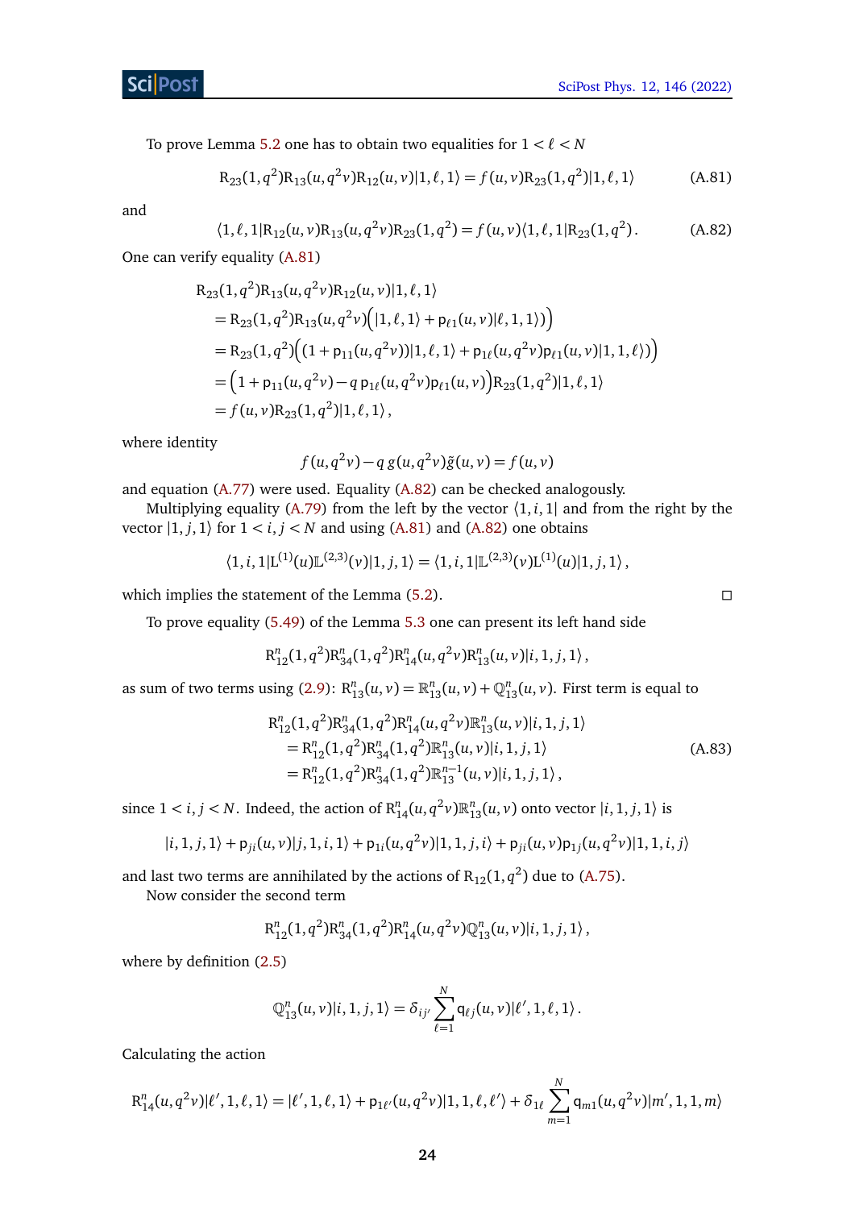To prove Lemma 5.2 one has to obtain two equalities for $1 < \ell < N$

$$\mathrm{R}_{23}(1,q^2)\mathrm{R}_{13}(u,q^2v)\mathrm{R}_{12}(u,v)|1,\ell,1\rangle = f(u,v)\mathrm{R}_{23}(1,q^2)|1,\ell,1\rangle \tag{A.81}$$

and

$$\langle 1,\ell,1|\mathrm{R}_{12}(u,v)\mathrm{R}_{13}(u,q^2v)\mathrm{R}_{23}(1,q^2) = f(u,v)\langle 1,\ell,1|\mathrm{R}_{23}(1,q^2)\,. \tag{A.82}$$

One can verify equality (A.81)

$$\begin{aligned}
&\mathrm{R}_{23}(1,q^2)\mathrm{R}_{13}(u,q^2v)\mathrm{R}_{12}(u,v)|1,\ell,1\rangle \\
&= \mathrm{R}_{23}(1,q^2)\mathrm{R}_{13}(u,q^2v)\Big(|1,\ell,1\rangle + \mathsf{p}_{\ell 1}(u,v)|\ell,1,1\rangle\Big) \\
&= \mathrm{R}_{23}(1,q^2)\Big((1+\mathsf{p}_{11}(u,q^2v))|1,\ell,1\rangle + \mathsf{p}_{1\ell}(u,q^2v)\mathsf{p}_{\ell 1}(u,v)|1,1,\ell\rangle\Big) \\
&= \Big(1+\mathsf{p}_{11}(u,q^2v) - q\,\mathsf{p}_{1\ell}(u,q^2v)\mathsf{p}_{\ell 1}(u,v)\Big)\mathrm{R}_{23}(1,q^2)|1,\ell,1\rangle \\
&= f(u,v)\mathrm{R}_{23}(1,q^2)|1,\ell,1\rangle\,,
\end{aligned}$$

where identity

$$f(u,q^2v) - q\,g(u,q^2v)\tilde{g}(u,v) = f(u,v)$$

and equation (A.77) were used. Equality (A.82) can be checked analogously.

Multiplying equality (A.79) from the left by the vector $\langle 1,i,1|$ and from the right by the vector $|1,j,1\rangle$ for $1 < i,j < N$ and using (A.81) and (A.82) one obtains

$$\langle 1,i,1|\mathrm{L}^{(1)}(u)\mathbb{L}^{(2,3)}(v)|1,j,1\rangle = \langle 1,i,1|\mathbb{L}^{(2,3)}(v)\mathrm{L}^{(1)}(u)|1,j,1\rangle\,,$$

which implies the statement of the Lemma (5.2). $\square$

To prove equality (5.49) of the Lemma 5.3 one can present its left hand side

$$\mathrm{R}^n_{12}(1,q^2)\mathrm{R}^n_{34}(1,q^2)\mathrm{R}^n_{14}(u,q^2v)\mathrm{R}^n_{13}(u,v)|i,1,j,1\rangle\,,$$

as sum of two terms using (2.9): $\mathrm{R}^n_{13}(u,v) = \mathbb{R}^n_{13}(u,v) + \mathbb{Q}^n_{13}(u,v)$. First term is equal to

$$\begin{aligned}
&\mathrm{R}^n_{12}(1,q^2)\mathrm{R}^n_{34}(1,q^2)\mathrm{R}^n_{14}(u,q^2v)\mathbb{R}^n_{13}(u,v)|i,1,j,1\rangle \\
&\quad= \mathrm{R}^n_{12}(1,q^2)\mathrm{R}^n_{34}(1,q^2)\mathbb{R}^n_{13}(u,v)|i,1,j,1\rangle \\
&\quad= \mathrm{R}^n_{12}(1,q^2)\mathrm{R}^n_{34}(1,q^2)\mathbb{R}^{n-1}_{13}(u,v)|i,1,j,1\rangle\,,
\end{aligned} \tag{A.83}$$

since $1 < i,j < N$. Indeed, the action of $\mathrm{R}^n_{14}(u,q^2v)\mathbb{R}^n_{13}(u,v)$ onto vector $|i,1,j,1\rangle$ is

$$|i,1,j,1\rangle + \mathsf{p}_{ji}(u,v)|j,1,i,1\rangle + \mathsf{p}_{1i}(u,q^2v)|1,1,j,i\rangle + \mathsf{p}_{ji}(u,v)\mathsf{p}_{1j}(u,q^2v)|1,1,i,j\rangle$$

and last two terms are annihilated by the actions of $\mathrm{R}_{12}(1,q^2)$ due to (A.75).

Now consider the second term

$$\mathrm{R}^n_{12}(1,q^2)\mathrm{R}^n_{34}(1,q^2)\mathrm{R}^n_{14}(u,q^2v)\mathbb{Q}^n_{13}(u,v)|i,1,j,1\rangle\,,$$

where by definition (2.5)

$$\mathbb{Q}^n_{13}(u,v)|i,1,j,1\rangle = \delta_{ij'}\sum_{\ell=1}^{N}\mathsf{q}_{\ell j}(u,v)|\ell',1,\ell,1\rangle\,.$$

Calculating the action

$$\mathrm{R}^n_{14}(u,q^2v)|\ell',1,\ell,1\rangle = |\ell',1,\ell,1\rangle + \mathsf{p}_{1\ell'}(u,q^2v)|1,1,\ell,\ell'\rangle + \delta_{1\ell}\sum_{m=1}^{N}\mathsf{q}_{m1}(u,q^2v)|m',1,1,m\rangle$$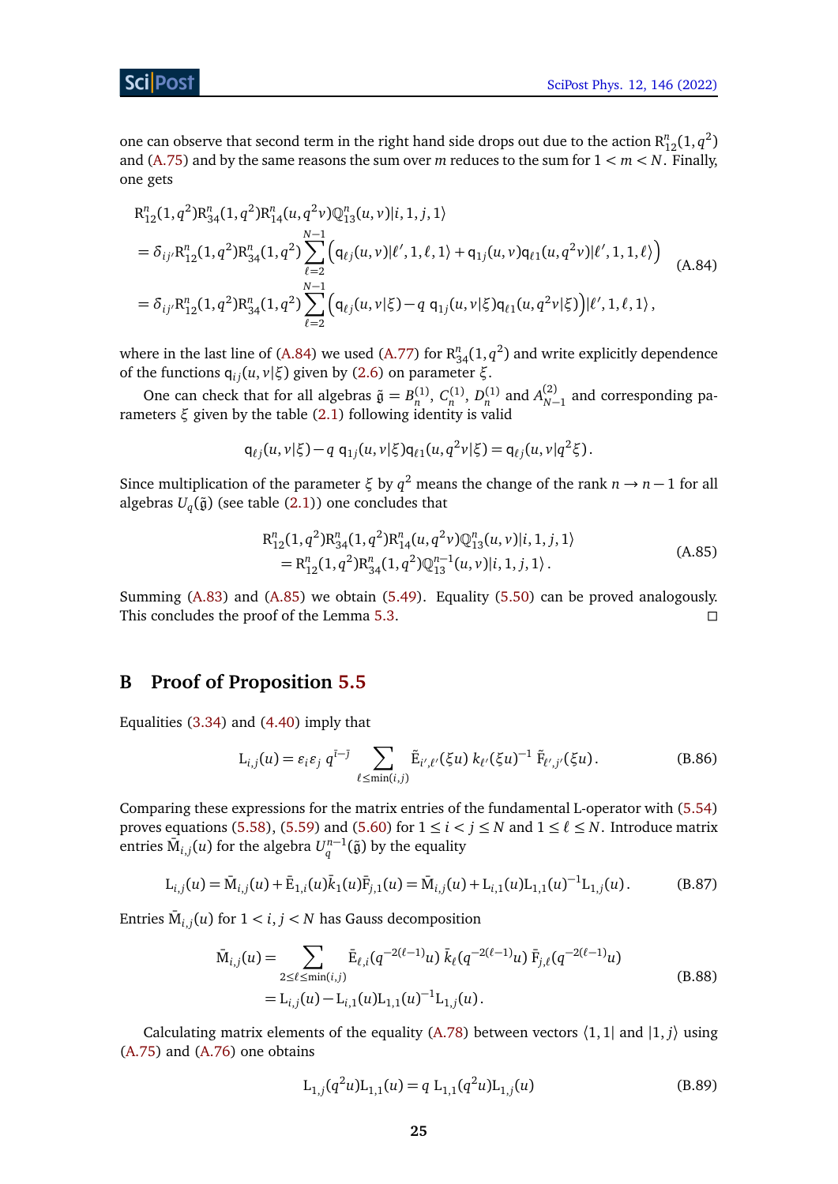one can observe that second term in the right hand side drops out due to the action $\mathrm{R}^n_{12}(1,q^2)$ and (A.75) and by the same reasons the sum over $m$ reduces to the sum for $1<m<N$. Finally, one gets

$$
\begin{aligned}
&\mathrm{R}^n_{12}(1,q^2)\mathrm{R}^n_{34}(1,q^2)\mathrm{R}^n_{14}(u,q^2v)\mathbb{Q}^n_{13}(u,v)|i,1,j,1\rangle \\
&=\delta_{ij'}\mathrm{R}^n_{12}(1,q^2)\mathrm{R}^n_{34}(1,q^2)\sum_{\ell=2}^{N-1}\Big(\mathsf{q}_{\ell j}(u,v)|\ell',1,\ell,1\rangle+\mathsf{q}_{1j}(u,v)\mathsf{q}_{\ell 1}(u,q^2v)|\ell',1,1,\ell\rangle\Big) \\
&=\delta_{ij'}\mathrm{R}^n_{12}(1,q^2)\mathrm{R}^n_{34}(1,q^2)\sum_{\ell=2}^{N-1}\Big(\mathsf{q}_{\ell j}(u,v|\xi)-q\;\mathsf{q}_{1j}(u,v|\xi)\mathsf{q}_{\ell 1}(u,q^2v|\xi)\Big)|\ell',1,\ell,1\rangle\,,
\end{aligned}
\tag{A.84}
$$

where in the last line of (A.84) we used (A.77) for $\mathrm{R}^n_{34}(1,q^2)$ and write explicitly dependence of the functions $\mathsf{q}_{ij}(u,v|\xi)$ given by (2.6) on parameter $\xi$.

One can check that for all algebras $\tilde{\mathfrak{g}}=B^{(1)}_n$, $C^{(1)}_n$, $D^{(1)}_n$ and $A^{(2)}_{N-1}$ and corresponding parameters $\xi$ given by the table (2.1) following identity is valid

$$
\mathsf{q}_{\ell j}(u,v|\xi)-q\;\mathsf{q}_{1j}(u,v|\xi)\mathsf{q}_{\ell 1}(u,q^2v|\xi)=\mathsf{q}_{\ell j}(u,v|q^2\xi)\,.
$$

Since multiplication of the parameter $\xi$ by $q^2$ means the change of the rank $n\to n-1$ for all algebras $U_q(\tilde{\mathfrak{g}})$ (see table (2.1)) one concludes that

$$
\begin{aligned}
&\mathrm{R}^n_{12}(1,q^2)\mathrm{R}^n_{34}(1,q^2)\mathrm{R}^n_{14}(u,q^2v)\mathbb{Q}^n_{13}(u,v)|i,1,j,1\rangle \\
&\quad=\mathrm{R}^n_{12}(1,q^2)\mathrm{R}^n_{34}(1,q^2)\mathbb{Q}^{n-1}_{13}(u,v)|i,1,j,1\rangle\,.
\end{aligned}
\tag{A.85}
$$

Summing (A.83) and (A.85) we obtain (5.49). Equality (5.50) can be proved analogously. This concludes the proof of the Lemma 5.3. □

## B Proof of Proposition 5.5

Equalities (3.34) and (4.40) imply that

$$
\mathrm{L}_{i,j}(u)=\varepsilon_i\varepsilon_j\,q^{\bar{\imath}-\bar{\jmath}}\sum_{\ell\le\min(i,j)}\tilde{\mathrm{E}}_{i',\ell'}(\xi u)\,k_{\ell'}(\xi u)^{-1}\,\tilde{\mathrm{F}}_{\ell',j'}(\xi u)\,.
\tag{B.86}
$$

Comparing these expressions for the matrix entries of the fundamental L-operator with (5.54) proves equations (5.58), (5.59) and (5.60) for $1\le i<j\le N$ and $1\le\ell\le N$. Introduce matrix entries $\bar{\mathrm{M}}_{i,j}(u)$ for the algebra $U^{n-1}_q(\tilde{\mathfrak{g}})$ by the equality

$$
\mathrm{L}_{i,j}(u)=\bar{\mathrm{M}}_{i,j}(u)+\bar{\mathrm{E}}_{1,i}(u)\bar{k}_1(u)\bar{\mathrm{F}}_{j,1}(u)=\bar{\mathrm{M}}_{i,j}(u)+\mathrm{L}_{i,1}(u)\mathrm{L}_{1,1}(u)^{-1}\mathrm{L}_{1,j}(u)\,.
\tag{B.87}
$$

Entries $\bar{\mathrm{M}}_{i,j}(u)$ for $1<i,j<N$ has Gauss decomposition

$$
\begin{aligned}
\bar{\mathrm{M}}_{i,j}(u)&=\sum_{2\le\ell\le\min(i,j)}\bar{\mathrm{E}}_{\ell,i}(q^{-2(\ell-1)}u)\,\bar{k}_\ell(q^{-2(\ell-1)}u)\,\bar{\mathrm{F}}_{j,\ell}(q^{-2(\ell-1)}u) \\
&=\mathrm{L}_{i,j}(u)-\mathrm{L}_{i,1}(u)\mathrm{L}_{1,1}(u)^{-1}\mathrm{L}_{1,j}(u)\,.
\end{aligned}
\tag{B.88}
$$

Calculating matrix elements of the equality (A.78) between vectors $\langle 1,1|$ and $|1,j\rangle$ using (A.75) and (A.76) one obtains

$$
\mathrm{L}_{1,j}(q^2u)\mathrm{L}_{1,1}(u)=q\;\mathrm{L}_{1,1}(q^2u)\mathrm{L}_{1,j}(u)
\tag{B.89}
$$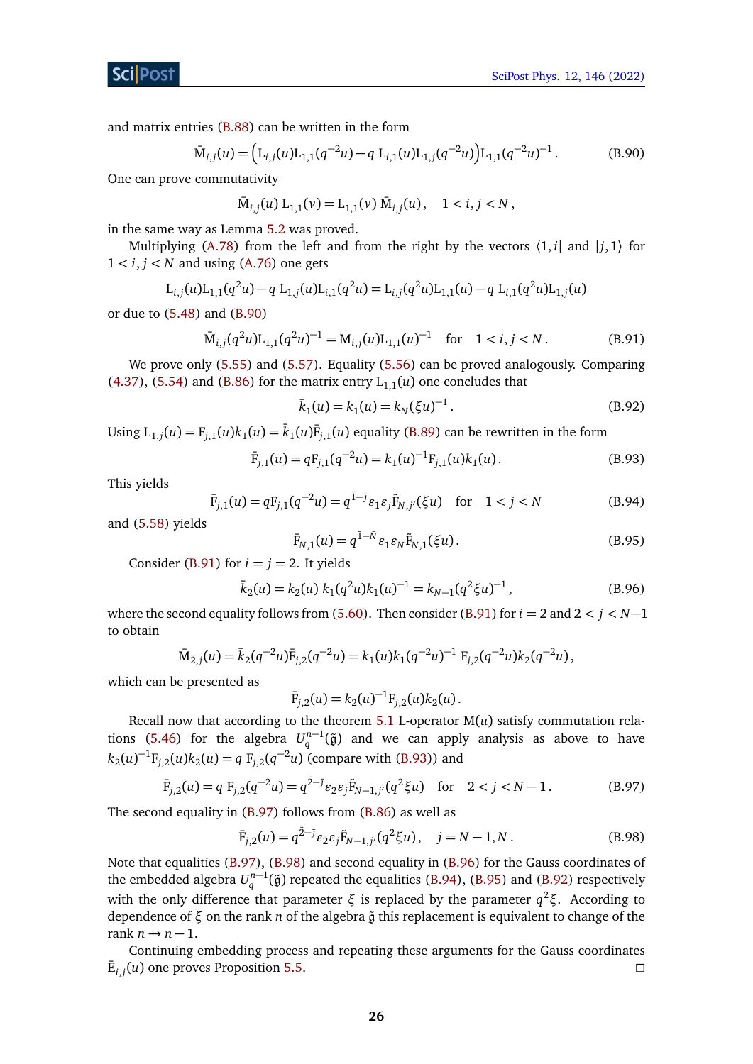and matrix entries (B.88) can be written in the form

$$\bar{\mathrm{M}}_{i,j}(u) = \Big(\mathrm{L}_{i,j}(u)\mathrm{L}_{1,1}(q^{-2}u) - q\,\mathrm{L}_{i,1}(u)\mathrm{L}_{1,j}(q^{-2}u)\Big)\mathrm{L}_{1,1}(q^{-2}u)^{-1}\,. \tag{B.90}$$

One can prove commutativity

$$\bar{\mathrm{M}}_{i,j}(u)\,\mathrm{L}_{1,1}(v) = \mathrm{L}_{1,1}(v)\,\bar{\mathrm{M}}_{i,j}(u)\,, \quad 1 < i,j < N\,,$$

in the same way as Lemma 5.2 was proved.

Multiplying (A.78) from the left and from the right by the vectors $\langle 1,i|$ and $|j,1\rangle$ for $1 < i,j < N$ and using (A.76) one gets

$$\mathrm{L}_{i,j}(u)\mathrm{L}_{1,1}(q^2u) - q\,\mathrm{L}_{1,j}(u)\mathrm{L}_{i,1}(q^2u) = \mathrm{L}_{i,j}(q^2u)\mathrm{L}_{1,1}(u) - q\,\mathrm{L}_{i,1}(q^2u)\mathrm{L}_{1,j}(u)$$

or due to (5.48) and (B.90)

$$\bar{\mathrm{M}}_{i,j}(q^2u)\mathrm{L}_{1,1}(q^2u)^{-1} = \mathrm{M}_{i,j}(u)\mathrm{L}_{1,1}(u)^{-1} \quad \text{for} \quad 1 < i,j < N\,. \tag{B.91}$$

We prove only (5.55) and (5.57). Equality (5.56) can be proved analogously. Comparing (4.37), (5.54) and (B.86) for the matrix entry $\mathrm{L}_{1,1}(u)$ one concludes that

$$\bar{k}_1(u) = k_1(u) = k_N(\xi u)^{-1}\,. \tag{B.92}$$

Using $\mathrm{L}_{1,j}(u) = \mathrm{F}_{j,1}(u)k_1(u) = \bar{k}_1(u)\bar{\mathrm{F}}_{j,1}(u)$ equality (B.89) can be rewritten in the form

$$\bar{\mathrm{F}}_{j,1}(u) = q\mathrm{F}_{j,1}(q^{-2}u) = k_1(u)^{-1}\mathrm{F}_{j,1}(u)k_1(u)\,. \tag{B.93}$$

This yields

$$\bar{\mathrm{F}}_{j,1}(u) = q\mathrm{F}_{j,1}(q^{-2}u) = q^{\bar{1}-\bar{j}}\varepsilon_1\varepsilon_j\tilde{\mathrm{F}}_{N,j'}(\xi u) \quad \text{for} \quad 1 < j < N \tag{B.94}$$

and (5.58) yields

$$\bar{\mathrm{F}}_{N,1}(u) = q^{\bar{1}-\bar{N}}\varepsilon_1\varepsilon_N\tilde{\mathrm{F}}_{N,1}(\xi u)\,. \tag{B.95}$$

Consider (B.91) for $i = j = 2$. It yields

$$\bar{k}_2(u) = k_2(u)\;k_1(q^2u)k_1(u)^{-1} = k_{N-1}(q^2\xi u)^{-1}\,, \tag{B.96}$$

where the second equality follows from (5.60). Then consider (B.91) for $i = 2$ and $2 < j < N-1$ to obtain

$$\bar{\mathrm{M}}_{2,j}(u) = \bar{k}_2(q^{-2}u)\bar{\mathrm{F}}_{j,2}(q^{-2}u) = k_1(u)k_1(q^{-2}u)^{-1}\;\mathrm{F}_{j,2}(q^{-2}u)k_2(q^{-2}u)\,,$$

which can be presented as

$$\bar{\mathrm{F}}_{j,2}(u) = k_2(u)^{-1}\mathrm{F}_{j,2}(u)k_2(u)\,.$$

Recall now that according to the theorem 5.1 L-operator $\mathrm{M}(u)$ satisfy commutation relations (5.46) for the algebra $U_q^{n-1}(\tilde{\mathfrak{g}})$ and we can apply analysis as above to have $k_2(u)^{-1}\mathrm{F}_{j,2}(u)k_2(u) = q\;\mathrm{F}_{j,2}(q^{-2}u)$ (compare with (B.93)) and

$$\bar{\mathrm{F}}_{j,2}(u) = q\;\mathrm{F}_{j,2}(q^{-2}u) = q^{\bar{2}-\bar{j}}\varepsilon_2\varepsilon_j\tilde{\mathrm{F}}_{N-1,j'}(q^2\xi u) \quad \text{for} \quad 2 < j < N-1\,. \tag{B.97}$$

The second equality in (B.97) follows from (B.86) as well as

$$\bar{\mathrm{F}}_{j,2}(u) = q^{\bar{2}-\bar{j}}\varepsilon_2\varepsilon_j\tilde{\mathrm{F}}_{N-1,j'}(q^2\xi u)\,, \quad j = N-1,N\,. \tag{B.98}$$

Note that equalities (B.97), (B.98) and second equality in (B.96) for the Gauss coordinates of the embedded algebra $U_q^{n-1}(\tilde{\mathfrak{g}})$ repeated the equalities (B.94), (B.95) and (B.92) respectively with the only difference that parameter $\xi$ is replaced by the parameter $q^2\xi$. According to dependence of $\xi$ on the rank $n$ of the algebra $\tilde{\mathfrak{g}}$ this replacement is equivalent to change of the rank $n \to n-1$.

Continuing embedding process and repeating these arguments for the Gauss coordinates $\bar{\mathrm{E}}_{i,j}(u)$ one proves Proposition 5.5. □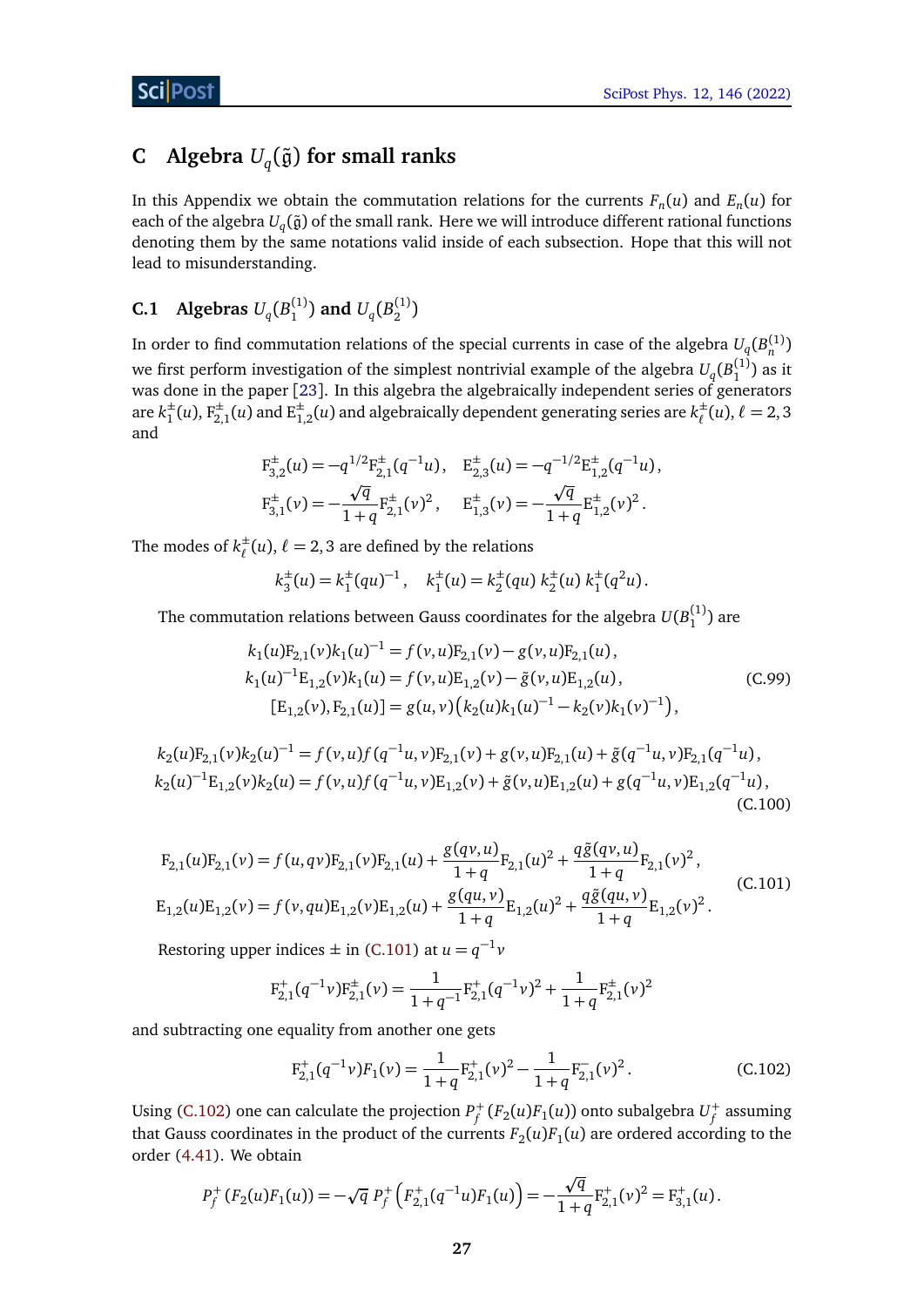## C Algebra $U_q(\tilde{\mathfrak{g}})$ for small ranks

In this Appendix we obtain the commutation relations for the currents $F_n(u)$ and $E_n(u)$ for each of the algebra $U_q(\tilde{\mathfrak{g}})$ of the small rank. Here we will introduce different rational functions denoting them by the same notations valid inside of each subsection. Hope that this will not lead to misunderstanding.

### C.1 Algebras $U_q(B_1^{(1)})$ and $U_q(B_2^{(1)})$

In order to find commutation relations of the special currents in case of the algebra $U_q(B_n^{(1)})$ we first perform investigation of the simplest nontrivial example of the algebra $U_q(B_1^{(1)})$ as it was done in the paper [23]. In this algebra the algebraically independent series of generators are $k_1^{\pm}(u)$, $\mathrm{F}_{2,1}^{\pm}(u)$ and $\mathrm{E}_{1,2}^{\pm}(u)$ and algebraically dependent generating series are $k_\ell^{\pm}(u)$, $\ell=2,3$ and

$$
\mathrm{F}_{3,2}^{\pm}(u)=-q^{1/2}\mathrm{F}_{2,1}^{\pm}(q^{-1}u), \quad \mathrm{E}_{2,3}^{\pm}(u)=-q^{-1/2}\mathrm{E}_{1,2}^{\pm}(q^{-1}u),
$$
$$
\mathrm{F}_{3,1}^{\pm}(v)=-\frac{\sqrt{q}}{1+q}\mathrm{F}_{2,1}^{\pm}(v)^2, \quad \mathrm{E}_{1,3}^{\pm}(v)=-\frac{\sqrt{q}}{1+q}\mathrm{E}_{1,2}^{\pm}(v)^2 .
$$

The modes of $k_\ell^{\pm}(u)$, $\ell=2,3$ are defined by the relations

$$
k_3^{\pm}(u)=k_1^{\pm}(qu)^{-1}, \quad k_1^{\pm}(u)=k_2^{\pm}(qu)\,k_2^{\pm}(u)\,k_1^{\pm}(q^2u).
$$

The commutation relations between Gauss coordinates for the algebra $U(B_1^{(1)})$ are

$$
\begin{aligned}
k_1(u)\mathrm{F}_{2,1}(v)k_1(u)^{-1}&=f(v,u)\mathrm{F}_{2,1}(v)-g(v,u)\mathrm{F}_{2,1}(u),\\
k_1(u)^{-1}\mathrm{E}_{1,2}(v)k_1(u)&=f(v,u)\mathrm{E}_{1,2}(v)-\tilde{g}(v,u)\mathrm{E}_{1,2}(u),\\
[\mathrm{E}_{1,2}(v),\mathrm{F}_{2,1}(u)]&=g(u,v)\big(k_2(u)k_1(u)^{-1}-k_2(v)k_1(v)^{-1}\big),
\end{aligned}
\tag{C.99}
$$

$$
\begin{aligned}
k_2(u)\mathrm{F}_{2,1}(v)k_2(u)^{-1}&=f(v,u)f(q^{-1}u,v)\mathrm{F}_{2,1}(v)+g(v,u)\mathrm{F}_{2,1}(u)+\tilde{g}(q^{-1}u,v)\mathrm{F}_{2,1}(q^{-1}u),\\
k_2(u)^{-1}\mathrm{E}_{1,2}(v)k_2(u)&=f(v,u)f(q^{-1}u,v)\mathrm{E}_{1,2}(v)+\tilde{g}(v,u)\mathrm{E}_{1,2}(u)+g(q^{-1}u,v)\mathrm{E}_{1,2}(q^{-1}u),
\end{aligned}
\tag{C.100}
$$

$$
\begin{aligned}
\mathrm{F}_{2,1}(u)\mathrm{F}_{2,1}(v)&=f(u,qv)\mathrm{F}_{2,1}(v)\mathrm{F}_{2,1}(u)+\frac{g(qv,u)}{1+q}\mathrm{F}_{2,1}(u)^2+\frac{q\tilde{g}(qv,u)}{1+q}\mathrm{F}_{2,1}(v)^2,\\
\mathrm{E}_{1,2}(u)\mathrm{E}_{1,2}(v)&=f(v,qu)\mathrm{E}_{1,2}(v)\mathrm{E}_{1,2}(u)+\frac{g(qu,v)}{1+q}\mathrm{E}_{1,2}(u)^2+\frac{q\tilde{g}(qu,v)}{1+q}\mathrm{E}_{1,2}(v)^2.
\end{aligned}
\tag{C.101}
$$

Restoring upper indices $\pm$ in (C.101) at $u=q^{-1}v$

$$
\mathrm{F}_{2,1}^{+}(q^{-1}v)\mathrm{F}_{2,1}^{\pm}(v)=\frac{1}{1+q^{-1}}\mathrm{F}_{2,1}^{+}(q^{-1}v)^2+\frac{1}{1+q}\mathrm{F}_{2,1}^{\pm}(v)^2
$$

and subtracting one equality from another one gets

$$
\mathrm{F}_{2,1}^{+}(q^{-1}v)F_1(v)=\frac{1}{1+q}\mathrm{F}_{2,1}^{+}(v)^2-\frac{1}{1+q}\mathrm{F}_{2,1}^{-}(v)^2 .
\tag{C.102}
$$

Using (C.102) one can calculate the projection $P_f^{+}(F_2(u)F_1(u))$ onto subalgebra $U_f^{+}$ assuming that Gauss coordinates in the product of the currents $F_2(u)F_1(u)$ are ordered according to the order (4.41). We obtain

$$
P_f^{+}\left(F_2(u)F_1(u)\right)=-\sqrt{q}\,P_f^{+}\left(\mathrm{F}_{2,1}^{+}(q^{-1}u)F_1(u)\right)=-\frac{\sqrt{q}}{1+q}\mathrm{F}_{2,1}^{+}(v)^2=\mathrm{F}_{3,1}^{+}(u).
$$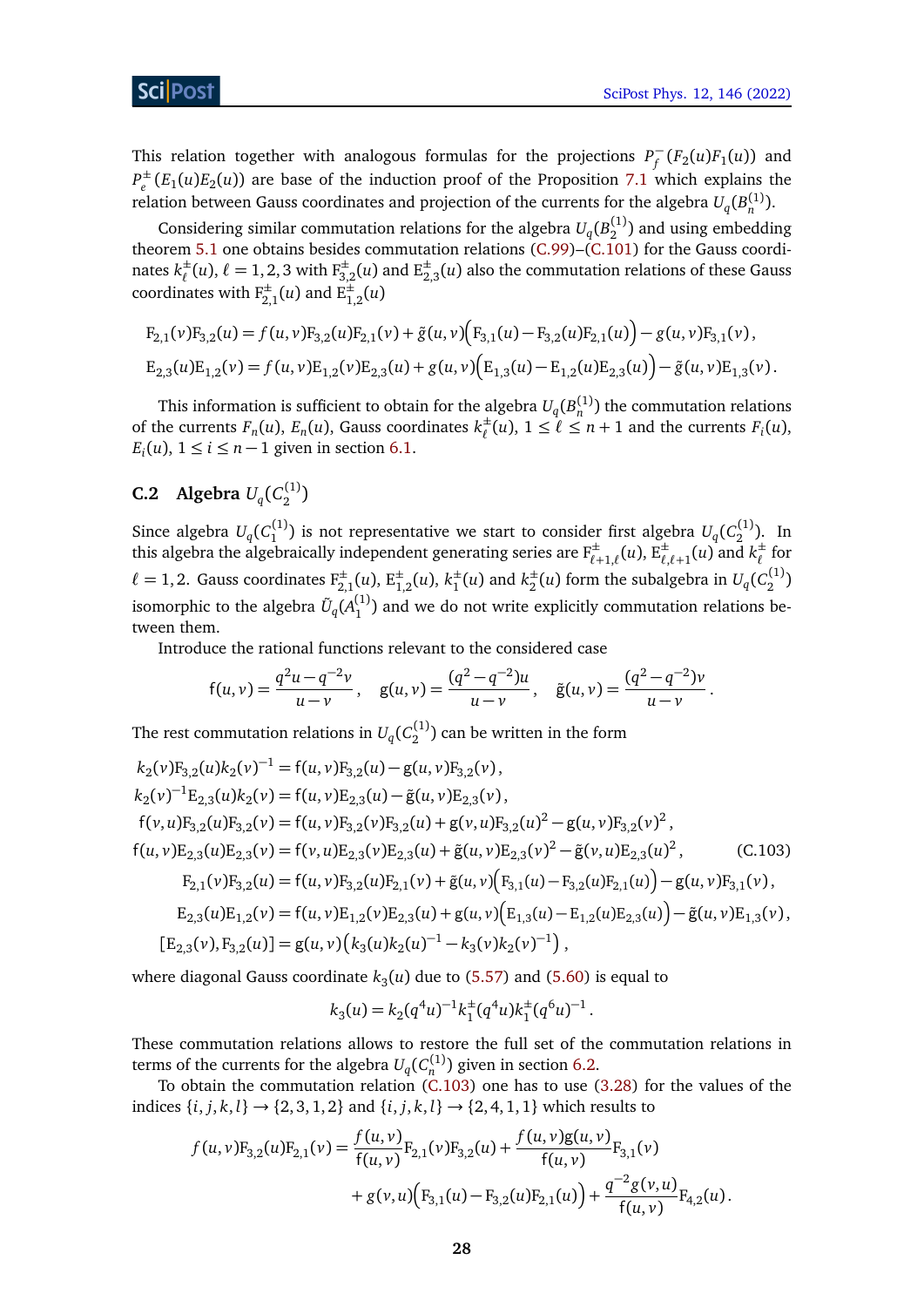This relation together with analogous formulas for the projections $P_f^-(F_2(u)F_1(u))$ and $P_e^\pm(E_1(u)E_2(u))$ are base of the induction proof of the Proposition 7.1 which explains the relation between Gauss coordinates and projection of the currents for the algebra $U_q(B_n^{(1)})$.

Considering similar commutation relations for the algebra $U_q(B_2^{(1)})$ and using embedding theorem 5.1 one obtains besides commutation relations (C.99)–(C.101) for the Gauss coordinates $k_\ell^\pm(u)$, $\ell=1,2,3$ with $\mathrm{F}_{3,2}^\pm(u)$ and $\mathrm{E}_{2,3}^\pm(u)$ also the commutation relations of these Gauss coordinates with $\mathrm{F}_{2,1}^\pm(u)$ and $\mathrm{E}_{1,2}^\pm(u)$

$$
\mathrm{F}_{2,1}(v)\mathrm{F}_{3,2}(u)=f(u,v)\mathrm{F}_{3,2}(u)\mathrm{F}_{2,1}(v)+\tilde{g}(u,v)\Big(\mathrm{F}_{3,1}(u)-\mathrm{F}_{3,2}(u)\mathrm{F}_{2,1}(u)\Big)-g(u,v)\mathrm{F}_{3,1}(v)\,,
$$
$$
\mathrm{E}_{2,3}(u)\mathrm{E}_{1,2}(v)=f(u,v)\mathrm{E}_{1,2}(v)\mathrm{E}_{2,3}(u)+g(u,v)\Big(\mathrm{E}_{1,3}(u)-\mathrm{E}_{1,2}(u)\mathrm{E}_{2,3}(u)\Big)-\tilde{g}(u,v)\mathrm{E}_{1,3}(v)\,.
$$

This information is sufficient to obtain for the algebra $U_q(B_n^{(1)})$ the commutation relations of the currents $F_n(u)$, $E_n(u)$, Gauss coordinates $k_\ell^\pm(u)$, $1\le\ell\le n+1$ and the currents $F_i(u)$, $E_i(u)$, $1\le i\le n-1$ given in section 6.1.

## C.2 Algebra $U_q(C_2^{(1)})$

Since algebra $U_q(C_1^{(1)})$ is not representative we start to consider first algebra $U_q(C_2^{(1)})$. In this algebra the algebraically independent generating series are $\mathrm{F}_{\ell+1,\ell}^\pm(u)$, $\mathrm{E}_{\ell,\ell+1}^\pm(u)$ and $k_\ell^\pm$ for $\ell=1,2$. Gauss coordinates $\mathrm{F}_{2,1}^\pm(u)$, $\mathrm{E}_{1,2}^\pm(u)$, $k_1^\pm(u)$ and $k_2^\pm(u)$ form the subalgebra in $U_q(C_2^{(1)})$ isomorphic to the algebra $\tilde{U}_q(A_1^{(1)})$ and we do not write explicitly commutation relations between them.

Introduce the rational functions relevant to the considered case

$$
\mathsf{f}(u,v)=\frac{q^2u-q^{-2}v}{u-v}\,,\quad \mathsf{g}(u,v)=\frac{(q^2-q^{-2})u}{u-v}\,,\quad \tilde{\mathsf{g}}(u,v)=\frac{(q^2-q^{-2})v}{u-v}\,.
$$

The rest commutation relations in $U_q(C_2^{(1)})$ can be written in the form

$$
\begin{aligned}
&k_2(v)\mathrm{F}_{3,2}(u)k_2(v)^{-1}=\mathsf{f}(u,v)\mathrm{F}_{3,2}(u)-\mathsf{g}(u,v)\mathrm{F}_{3,2}(v)\,,\\
&k_2(v)^{-1}\mathrm{E}_{2,3}(u)k_2(v)=\mathsf{f}(u,v)\mathrm{E}_{2,3}(u)-\tilde{\mathsf{g}}(u,v)\mathrm{E}_{2,3}(v)\,,\\
&\mathsf{f}(v,u)\mathrm{F}_{3,2}(u)\mathrm{F}_{3,2}(v)=\mathsf{f}(u,v)\mathrm{F}_{3,2}(v)\mathrm{F}_{3,2}(u)+\mathsf{g}(v,u)\mathrm{F}_{3,2}(u)^2-\mathsf{g}(u,v)\mathrm{F}_{3,2}(v)^2\,,\\
&\mathsf{f}(u,v)\mathrm{E}_{2,3}(u)\mathrm{E}_{2,3}(v)=\mathsf{f}(v,u)\mathrm{E}_{2,3}(v)\mathrm{E}_{2,3}(u)+\tilde{\mathsf{g}}(u,v)\mathrm{E}_{2,3}(v)^2-\tilde{\mathsf{g}}(v,u)\mathrm{E}_{2,3}(u)^2\,,\\
&\mathrm{F}_{2,1}(v)\mathrm{F}_{3,2}(u)=\mathsf{f}(u,v)\mathrm{F}_{3,2}(u)\mathrm{F}_{2,1}(v)+\tilde{\mathsf{g}}(u,v)\Big(\mathrm{F}_{3,1}(u)-\mathrm{F}_{3,2}(u)\mathrm{F}_{2,1}(u)\Big)-\mathsf{g}(u,v)\mathrm{F}_{3,1}(v)\,,\\
&\mathrm{E}_{2,3}(u)\mathrm{E}_{1,2}(v)=\mathsf{f}(u,v)\mathrm{E}_{1,2}(v)\mathrm{E}_{2,3}(u)+\tilde{\mathsf{g}}(u,v)\Big(\mathrm{E}_{1,3}(u)-\mathrm{E}_{1,2}(u)\mathrm{E}_{2,3}(u)\Big)-\tilde{\mathsf{g}}(v,u)\mathrm{E}_{1,3}(v)\,,\\
&[\mathrm{E}_{2,3}(v),\mathrm{F}_{3,2}(u)]=\mathsf{g}(u,v)\big(k_3(u)k_2(u)^{-1}-k_3(v)k_2(v)^{-1}\big)\,,
\end{aligned}
\tag{C.103}
$$

where diagonal Gauss coordinate $k_3(u)$ due to (5.57) and (5.60) is equal to

$$
k_3(u)=k_2(q^4u)^{-1}k_1^\pm(q^4u)k_1^\pm(q^6u)^{-1}\,.
$$

These commutation relations allows to restore the full set of the commutation relations in terms of the currents for the algebra $U_q(C_n^{(1)})$ given in section 6.2.

To obtain the commutation relation (C.103) one has to use (3.28) for the values of the indices $\{i,j,k,l\}\to\{2,3,1,2\}$ and $\{i,j,k,l\}\to\{2,4,1,1\}$ which results to

$$
\begin{aligned}
f(u,v)\mathrm{F}_{3,2}(u)\mathrm{F}_{2,1}(v)=&\frac{f(u,v)}{\mathsf{f}(u,v)}\mathrm{F}_{2,1}(v)\mathrm{F}_{3,2}(u)+\frac{f(u,v)\mathsf{g}(u,v)}{\mathsf{f}(u,v)}\mathrm{F}_{3,1}(v)\\
&+g(v,u)\Big(\mathrm{F}_{3,1}(u)-\mathrm{F}_{3,2}(u)\mathrm{F}_{2,1}(u)\Big)+\frac{q^{-2}g(v,u)}{\mathsf{f}(u,v)}\mathrm{F}_{4,2}(u)\,.
\end{aligned}
$$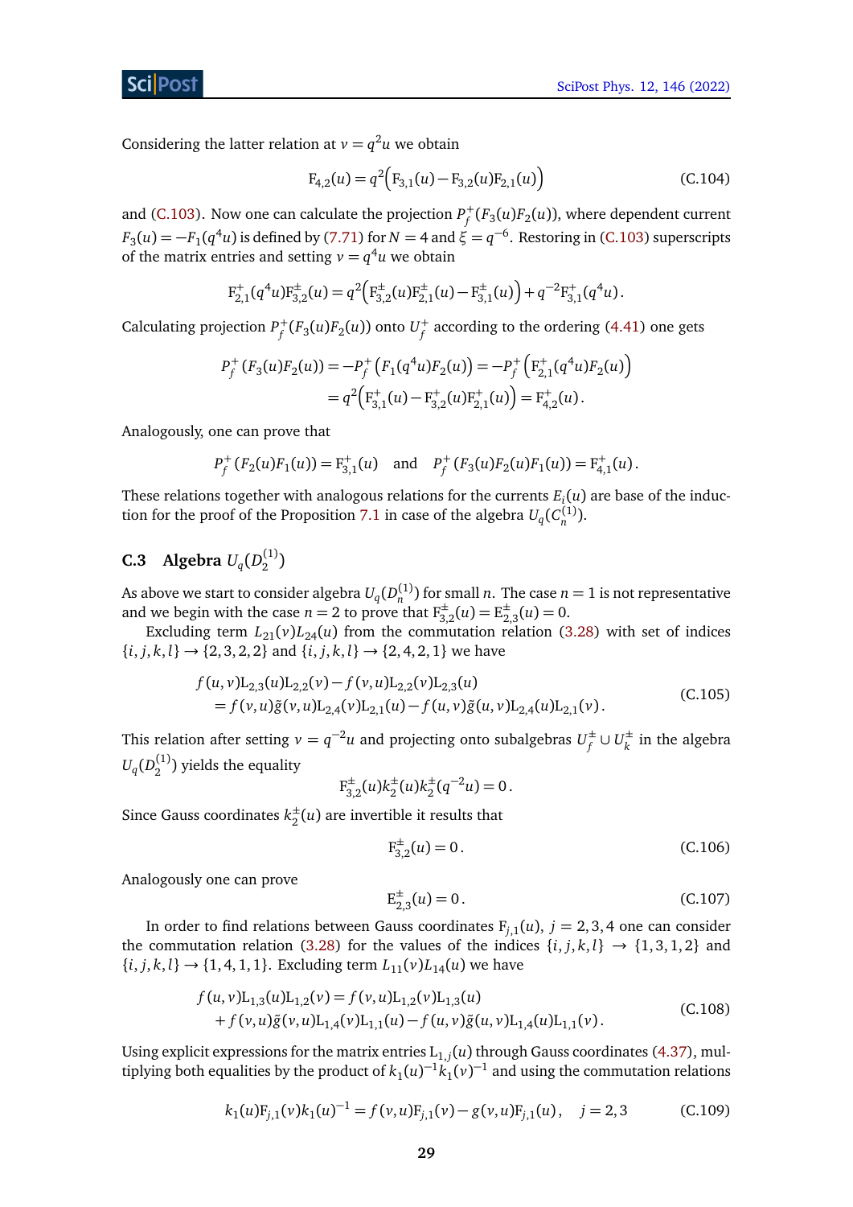Considering the latter relation at $v = q^2 u$ we obtain

$$\mathrm{F}_{4,2}(u) = q^2\Big(\mathrm{F}_{3,1}(u) - \mathrm{F}_{3,2}(u)\mathrm{F}_{2,1}(u)\Big) \tag{C.104}$$

and (C.103). Now one can calculate the projection $P_f^+(F_3(u)F_2(u))$, where dependent current $F_3(u) = -F_1(q^4 u)$ is defined by (7.71) for $N = 4$ and $\xi = q^{-6}$. Restoring in (C.103) superscripts of the matrix entries and setting $v = q^4 u$ we obtain

$$\mathrm{F}^+_{2,1}(q^4 u)\mathrm{F}^\pm_{3,2}(u) = q^2\Big(\mathrm{F}^\pm_{3,2}(u)\mathrm{F}^\pm_{2,1}(u) - \mathrm{F}^\pm_{3,1}(u)\Big) + q^{-2}\mathrm{F}^+_{3,1}(q^4 u)\,.$$

Calculating projection $P_f^+(F_3(u)F_2(u))$ onto $U_f^+$ according to the ordering (4.41) one gets

$$\begin{aligned}
P_f^+\left(F_3(u)F_2(u)\right) &= -P_f^+\left(F_1(q^4 u)F_2(u)\right) = -P_f^+\left(\mathrm{F}^+_{2,1}(q^4 u)F_2(u)\right) \\
&= q^2\Big(\mathrm{F}^+_{3,1}(u) - \mathrm{F}^+_{3,2}(u)\mathrm{F}^+_{2,1}(u)\Big) = \mathrm{F}^+_{4,2}(u)\,.
\end{aligned}$$

Analogously, one can prove that

$$P_f^+\left(F_2(u)F_1(u)\right) = \mathrm{F}^+_{3,1}(u) \quad \text{and} \quad P_f^+\left(F_3(u)F_2(u)F_1(u)\right) = \mathrm{F}^+_{4,1}(u)\,.$$

These relations together with analogous relations for the currents $E_i(u)$ are base of the induction for the proof of the Proposition 7.1 in case of the algebra $U_q(C_n^{(1)})$.

### C.3 Algebra $U_q(D_2^{(1)})$

As above we start to consider algebra $U_q(D_n^{(1)})$ for small $n$. The case $n = 1$ is not representative and we begin with the case $n = 2$ to prove that $\mathrm{F}^\pm_{3,2}(u) = \mathrm{E}^\pm_{2,3}(u) = 0$.

Excluding term $L_{21}(v)L_{24}(u)$ from the commutation relation (3.28) with set of indices $\{i,j,k,l\} \to \{2,3,2,2\}$ and $\{i,j,k,l\} \to \{2,4,2,1\}$ we have

$$\begin{aligned}
&f(u,v)\mathrm{L}_{2,3}(u)\mathrm{L}_{2,2}(v) - f(v,u)\mathrm{L}_{2,2}(v)\mathrm{L}_{2,3}(u) \\
&\quad = f(v,u)\tilde g(v,u)\mathrm{L}_{2,4}(v)\mathrm{L}_{2,1}(u) - f(u,v)\tilde g(u,v)\mathrm{L}_{2,4}(u)\mathrm{L}_{2,1}(v)\,.
\end{aligned} \tag{C.105}$$

This relation after setting $v = q^{-2}u$ and projecting onto subalgebras $U_f^\pm \cup U_k^\pm$ in the algebra $U_q(D_2^{(1)})$ yields the equality

$$\mathrm{F}^\pm_{3,2}(u)k_2^\pm(u)k_2^\pm(q^{-2}u) = 0\,.$$

Since Gauss coordinates $k_2^\pm(u)$ are invertible it results that

$$\mathrm{F}^\pm_{3,2}(u) = 0\,. \tag{C.106}$$

Analogously one can prove

$$\mathrm{E}^\pm_{2,3}(u) = 0\,. \tag{C.107}$$

In order to find relations between Gauss coordinates $\mathrm{F}_{j,1}(u)$, $j = 2,3,4$ one can consider the commutation relation (3.28) for the values of the indices $\{i,j,k,l\} \to \{1,3,1,2\}$ and $\{i,j,k,l\} \to \{1,4,1,1\}$. Excluding term $L_{11}(v)L_{14}(u)$ we have

$$\begin{aligned}
&f(u,v)\mathrm{L}_{1,3}(u)\mathrm{L}_{1,2}(v) = f(v,u)\mathrm{L}_{1,2}(v)\mathrm{L}_{1,3}(u) \\
&\quad + f(v,u)\tilde g(v,u)\mathrm{L}_{1,4}(v)\mathrm{L}_{1,1}(u) - f(u,v)\tilde g(u,v)\mathrm{L}_{1,4}(u)\mathrm{L}_{1,1}(v)\,.
\end{aligned} \tag{C.108}$$

Using explicit expressions for the matrix entries $\mathrm{L}_{1,j}(u)$ through Gauss coordinates (4.37), multiplying both equalities by the product of $k_1(u)^{-1}k_1(v)^{-1}$ and using the commutation relations

$$k_1(u)\mathrm{F}_{j,1}(v)k_1(u)^{-1} = f(v,u)\mathrm{F}_{j,1}(v) - g(v,u)\mathrm{F}_{j,1}(u)\,, \quad j = 2,3 \tag{C.109}$$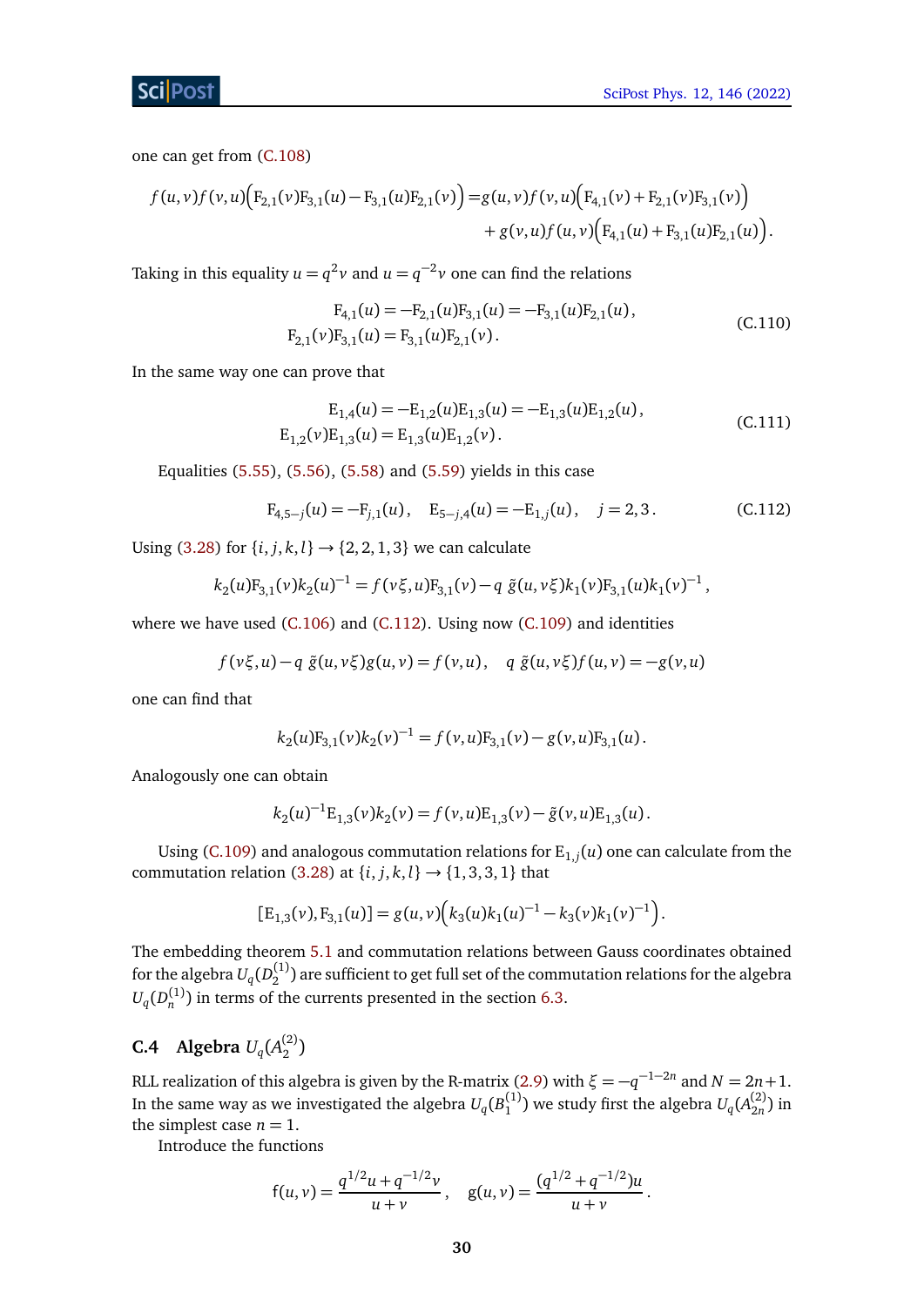one can get from (C.108)

$$
\begin{aligned}
f(u,v)f(v,u)\Big(\mathrm{F}_{2,1}(v)\mathrm{F}_{3,1}(u)-\mathrm{F}_{3,1}(u)\mathrm{F}_{2,1}(v)\Big) =& g(u,v)f(v,u)\Big(\mathrm{F}_{4,1}(v)+\mathrm{F}_{2,1}(v)\mathrm{F}_{3,1}(v)\Big)\\
&+g(v,u)f(u,v)\Big(\mathrm{F}_{4,1}(u)+\mathrm{F}_{3,1}(u)\mathrm{F}_{2,1}(u)\Big).
\end{aligned}
$$

Taking in this equality $u=q^2v$ and $u=q^{-2}v$ one can find the relations

$$
\begin{aligned}
\mathrm{F}_{4,1}(u)=-\mathrm{F}_{2,1}(u)\mathrm{F}_{3,1}(u)=-\mathrm{F}_{3,1}(u)\mathrm{F}_{2,1}(u)\,,\\
\mathrm{F}_{2,1}(v)\mathrm{F}_{3,1}(u)=\mathrm{F}_{3,1}(u)\mathrm{F}_{2,1}(v)\,.
\end{aligned}
\tag{C.110}
$$

In the same way one can prove that

$$
\begin{aligned}
\mathrm{E}_{1,4}(u)=-\mathrm{E}_{1,2}(u)\mathrm{E}_{1,3}(u)=-\mathrm{E}_{1,3}(u)\mathrm{E}_{1,2}(u)\,,\\
\mathrm{E}_{1,2}(v)\mathrm{E}_{1,3}(u)=\mathrm{E}_{1,3}(u)\mathrm{E}_{1,2}(v)\,.
\end{aligned}
\tag{C.111}
$$

Equalities (5.55), (5.56), (5.58) and (5.59) yields in this case

$$
\mathrm{F}_{4,5-j}(u)=-\mathrm{F}_{j,1}(u)\,,\quad \mathrm{E}_{5-j,4}(u)=-\mathrm{E}_{1,j}(u)\,,\quad j=2,3\,. \tag{C.112}
$$

Using (3.28) for $\{i,j,k,l\}\to\{2,2,1,3\}$ we can calculate

$$
k_2(u)\mathrm{F}_{3,1}(v)k_2(u)^{-1}=f(v\xi,u)\mathrm{F}_{3,1}(v)-q\,\tilde{g}(u,v\xi)k_1(v)\mathrm{F}_{3,1}(u)k_1(v)^{-1}\,,
$$

where we have used (C.106) and (C.112). Using now (C.109) and identities

$$
f(v\xi,u)-q\,\tilde{g}(u,v\xi)g(u,v)=f(v,u)\,,\quad q\,\tilde{g}(u,v\xi)f(u,v)=-g(v,u)
$$

one can find that

$$
k_2(u)\mathrm{F}_{3,1}(v)k_2(v)^{-1}=f(v,u)\mathrm{F}_{3,1}(v)-g(v,u)\mathrm{F}_{3,1}(u)\,.
$$

Analogously one can obtain

$$
k_2(u)^{-1}\mathrm{E}_{1,3}(v)k_2(v)=f(v,u)\mathrm{E}_{1,3}(v)-\tilde{g}(v,u)\mathrm{E}_{1,3}(u)\,.
$$

Using (C.109) and analogous commutation relations for $\mathrm{E}_{1,j}(u)$ one can calculate from the commutation relation (3.28) at $\{i,j,k,l\}\to\{1,3,3,1\}$ that

$$
[\mathrm{E}_{1,3}(v),\mathrm{F}_{3,1}(u)]=g(u,v)\Big(k_3(u)k_1(u)^{-1}-k_3(v)k_1(v)^{-1}\Big).
$$

The embedding theorem 5.1 and commutation relations between Gauss coordinates obtained for the algebra $U_q(D_2^{(1)})$ are sufficient to get full set of the commutation relations for the algebra $U_q(D_n^{(1)})$ in terms of the currents presented in the section 6.3.

### C.4 Algebra $U_q(A_2^{(2)})$

RLL realization of this algebra is given by the R-matrix (2.9) with $\xi=-q^{-1-2n}$ and $N=2n+1$. In the same way as we investigated the algebra $U_q(B_1^{(1)})$ we study first the algebra $U_q(A_{2n}^{(2)})$ in the simplest case $n=1$.

Introduce the functions

$$
\mathsf{f}(u,v)=\frac{q^{1/2}u+q^{-1/2}v}{u+v}\,,\quad \mathsf{g}(u,v)=\frac{(q^{1/2}+q^{-1/2})u}{u+v}\,.
$$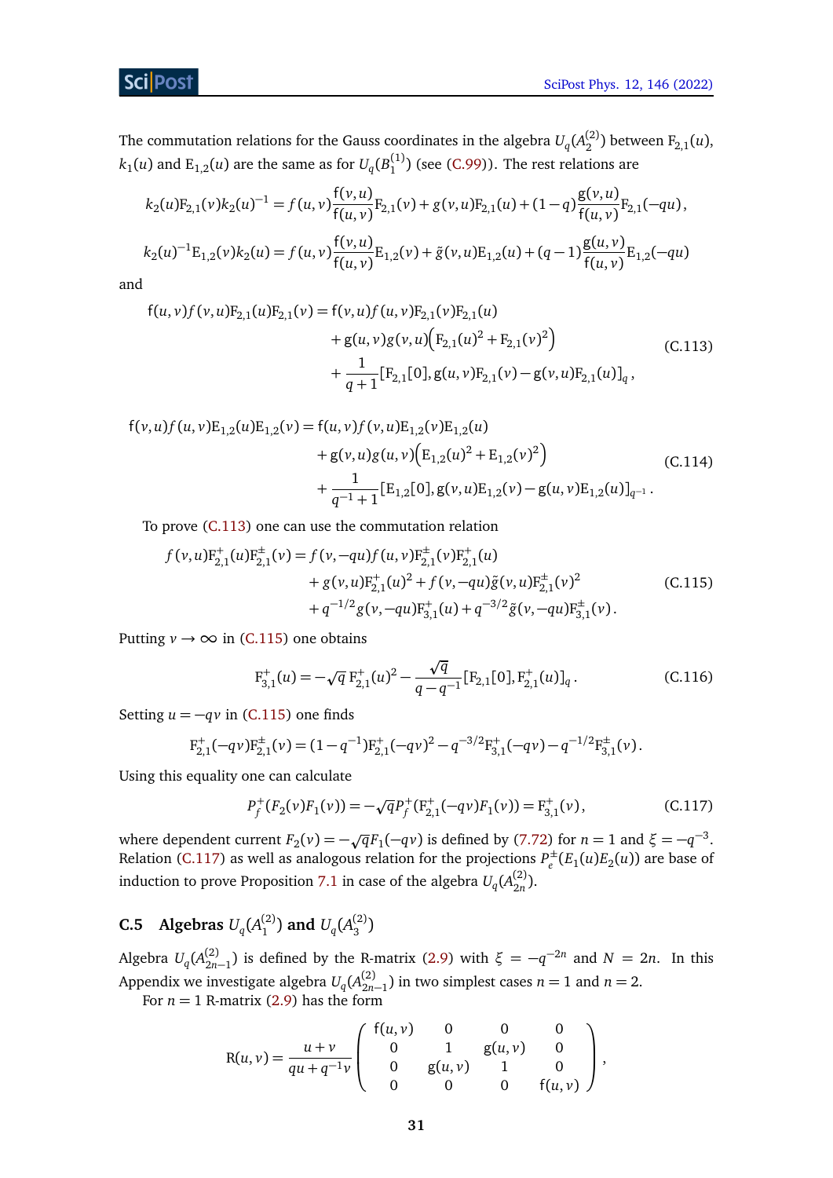The commutation relations for the Gauss coordinates in the algebra $U_q(A_2^{(2)})$ between $\mathrm{F}_{2,1}(u)$, $k_1(u)$ and $\mathrm{E}_{1,2}(u)$ are the same as for $U_q(B_1^{(1)})$ (see (C.99)). The rest relations are

$$k_2(u)\mathrm{F}_{2,1}(v)k_2(u)^{-1} = f(u,v)\frac{\mathrm{f}(v,u)}{\mathrm{f}(u,v)}\mathrm{F}_{2,1}(v) + g(v,u)\mathrm{F}_{2,1}(u) + (1-q)\frac{\mathrm{g}(v,u)}{\mathrm{f}(u,v)}\mathrm{F}_{2,1}(-qu),$$

$$k_2(u)^{-1}\mathrm{E}_{1,2}(v)k_2(u) = f(u,v)\frac{\mathrm{f}(v,u)}{\mathrm{f}(u,v)}\mathrm{E}_{1,2}(v) + \tilde{g}(v,u)\mathrm{E}_{1,2}(u) + (q-1)\frac{\mathrm{g}(u,v)}{\mathrm{f}(u,v)}\mathrm{E}_{1,2}(-qu)$$

and

$$\begin{aligned} \mathrm{f}(u,v)f(v,u)\mathrm{F}_{2,1}(u)\mathrm{F}_{2,1}(v) &= \mathrm{f}(v,u)f(u,v)\mathrm{F}_{2,1}(v)\mathrm{F}_{2,1}(u) \\ &\quad + \mathrm{g}(u,v)g(v,u)\Big(\mathrm{F}_{2,1}(u)^2 + \mathrm{F}_{2,1}(v)^2\Big) \\ &\quad + \frac{1}{q+1}[\mathrm{F}_{2,1}[0], \mathrm{g}(u,v)\mathrm{F}_{2,1}(v) - \mathrm{g}(v,u)\mathrm{F}_{2,1}(u)]_q, \end{aligned} \tag{C.113}$$

$$\begin{aligned} \mathrm{f}(v,u)f(u,v)\mathrm{E}_{1,2}(u)\mathrm{E}_{1,2}(v) &= \mathrm{f}(u,v)f(v,u)\mathrm{E}_{1,2}(v)\mathrm{E}_{1,2}(u) \\ &\quad + \mathrm{g}(v,u)g(u,v)\Big(\mathrm{E}_{1,2}(u)^2 + \mathrm{E}_{1,2}(v)^2\Big) \\ &\quad + \frac{1}{q^{-1}+1}[\mathrm{E}_{1,2}[0], \mathrm{g}(v,u)\mathrm{E}_{1,2}(v) - \mathrm{g}(u,v)\mathrm{E}_{1,2}(u)]_{q^{-1}}. \end{aligned} \tag{C.114}$$

To prove (C.113) one can use the commutation relation

$$\begin{aligned} f(v,u)\mathrm{F}^+_{2,1}(u)\mathrm{F}^\pm_{2,1}(v) &= f(v,-qu)f(u,v)\mathrm{F}^\pm_{2,1}(v)\mathrm{F}^+_{2,1}(u) \\ &\quad + g(v,u)\mathrm{F}^+_{2,1}(u)^2 + f(v,-qu)\tilde{g}(v,u)\mathrm{F}^\pm_{2,1}(v)^2 \\ &\quad + q^{-1/2}g(v,-qu)\mathrm{F}^+_{3,1}(u) + q^{-3/2}\tilde{g}(v,-qu)\mathrm{F}^\pm_{3,1}(v). \end{aligned} \tag{C.115}$$

Putting $v\to\infty$ in (C.115) one obtains

$$\mathrm{F}^+_{3,1}(u) = -\sqrt{q}\,\mathrm{F}^+_{2,1}(u)^2 - \frac{\sqrt{q}}{q-q^{-1}}[\mathrm{F}_{2,1}[0], \mathrm{F}^+_{2,1}(u)]_q. \tag{C.116}$$

Setting $u=-qv$ in (C.115) one finds

$$\mathrm{F}^+_{2,1}(-qv)\mathrm{F}^\pm_{2,1}(v) = (1-q^{-1})\mathrm{F}^+_{2,1}(-qv)^2 - q^{-3/2}\mathrm{F}^+_{3,1}(-qv) - q^{-1/2}\mathrm{F}^\pm_{3,1}(v).$$

Using this equality one can calculate

$$P^+_f(F_2(v)F_1(v)) = -\sqrt{q}P^+_f(\mathrm{F}^+_{2,1}(-qv)F_1(v)) = \mathrm{F}^+_{3,1}(v), \tag{C.117}$$

where dependent current $F_2(v) = -\sqrt{q}F_1(-qv)$ is defined by (7.72) for $n=1$ and $\xi=-q^{-3}$. Relation (C.117) as well as analogous relation for the projections $P^\pm_e(E_1(u)E_2(u))$ are base of induction to prove Proposition 7.1 in case of the algebra $U_q(A_{2n}^{(2)})$.

### C.5 Algebras $U_q(A_1^{(2)})$ and $U_q(A_3^{(2)})$

Algebra $U_q(A_{2n-1}^{(2)})$ is defined by the R-matrix (2.9) with $\xi = -q^{-2n}$ and $N = 2n$. In this Appendix we investigate algebra $U_q(A_{2n-1}^{(2)})$ in two simplest cases $n=1$ and $n=2$.

For $n=1$ R-matrix (2.9) has the form

$$\mathrm{R}(u,v) = \frac{u+v}{qu+q^{-1}v}\begin{pmatrix} \mathrm{f}(u,v) & 0 & 0 & 0 \\ 0 & 1 & \mathrm{g}(u,v) & 0 \\ 0 & \mathrm{g}(u,v) & 1 & 0 \\ 0 & 0 & 0 & \mathrm{f}(u,v) \end{pmatrix},$$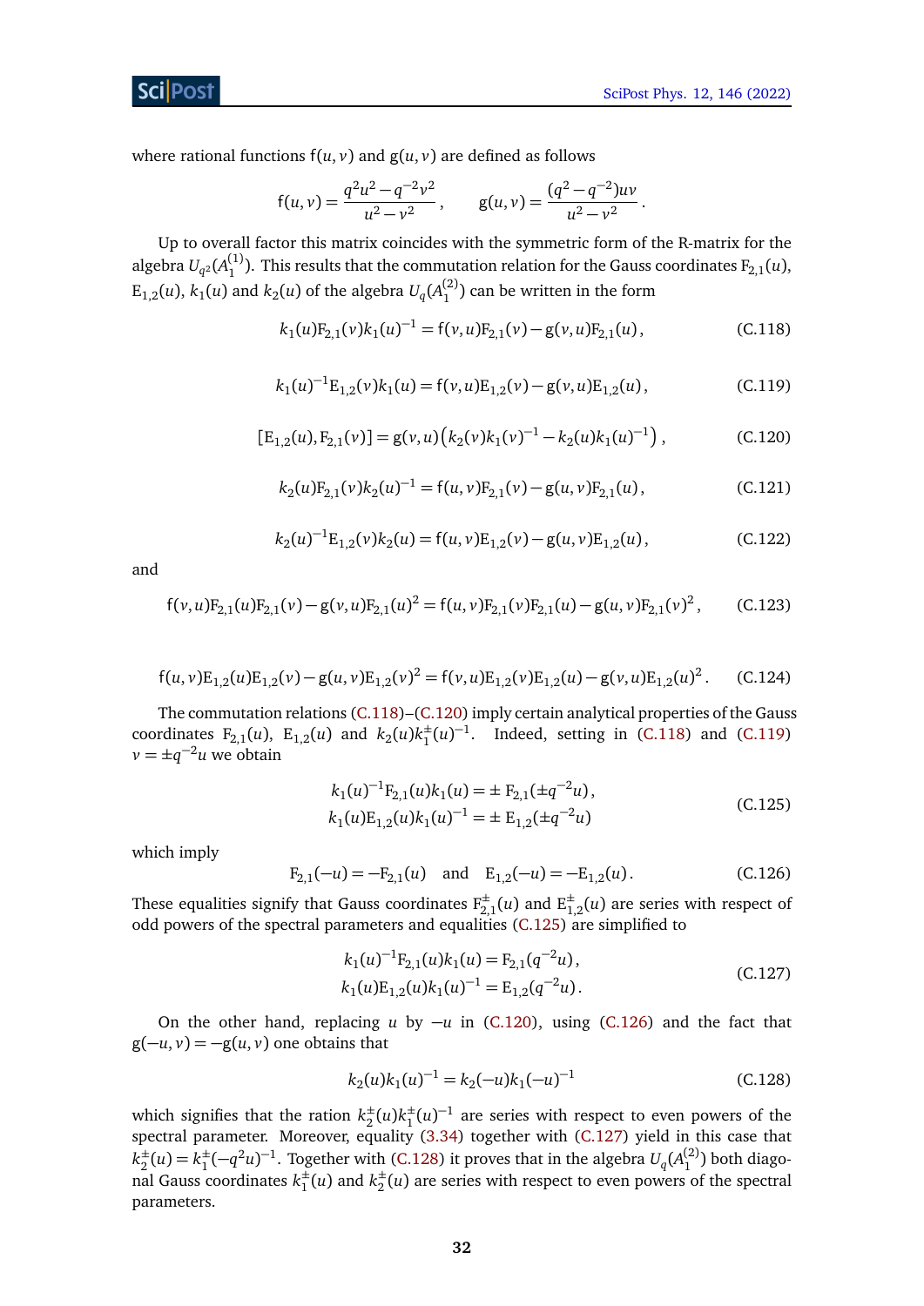where rational functions $\mathrm{f}(u,v)$ and $\mathrm{g}(u,v)$ are defined as follows

$$\mathrm{f}(u,v)=\frac{q^2u^2-q^{-2}v^2}{u^2-v^2}\,, \qquad \mathrm{g}(u,v)=\frac{(q^2-q^{-2})uv}{u^2-v^2}\,.$$

Up to overall factor this matrix coincides with the symmetric form of the R-matrix for the algebra $U_{q^2}(A_1^{(1)})$. This results that the commutation relation for the Gauss coordinates $\mathrm{F}_{2,1}(u)$, $\mathrm{E}_{1,2}(u)$, $k_1(u)$ and $k_2(u)$ of the algebra $U_q(A_1^{(2)})$ can be written in the form

$$k_1(u)\mathrm{F}_{2,1}(v)k_1(u)^{-1}=\mathrm{f}(v,u)\mathrm{F}_{2,1}(v)-\mathrm{g}(v,u)\mathrm{F}_{2,1}(u)\,, \tag{C.118}$$

$$k_1(u)^{-1}\mathrm{E}_{1,2}(v)k_1(u)=\mathrm{f}(v,u)\mathrm{E}_{1,2}(v)-\mathrm{g}(v,u)\mathrm{E}_{1,2}(u)\,, \tag{C.119}$$

$$[\mathrm{E}_{1,2}(u),\mathrm{F}_{2,1}(v)]=\mathrm{g}(v,u)\big(k_2(v)k_1(v)^{-1}-k_2(u)k_1(u)^{-1}\big)\,, \tag{C.120}$$

$$k_2(u)\mathrm{F}_{2,1}(v)k_2(u)^{-1}=\mathrm{f}(u,v)\mathrm{F}_{2,1}(v)-\mathrm{g}(u,v)\mathrm{F}_{2,1}(u)\,, \tag{C.121}$$

$$k_2(u)^{-1}\mathrm{E}_{1,2}(v)k_2(u)=\mathrm{f}(u,v)\mathrm{E}_{1,2}(v)-\mathrm{g}(u,v)\mathrm{E}_{1,2}(u)\,, \tag{C.122}$$

and

$$\mathrm{f}(v,u)\mathrm{F}_{2,1}(u)\mathrm{F}_{2,1}(v)-\mathrm{g}(v,u)\mathrm{F}_{2,1}(u)^2=\mathrm{f}(u,v)\mathrm{F}_{2,1}(v)\mathrm{F}_{2,1}(u)-\mathrm{g}(u,v)\mathrm{F}_{2,1}(v)^2\,, \tag{C.123}$$

$$\mathrm{f}(u,v)\mathrm{E}_{1,2}(u)\mathrm{E}_{1,2}(v)-\mathrm{g}(u,v)\mathrm{E}_{1,2}(v)^2=\mathrm{f}(v,u)\mathrm{E}_{1,2}(v)\mathrm{E}_{1,2}(u)-\mathrm{g}(v,u)\mathrm{E}_{1,2}(u)^2\,. \tag{C.124}$$

The commutation relations (C.118)–(C.120) imply certain analytical properties of the Gauss coordinates $\mathrm{F}_{2,1}(u)$, $\mathrm{E}_{1,2}(u)$ and $k_2(u)k_1^{\pm}(u)^{-1}$. Indeed, setting in (C.118) and (C.119) $v=\pm q^{-2}u$ we obtain

$$\begin{aligned}k_1(u)^{-1}\mathrm{F}_{2,1}(u)k_1(u)&=\pm\,\mathrm{F}_{2,1}(\pm q^{-2}u)\,,\\ k_1(u)\mathrm{E}_{1,2}(u)k_1(u)^{-1}&=\pm\,\mathrm{E}_{1,2}(\pm q^{-2}u)\end{aligned} \tag{C.125}$$

which imply

$$\mathrm{F}_{2,1}(-u)=-\mathrm{F}_{2,1}(u)\quad\text{and}\quad \mathrm{E}_{1,2}(-u)=-\mathrm{E}_{1,2}(u)\,. \tag{C.126}$$

These equalities signify that Gauss coordinates $\mathrm{F}^{\pm}_{2,1}(u)$ and $\mathrm{E}^{\pm}_{1,2}(u)$ are series with respect of odd powers of the spectral parameters and equalities (C.125) are simplified to

$$\begin{aligned}k_1(u)^{-1}\mathrm{F}_{2,1}(u)k_1(u)&=\mathrm{F}_{2,1}(q^{-2}u)\,,\\ k_1(u)\mathrm{E}_{1,2}(u)k_1(u)^{-1}&=\mathrm{E}_{1,2}(q^{-2}u)\,.\end{aligned} \tag{C.127}$$

On the other hand, replacing $u$ by $-u$ in (C.120), using (C.126) and the fact that $\mathrm{g}(-u,v)=-\mathrm{g}(u,v)$ one obtains that

$$k_2(u)k_1(u)^{-1}=k_2(-u)k_1(-u)^{-1} \tag{C.128}$$

which signifies that the ration $k^{\pm}_2(u)k^{\pm}_1(u)^{-1}$ are series with respect to even powers of the spectral parameter. Moreover, equality (3.34) together with (C.127) yield in this case that $k^{\pm}_2(u)=k^{\pm}_1(-q^2u)^{-1}$. Together with (C.128) it proves that in the algebra $U_q(A_1^{(2)})$ both diagonal Gauss coordinates $k^{\pm}_1(u)$ and $k^{\pm}_2(u)$ are series with respect to even powers of the spectral parameters.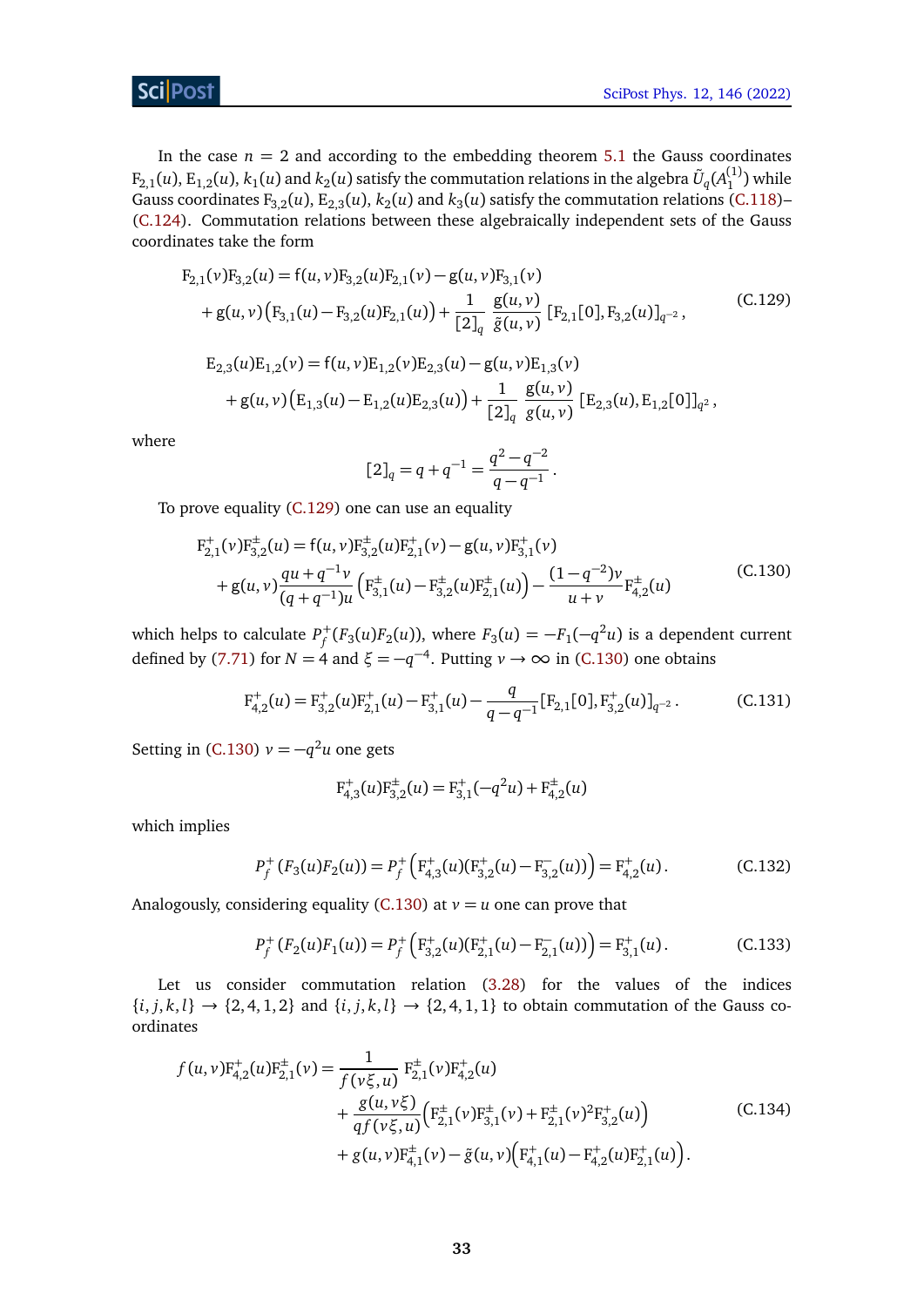In the case $n=2$ and according to the embedding theorem 5.1 the Gauss coordinates $\mathrm{F}_{2,1}(u)$, $\mathrm{E}_{1,2}(u)$, $k_1(u)$ and $k_2(u)$ satisfy the commutation relations in the algebra $\tilde{U}_q(A_1^{(1)})$ while Gauss coordinates $\mathrm{F}_{3,2}(u)$, $\mathrm{E}_{2,3}(u)$, $k_2(u)$ and $k_3(u)$ satisfy the commutation relations (C.118)–(C.124). Commutation relations between these algebraically independent sets of the Gauss coordinates take the form

$$
\begin{aligned}
\mathrm{F}_{2,1}(v)\mathrm{F}_{3,2}(u) &= \mathrm{f}(u,v)\mathrm{F}_{3,2}(u)\mathrm{F}_{2,1}(v) - \mathrm{g}(u,v)\mathrm{F}_{3,1}(v) \\
&\quad + \mathrm{g}(u,v)\big(\mathrm{F}_{3,1}(u) - \mathrm{F}_{3,2}(u)\mathrm{F}_{2,1}(u)\big) + \frac{1}{[2]_q}\,\frac{\mathrm{g}(u,v)}{\tilde{\mathrm{g}}(u,v)}\,[\mathrm{F}_{2,1}[0],\mathrm{F}_{3,2}(u)]_{q^{-2}}\,,
\end{aligned}
\tag{C.129}
$$

$$
\begin{aligned}
\mathrm{E}_{2,3}(u)\mathrm{E}_{1,2}(v) &= \mathrm{f}(u,v)\mathrm{E}_{1,2}(v)\mathrm{E}_{2,3}(u) - \mathrm{g}(u,v)\mathrm{E}_{1,3}(v) \\
&\quad + \mathrm{g}(u,v)\big(\mathrm{E}_{1,3}(u) - \mathrm{E}_{1,2}(u)\mathrm{E}_{2,3}(u)\big) + \frac{1}{[2]_q}\,\frac{\mathrm{g}(u,v)}{g(u,v)}\,[\mathrm{E}_{2,3}(u),\mathrm{E}_{1,2}[0]]_{q^{2}}\,,
\end{aligned}
$$

where

$$
[2]_q = q + q^{-1} = \frac{q^2 - q^{-2}}{q - q^{-1}}\,.
$$

To prove equality (C.129) one can use an equality

$$
\begin{aligned}
\mathrm{F}^{+}_{2,1}(v)\mathrm{F}^{\pm}_{3,2}(u) &= \mathrm{f}(u,v)\mathrm{F}^{\pm}_{3,2}(u)\mathrm{F}^{+}_{2,1}(v) - \mathrm{g}(u,v)\mathrm{F}^{+}_{3,1}(v) \\
&\quad + \mathrm{g}(u,v)\frac{qu+q^{-1}v}{(q+q^{-1})u}\Big(\mathrm{F}^{\pm}_{3,1}(u) - \mathrm{F}^{\pm}_{3,2}(u)\mathrm{F}^{\pm}_{2,1}(u)\Big) - \frac{(1-q^{-2})v}{u+v}\mathrm{F}^{\pm}_{4,2}(u)
\end{aligned}
\tag{C.130}
$$

which helps to calculate $P^+_f(F_3(u)F_2(u))$, where $F_3(u) = -F_1(-q^2u)$ is a dependent current defined by (7.71) for $N=4$ and $\xi = -q^{-4}$. Putting $v\to\infty$ in (C.130) one obtains

$$
\mathrm{F}^{+}_{4,2}(u) = \mathrm{F}^{+}_{3,2}(u)\mathrm{F}^{+}_{2,1}(u) - \mathrm{F}^{+}_{3,1}(u) - \frac{q}{q-q^{-1}}[\mathrm{F}_{2,1}[0],\mathrm{F}^{+}_{3,2}(u)]_{q^{-2}}\,.
\tag{C.131}
$$

Setting in (C.130) $v=-q^2u$ one gets

$$
\mathrm{F}^{+}_{4,3}(u)\mathrm{F}^{\pm}_{3,2}(u) = \mathrm{F}^{+}_{3,1}(-q^2u) + \mathrm{F}^{\pm}_{4,2}(u)
$$

which implies

$$
P^+_f\left(F_3(u)F_2(u)\right) = P^+_f\left(\mathrm{F}^{+}_{4,3}(u)(\mathrm{F}^{+}_{3,2}(u) - \mathrm{F}^{-}_{3,2}(u))\right) = \mathrm{F}^{+}_{4,2}(u)\,.
\tag{C.132}
$$

Analogously, considering equality (C.130) at $v=u$ one can prove that

$$
P^+_f\left(F_2(u)F_1(u)\right) = P^+_f\left(\mathrm{F}^{+}_{3,2}(u)(\mathrm{F}^{+}_{2,1}(u) - \mathrm{F}^{-}_{2,1}(u))\right) = \mathrm{F}^{+}_{3,1}(u)\,.
\tag{C.133}
$$

Let us consider commutation relation (3.28) for the values of the indices $\{i,j,k,l\}\to\{2,4,1,2\}$ and $\{i,j,k,l\}\to\{2,4,1,1\}$ to obtain commutation of the Gauss coordinates

$$
\begin{aligned}
f(u,v)\mathrm{F}^{+}_{4,2}(u)\mathrm{F}^{\pm}_{2,1}(v) &= \frac{1}{f(v\xi,u)}\,\mathrm{F}^{\pm}_{2,1}(v)\mathrm{F}^{+}_{4,2}(u) \\
&\quad + \frac{g(u,v\xi)}{qf(v\xi,u)}\Big(\mathrm{F}^{\pm}_{2,1}(v)\mathrm{F}^{\pm}_{3,1}(v) + \mathrm{F}^{\pm}_{2,1}(v)^2\mathrm{F}^{+}_{3,2}(u)\Big) \\
&\quad + g(u,v)\mathrm{F}^{\pm}_{4,1}(v) - \tilde{g}(u,v)\Big(\mathrm{F}^{+}_{4,1}(u) - \mathrm{F}^{+}_{4,2}(u)\mathrm{F}^{+}_{2,1}(u)\Big)\,.
\end{aligned}
\tag{C.134}
$$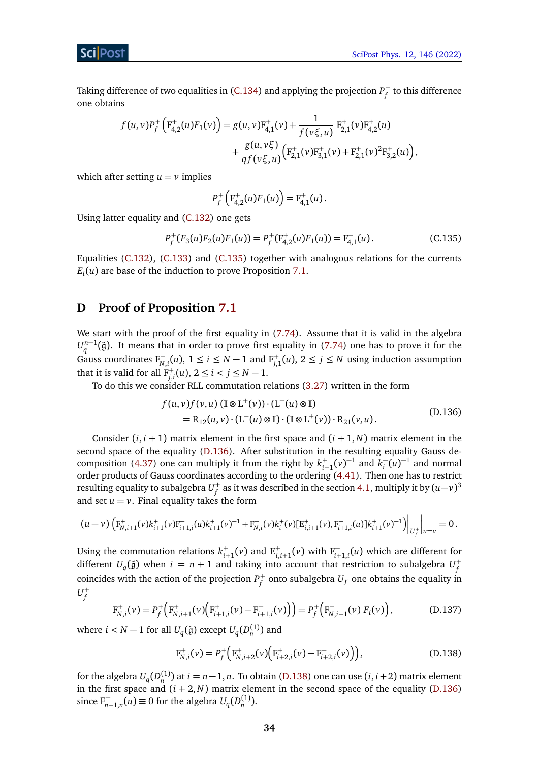Taking difference of two equalities in (C.134) and applying the projection $P_f^+$ to this difference one obtains

$$f(u,v)P_f^+\Big(\mathrm{F}^+_{4,2}(u)F_1(v)\Big) = g(u,v)\mathrm{F}^+_{4,1}(v) + \frac{1}{f(v\xi,u)}\,\mathrm{F}^+_{2,1}(v)\mathrm{F}^+_{4,2}(u) + \frac{g(u,v\xi)}{qf(v\xi,u)}\Big(\mathrm{F}^+_{2,1}(v)\mathrm{F}^+_{3,1}(v) + \mathrm{F}^+_{2,1}(v)^2\mathrm{F}^+_{3,2}(u)\Big),$$

which after setting $u=v$ implies

$$P_f^+\Big(\mathrm{F}^+_{4,2}(u)F_1(u)\Big) = \mathrm{F}^+_{4,1}(u)\,.$$

Using latter equality and (C.132) one gets

$$P_f^+(F_3(u)F_2(u)F_1(u)) = P_f^+(\mathrm{F}^+_{4,2}(u)F_1(u)) = \mathrm{F}^+_{4,1}(u)\,. \tag{C.135}$$

Equalities (C.132), (C.133) and (C.135) together with analogous relations for the currents $E_i(u)$ are base of the induction to prove Proposition 7.1.

## D Proof of Proposition 7.1

We start with the proof of the first equality in (7.74). Assume that it is valid in the algebra $U_q^{n-1}(\tilde{\mathfrak{g}})$. It means that in order to prove first equality in (7.74) one has to prove it for the Gauss coordinates $\mathrm{F}^+_{N,i}(u)$, $1\le i\le N-1$ and $\mathrm{F}^+_{j,1}(u)$, $2\le j\le N$ using induction assumption that it is valid for all $\mathrm{F}^+_{j,i}(u)$, $2\le i<j\le N-1$.

To do this we consider RLL commutation relations (3.27) written in the form

$$\begin{aligned} &f(u,v)f(v,u)\,(\mathbb{I}\otimes \mathrm{L}^+(v))\cdot(\mathrm{L}^-(u)\otimes\mathbb{I}) \\ &\quad = \mathrm{R}_{12}(u,v)\cdot(\mathrm{L}^-(u)\otimes\mathbb{I})\cdot(\mathbb{I}\otimes\mathrm{L}^+(v))\cdot\mathrm{R}_{21}(v,u)\,. \end{aligned} \tag{D.136}$$

Consider $(i,i+1)$ matrix element in the first space and $(i+1,N)$ matrix element in the second space of the equality (D.136). After substitution in the resulting equality Gauss decomposition (4.37) one can multiply it from the right by $k^+_{i+1}(v)^{-1}$ and $k^-_i(u)^{-1}$ and normal order products of Gauss coordinates according to the ordering (4.41). Then one has to restrict resulting equality to subalgebra $U_f^+$ as it was described in the section 4.1, multiply it by $(u-v)^3$ and set $u=v$. Final equality takes the form

$$(u-v)\left(\mathrm{F}^+_{N,i+1}(v)k^+_{i+1}(v)\mathrm{F}^-_{i+1,i}(u)k^+_{i+1}(v)^{-1} + \mathrm{F}^+_{N,i}(v)k^+_i(v)[\mathrm{E}^+_{i,i+1}(v),\mathrm{F}^-_{i+1,i}(u)]k^+_{i+1}(v)^{-1}\right)\Big|_{U_f^+}\Big|_{u=v} = 0\,.$$

Using the commutation relations $k^+_{i+1}(v)$ and $\mathrm{E}^+_{i,i+1}(v)$ with $\mathrm{F}^-_{i+1,i}(u)$ which are different for different $U_q(\tilde{\mathfrak{g}})$ when $i=n+1$ and taking into account that restriction to subalgebra $U_f^+$ coincides with the action of the projection $P_f^+$ onto subalgebra $U_f$ one obtains the equality in $U_f^+$

$$\mathrm{F}^+_{N,i}(v) = P_f^+\Big(\mathrm{F}^+_{N,i+1}(v)\Big(\mathrm{F}^+_{i+1,i}(v) - \mathrm{F}^-_{i+1,i}(v)\Big)\Big) = P_f^+\Big(\mathrm{F}^+_{N,i+1}(v)\,F_i(v)\Big)\,, \tag{D.137}$$

where $i<N-1$ for all $U_q(\tilde{\mathfrak{g}})$ except $U_q(D_n^{(1)})$ and

$$\mathrm{F}^+_{N,i}(v) = P_f^+\Big(\mathrm{F}^+_{N,i+2}(v)\Big(\mathrm{F}^+_{i+2,i}(v) - \mathrm{F}^-_{i+2,i}(v)\Big)\Big)\,, \tag{D.138}$$

for the algebra $U_q(D_n^{(1)})$ at $i=n-1,n$. To obtain (D.138) one can use $(i,i+2)$ matrix element in the first space and $(i+2,N)$ matrix element in the second space of the equality (D.136) since $\mathrm{F}^-_{n+1,n}(u)\equiv 0$ for the algebra $U_q(D_n^{(1)})$.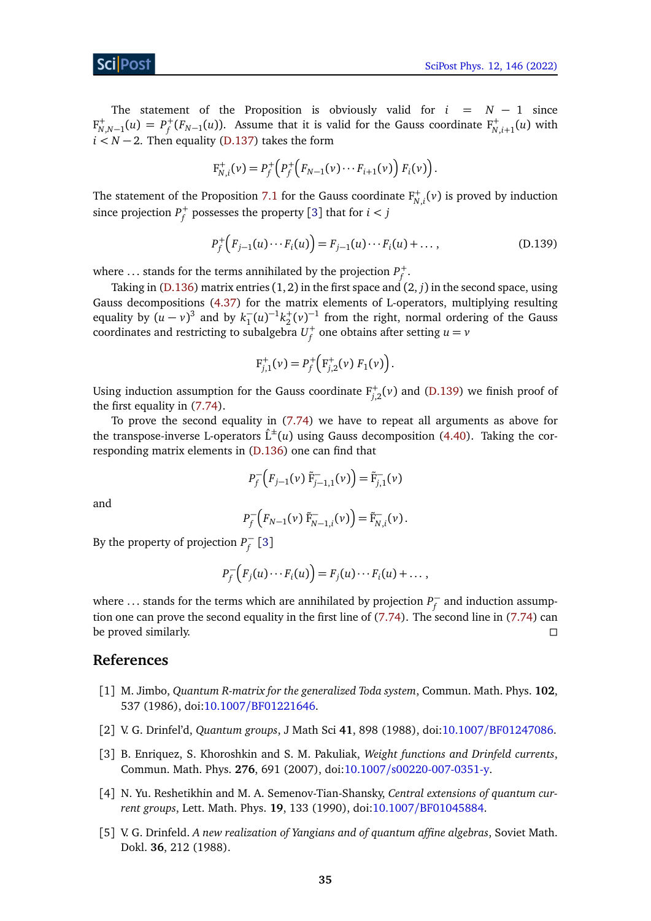The statement of the Proposition is obviously valid for $i = N-1$ since $\mathrm{F}^+_{N,N-1}(u) = P^+_f(F_{N-1}(u))$. Assume that it is valid for the Gauss coordinate $\mathrm{F}^+_{N,i+1}(u)$ with $i < N-2$. Then equality (D.137) takes the form

$$\mathrm{F}^+_{N,i}(v) = P^+_f\Big(P^+_f\Big(F_{N-1}(v)\cdots F_{i+1}(v)\Big)\, F_i(v)\Big).$$

The statement of the Proposition 7.1 for the Gauss coordinate $\mathrm{F}^+_{N,i}(v)$ is proved by induction since projection $P^+_f$ possesses the property [3] that for $i < j$

$$P^+_f\Big(F_{j-1}(u)\cdots F_i(u)\Big) = F_{j-1}(u)\cdots F_i(u) + \ldots\,, \tag{D.139}$$

where $\ldots$ stands for the terms annihilated by the projection $P^+_f$.

Taking in (D.136) matrix entries $(1,2)$ in the first space and $(2,j)$ in the second space, using Gauss decompositions (4.37) for the matrix elements of L-operators, multiplying resulting equality by $(u-v)^3$ and by $k^-_1(u)^{-1}k^+_2(v)^{-1}$ from the right, normal ordering of the Gauss coordinates and restricting to subalgebra $U^+_f$ one obtains after setting $u = v$

$$\mathrm{F}^+_{j,1}(v) = P^+_f\Big(\mathrm{F}^+_{j,2}(v)\; F_1(v)\Big).$$

Using induction assumption for the Gauss coordinate $\mathrm{F}^+_{j,2}(v)$ and (D.139) we finish proof of the first equality in (7.74).

To prove the second equality in (7.74) we have to repeat all arguments as above for the transpose-inverse L-operators $\hat{\mathrm{L}}^{\pm}(u)$ using Gauss decomposition (4.40). Taking the corresponding matrix elements in (D.136) one can find that

$$P^-_f\Big(F_{j-1}(v)\; \tilde{\mathrm{F}}^-_{j-1,1}(v)\Big) = \tilde{\mathrm{F}}^-_{j,1}(v)$$

and

$$P^-_f\Big(F_{N-1}(v)\; \tilde{\mathrm{F}}^-_{N-1,i}(v)\Big) = \tilde{\mathrm{F}}^-_{N,i}(v)\,.$$

By the property of projection $P^-_f$ [3]

$$P^-_f\Big(F_j(u)\cdots F_i(u)\Big) = F_j(u)\cdots F_i(u) + \ldots\,,$$

where $\ldots$ stands for the terms which are annihilated by projection $P^-_f$ and induction assumption one can prove the second equality in the first line of (7.74). The second line in (7.74) can be proved similarly. □

## References

[1] M. Jimbo, *Quantum R-matrix for the generalized Toda system*, Commun. Math. Phys. **102**, 537 (1986), doi:10.1007/BF01221646.

[2] V. G. Drinfel'd, *Quantum groups*, J Math Sci **41**, 898 (1988), doi:10.1007/BF01247086.

[3] B. Enriquez, S. Khoroshkin and S. M. Pakuliak, *Weight functions and Drinfeld currents*, Commun. Math. Phys. **276**, 691 (2007), doi:10.1007/s00220-007-0351-y.

[4] N. Yu. Reshetikhin and M. A. Semenov-Tian-Shansky, *Central extensions of quantum current groups*, Lett. Math. Phys. **19**, 133 (1990), doi:10.1007/BF01045884.

[5] V. G. Drinfeld. *A new realization of Yangians and of quantum affine algebras*, Soviet Math. Dokl. **36**, 212 (1988).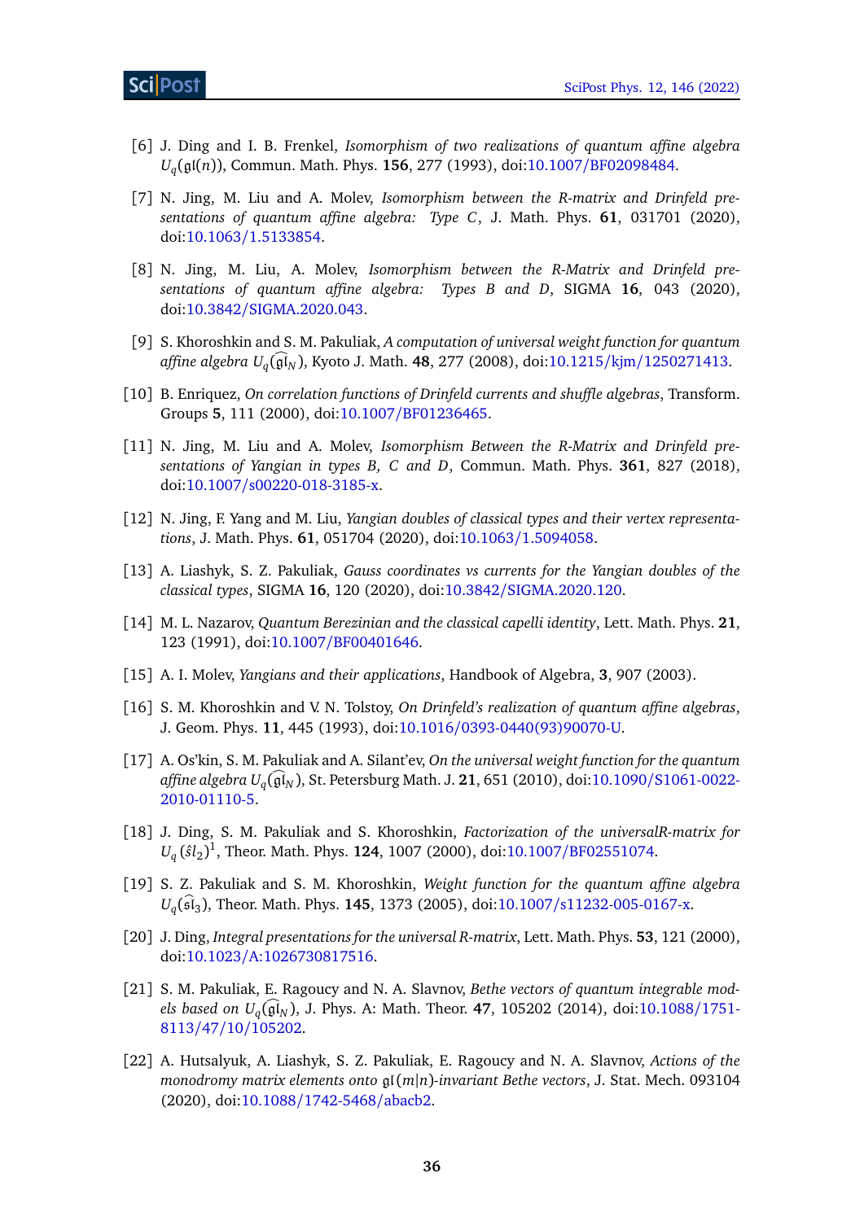[6] J. Ding and I. B. Frenkel, *Isomorphism of two realizations of quantum affine algebra* $U_q(\mathfrak{gl}(n))$, Commun. Math. Phys. **156**, 277 (1993), doi:10.1007/BF02098484.

[7] N. Jing, M. Liu and A. Molev, *Isomorphism between the R-matrix and Drinfeld presentations of quantum affine algebra: Type C*, J. Math. Phys. **61**, 031701 (2020), doi:10.1063/1.5133854.

[8] N. Jing, M. Liu, A. Molev, *Isomorphism between the R-Matrix and Drinfeld presentations of quantum affine algebra: Types B and D*, SIGMA **16**, 043 (2020), doi:10.3842/SIGMA.2020.043.

[9] S. Khoroshkin and S. M. Pakuliak, *A computation of universal weight function for quantum affine algebra* $U_q(\widehat{\mathfrak{gl}}_N)$, Kyoto J. Math. **48**, 277 (2008), doi:10.1215/kjm/1250271413.

[10] B. Enriquez, *On correlation functions of Drinfeld currents and shuffle algebras*, Transform. Groups **5**, 111 (2000), doi:10.1007/BF01236465.

[11] N. Jing, M. Liu and A. Molev, *Isomorphism Between the R-Matrix and Drinfeld presentations of Yangian in types B, C and D*, Commun. Math. Phys. **361**, 827 (2018), doi:10.1007/s00220-018-3185-x.

[12] N. Jing, F. Yang and M. Liu, *Yangian doubles of classical types and their vertex representations*, J. Math. Phys. **61**, 051704 (2020), doi:10.1063/1.5094058.

[13] A. Liashyk, S. Z. Pakuliak, *Gauss coordinates vs currents for the Yangian doubles of the classical types*, SIGMA **16**, 120 (2020), doi:10.3842/SIGMA.2020.120.

[14] M. L. Nazarov, *Quantum Berezinian and the classical capelli identity*, Lett. Math. Phys. **21**, 123 (1991), doi:10.1007/BF00401646.

[15] A. I. Molev, *Yangians and their applications*, Handbook of Algebra, **3**, 907 (2003).

[16] S. M. Khoroshkin and V. N. Tolstoy, *On Drinfeld's realization of quantum affine algebras*, J. Geom. Phys. **11**, 445 (1993), doi:10.1016/0393-0440(93)90070-U.

[17] A. Os'kin, S. M. Pakuliak and A. Silant'ev, *On the universal weight function for the quantum affine algebra* $U_q(\widehat{\mathfrak{gl}}_N)$, St. Petersburg Math. J. **21**, 651 (2010), doi:10.1090/S1061-0022-2010-01110-5.

[18] J. Ding, S. M. Pakuliak and S. Khoroshkin, *Factorization of the universalR-matrix for* $U_q(\hat{s}l_2)^1$, Theor. Math. Phys. **124**, 1007 (2000), doi:10.1007/BF02551074.

[19] S. Z. Pakuliak and S. M. Khoroshkin, *Weight function for the quantum affine algebra* $U_q(\widehat{\mathfrak{sl}}_3)$, Theor. Math. Phys. **145**, 1373 (2005), doi:10.1007/s11232-005-0167-x.

[20] J. Ding, *Integral presentations for the universal R-matrix*, Lett. Math. Phys. **53**, 121 (2000), doi:10.1023/A:1026730817516.

[21] S. M. Pakuliak, E. Ragoucy and N. A. Slavnov, *Bethe vectors of quantum integrable models based on* $U_q(\widehat{\mathfrak{gl}}_N)$, J. Phys. A: Math. Theor. **47**, 105202 (2014), doi:10.1088/1751-8113/47/10/105202.

[22] A. Hutsalyuk, A. Liashyk, S. Z. Pakuliak, E. Ragoucy and N. A. Slavnov, *Actions of the monodromy matrix elements onto* $\mathfrak{gl}(m|n)$*-invariant Bethe vectors*, J. Stat. Mech. 093104 (2020), doi:10.1088/1742-5468/abacb2.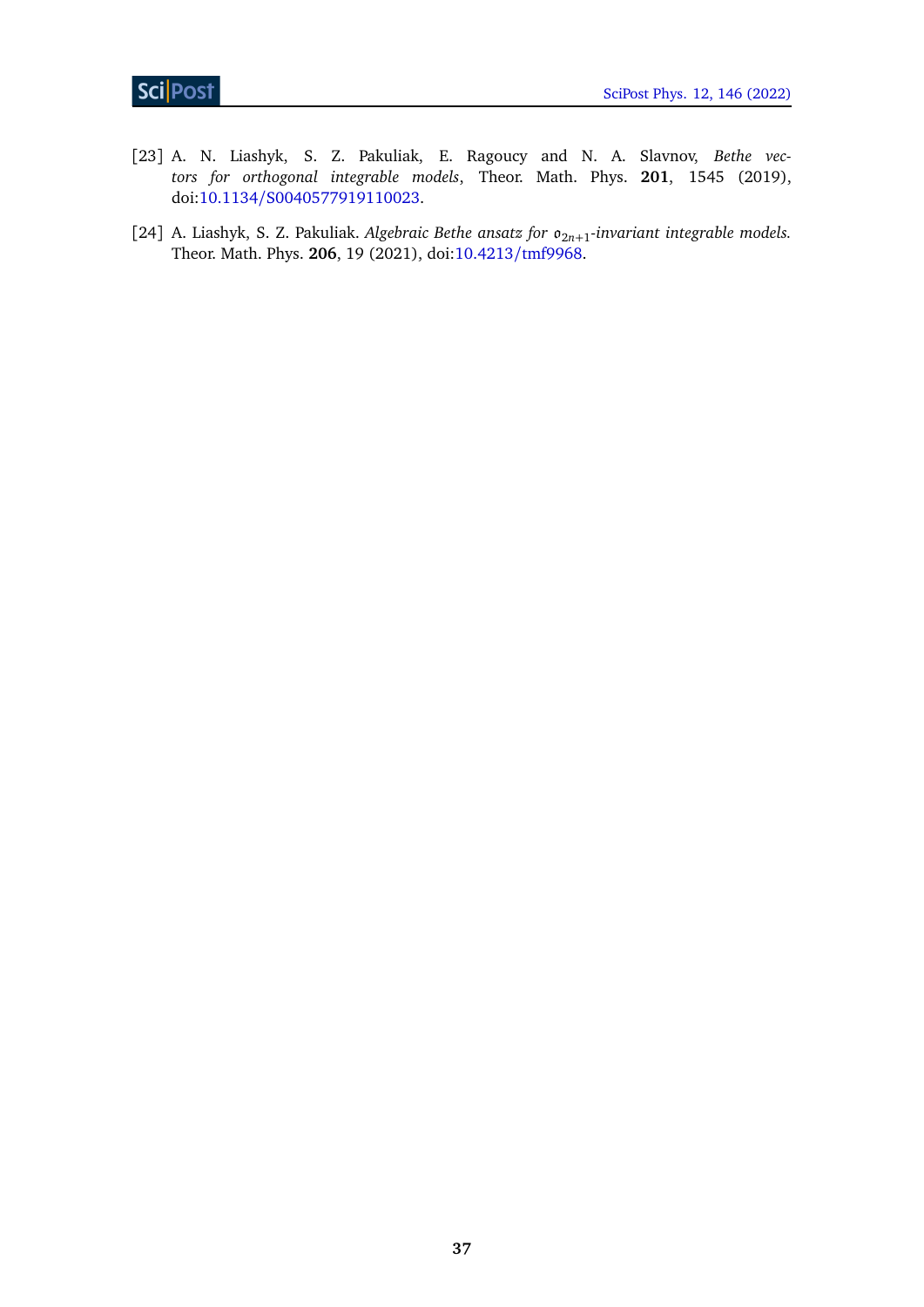[23] A. N. Liashyk, S. Z. Pakuliak, E. Ragoucy and N. A. Slavnov, *Bethe vectors for orthogonal integrable models*, Theor. Math. Phys. **201**, 1545 (2019), doi:10.1134/S0040577919110023.

[24] A. Liashyk, S. Z. Pakuliak. *Algebraic Bethe ansatz for $\mathfrak{o}_{2n+1}$-invariant integrable models.* Theor. Math. Phys. **206**, 19 (2021), doi:10.4213/tmf9968.